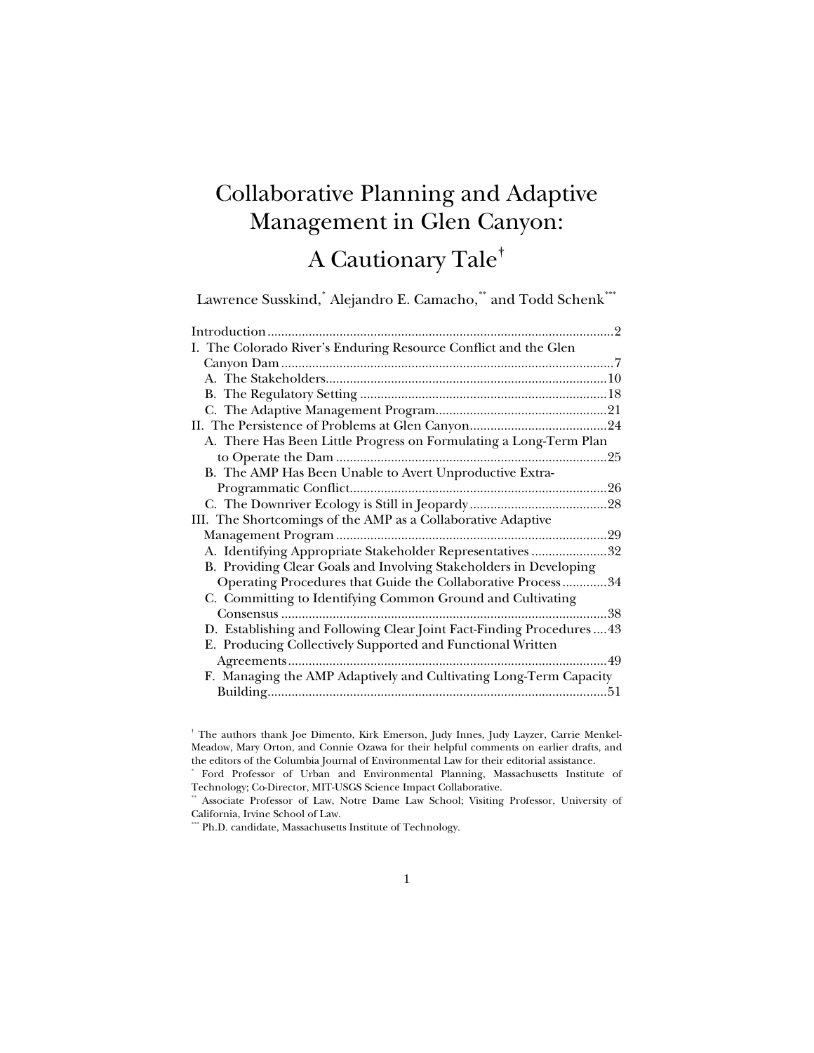# Collaborative Planning and Adaptive Management in Glen Canyon: A Cautionary Tale[†]

Lawrence Susskind,[*] Alejandro E. Camacho,[**] and Todd Schenk[***]

Introduction ....................................................................................................2
I. The Colorado River's Enduring Resource Conflict and the Glen Canyon Dam ................................................................................................7
  A. The Stakeholders.................................................................................10
  B. The Regulatory Setting .......................................................................18
  C. The Adaptive Management Program..................................................21
II. The Persistence of Problems at Glen Canyon........................................24
  A. There Has Been Little Progress on Formulating a Long-Term Plan to Operate the Dam ..............................................................................25
  B. The AMP Has Been Unable to Avert Unproductive Extra-Programmatic Conflict..........................................................................26
  C. The Downriver Ecology is Still in Jeopardy ........................................28
III. The Shortcomings of the AMP as a Collaborative Adaptive Management Program ..............................................................................29
  A. Identifying Appropriate Stakeholder Representatives ......................32
  B. Providing Clear Goals and Involving Stakeholders in Developing Operating Procedures that Guide the Collaborative Process .............34
  C. Committing to Identifying Common Ground and Cultivating Consensus ..............................................................................................38
  D. Establishing and Following Clear Joint Fact-Finding Procedures ....43
  E. Producing Collectively Supported and Functional Written Agreements............................................................................................49
  F. Managing the AMP Adaptively and Cultivating Long-Term Capacity Building..................................................................................................51

[†] The authors thank Joe Dimento, Kirk Emerson, Judy Innes, Judy Layzer, Carrie Menkel-Meadow, Mary Orton, and Connie Ozawa for their helpful comments on earlier drafts, and the editors of the Columbia Journal of Environmental Law for their editorial assistance.

[*] Ford Professor of Urban and Environmental Planning, Massachusetts Institute of Technology; Co-Director, MIT-USGS Science Impact Collaborative.

[**] Associate Professor of Law, Notre Dame Law School; Visiting Professor, University of California, Irvine School of Law.

[***] Ph.D. candidate, Massachusetts Institute of Technology.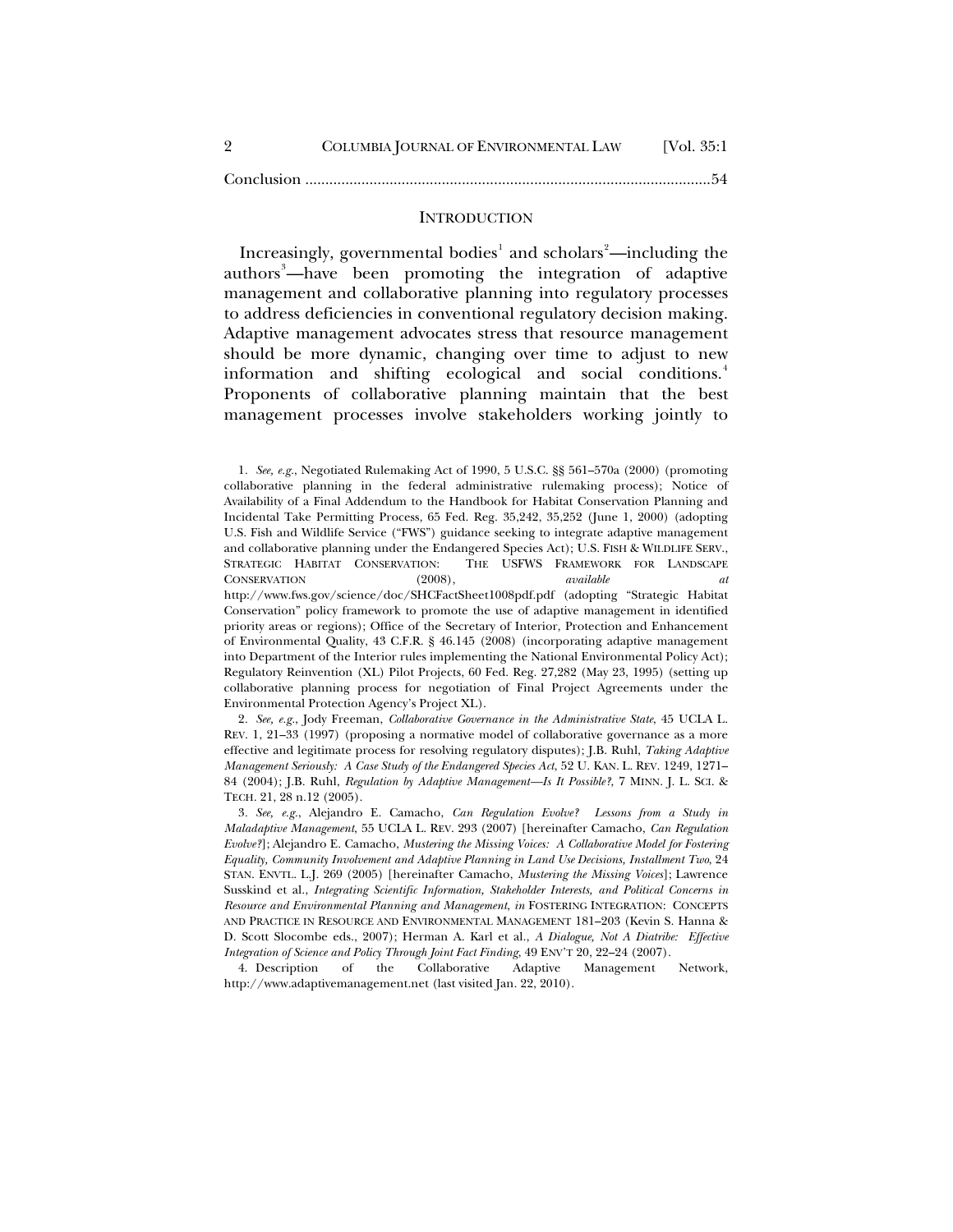Conclusion ....................................................................................................54

## INTRODUCTION

Increasingly, governmental bodies[1] and scholars[2]—including the authors[3]—have been promoting the integration of adaptive management and collaborative planning into regulatory processes to address deficiencies in conventional regulatory decision making. Adaptive management advocates stress that resource management should be more dynamic, changing over time to adjust to new information and shifting ecological and social conditions.[4] Proponents of collaborative planning maintain that the best management processes involve stakeholders working jointly to

---

1. *See, e.g.*, Negotiated Rulemaking Act of 1990, 5 U.S.C. §§ 561–570a (2000) (promoting collaborative planning in the federal administrative rulemaking process); Notice of Availability of a Final Addendum to the Handbook for Habitat Conservation Planning and Incidental Take Permitting Process, 65 Fed. Reg. 35,242, 35,252 (June 1, 2000) (adopting U.S. Fish and Wildlife Service ("FWS") guidance seeking to integrate adaptive management and collaborative planning under the Endangered Species Act); U.S. FISH & WILDLIFE SERV., STRATEGIC HABITAT CONSERVATION: THE USFWS FRAMEWORK FOR LANDSCAPE CONSERVATION (2008), *available at* http://www.fws.gov/science/doc/SHCFactSheet1008pdf.pdf (adopting "Strategic Habitat Conservation" policy framework to promote the use of adaptive management in identified priority areas or regions); Office of the Secretary of Interior, Protection and Enhancement of Environmental Quality, 43 C.F.R. § 46.145 (2008) (incorporating adaptive management into Department of the Interior rules implementing the National Environmental Policy Act); Regulatory Reinvention (XL) Pilot Projects, 60 Fed. Reg. 27,282 (May 23, 1995) (setting up collaborative planning process for negotiation of Final Project Agreements under the Environmental Protection Agency's Project XL).

2. *See, e.g.*, Jody Freeman, *Collaborative Governance in the Administrative State*, 45 UCLA L. REV. 1, 21–33 (1997) (proposing a normative model of collaborative governance as a more effective and legitimate process for resolving regulatory disputes); J.B. Ruhl, *Taking Adaptive Management Seriously: A Case Study of the Endangered Species Act*, 52 U. KAN. L. REV. 1249, 1271–84 (2004); J.B. Ruhl, *Regulation by Adaptive Management—Is It Possible?*, 7 MINN. J. L. SCI. & TECH. 21, 28 n.12 (2005).

3. *See, e.g.*, Alejandro E. Camacho, *Can Regulation Evolve? Lessons from a Study in Maladaptive Management*, 55 UCLA L. REV. 293 (2007) [hereinafter Camacho, *Can Regulation Evolve?*]; Alejandro E. Camacho, *Mustering the Missing Voices: A Collaborative Model for Fostering Equality, Community Involvement and Adaptive Planning in Land Use Decisions, Installment Two*, 24 STAN. ENVTL. L.J. 269 (2005) [hereinafter Camacho, *Mustering the Missing Voices*]; Lawrence Susskind et al., *Integrating Scientific Information, Stakeholder Interests, and Political Concerns in Resource and Environmental Planning and Management*, *in* FOSTERING INTEGRATION: CONCEPTS AND PRACTICE IN RESOURCE AND ENVIRONMENTAL MANAGEMENT 181–203 (Kevin S. Hanna & D. Scott Slocombe eds., 2007); Herman A. Karl et al., *A Dialogue, Not A Diatribe: Effective Integration of Science and Policy Through Joint Fact Finding*, 49 ENV'T 20, 22–24 (2007).

4. Description of the Collaborative Adaptive Management Network, http://www.adaptivemanagement.net (last visited Jan. 22, 2010).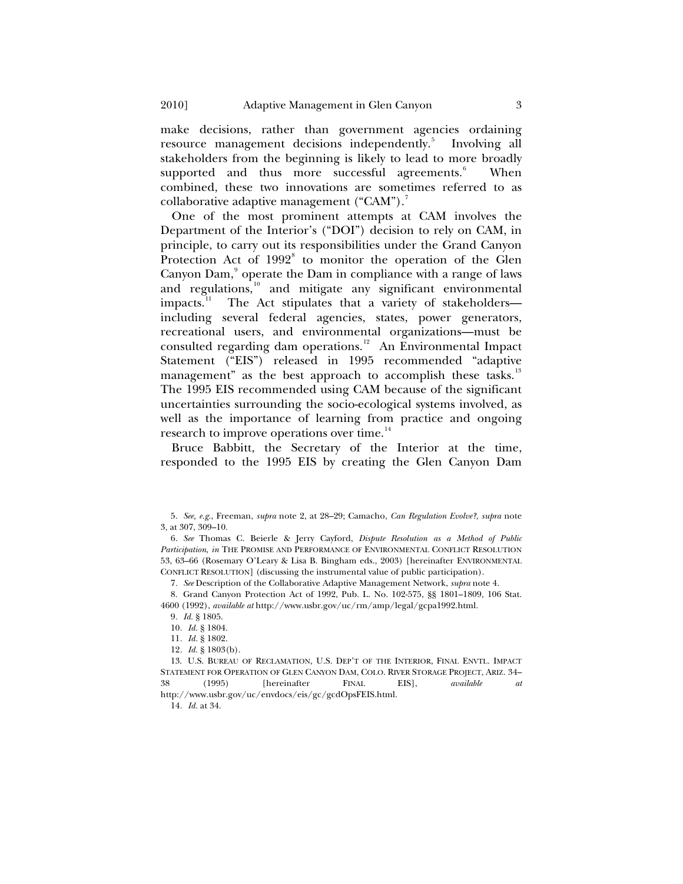make decisions, rather than government agencies ordaining resource management decisions independently.[5] Involving all stakeholders from the beginning is likely to lead to more broadly supported and thus more successful agreements.[6] When combined, these two innovations are sometimes referred to as collaborative adaptive management ("CAM").[7]

One of the most prominent attempts at CAM involves the Department of the Interior's ("DOI") decision to rely on CAM, in principle, to carry out its responsibilities under the Grand Canyon Protection Act of 1992[8] to monitor the operation of the Glen Canyon Dam,[9] operate the Dam in compliance with a range of laws and regulations,[10] and mitigate any significant environmental impacts.[11] The Act stipulates that a variety of stakeholders—including several federal agencies, states, power generators, recreational users, and environmental organizations—must be consulted regarding dam operations.[12] An Environmental Impact Statement ("EIS") released in 1995 recommended "adaptive management" as the best approach to accomplish these tasks.[13] The 1995 EIS recommended using CAM because of the significant uncertainties surrounding the socio-ecological systems involved, as well as the importance of learning from practice and ongoing research to improve operations over time.[14]

Bruce Babbitt, the Secretary of the Interior at the time, responded to the 1995 EIS by creating the Glen Canyon Dam

---

5. *See, e.g.*, Freeman, *supra* note 2, at 28–29; Camacho, *Can Regulation Evolve?*, *supra* note 3, at 307, 309–10.

6. *See* Thomas C. Beierle & Jerry Cayford, *Dispute Resolution as a Method of Public Participation*, *in* THE PROMISE AND PERFORMANCE OF ENVIRONMENTAL CONFLICT RESOLUTION 53, 63–66 (Rosemary O'Leary & Lisa B. Bingham eds., 2003) [hereinafter ENVIRONMENTAL CONFLICT RESOLUTION] (discussing the instrumental value of public participation).

7. *See* Description of the Collaborative Adaptive Management Network, *supra* note 4.

8. Grand Canyon Protection Act of 1992, Pub. L. No. 102-575, §§ 1801–1809, 106 Stat. 4600 (1992), *available at* http://www.usbr.gov/uc/rm/amp/legal/gcpa1992.html.

9. *Id.* § 1805.

10. *Id.* § 1804.

11. *Id.* § 1802.

12. *Id.* § 1803(b).

13. U.S. BUREAU OF RECLAMATION, U.S. DEP'T OF THE INTERIOR, FINAL ENVTL. IMPACT STATEMENT FOR OPERATION OF GLEN CANYON DAM, COLO. RIVER STORAGE PROJECT, ARIZ. 34–38 (1995) [hereinafter FINAL EIS], *available at* http://www.usbr.gov/uc/envdocs/eis/gc/gcdOpsFEIS.html.

14. *Id.* at 34.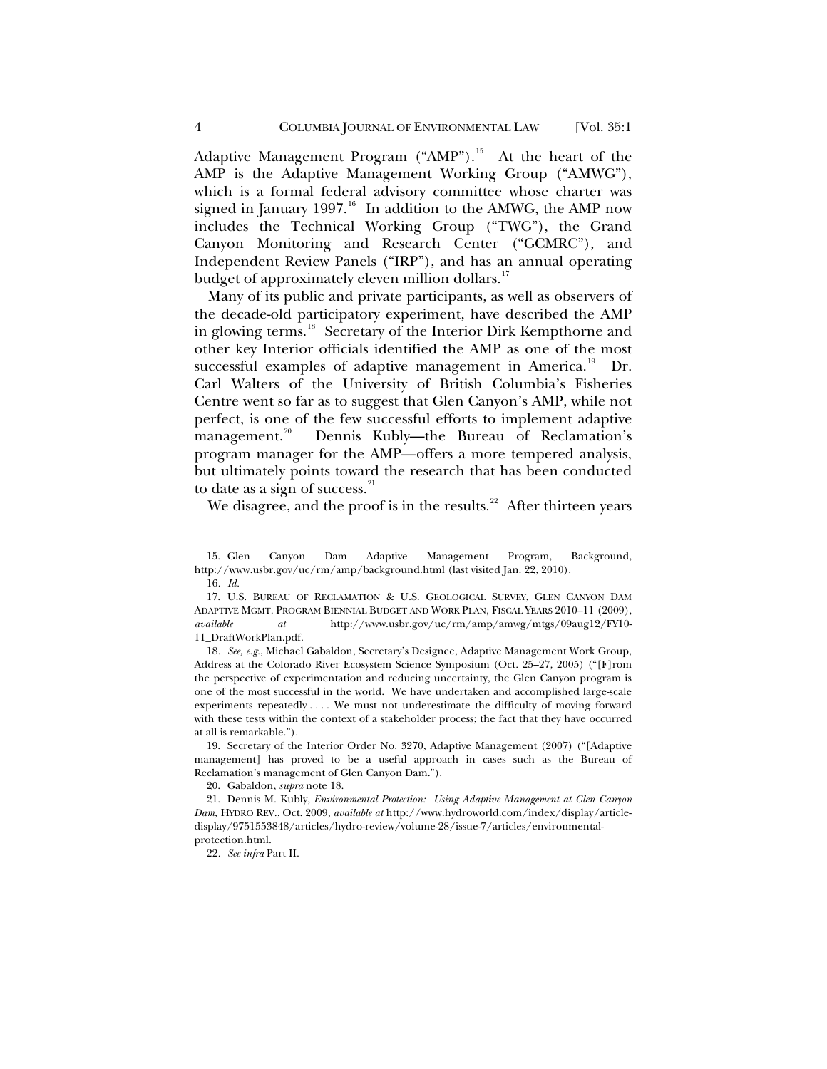Adaptive Management Program ("AMP").[15] At the heart of the AMP is the Adaptive Management Working Group ("AMWG"), which is a formal federal advisory committee whose charter was signed in January 1997.[16] In addition to the AMWG, the AMP now includes the Technical Working Group ("TWG"), the Grand Canyon Monitoring and Research Center ("GCMRC"), and Independent Review Panels ("IRP"), and has an annual operating budget of approximately eleven million dollars.[17]

Many of its public and private participants, as well as observers of the decade-old participatory experiment, have described the AMP in glowing terms.[18] Secretary of the Interior Dirk Kempthorne and other key Interior officials identified the AMP as one of the most successful examples of adaptive management in America.[19] Dr. Carl Walters of the University of British Columbia's Fisheries Centre went so far as to suggest that Glen Canyon's AMP, while not perfect, is one of the few successful efforts to implement adaptive management.[20] Dennis Kubly—the Bureau of Reclamation's program manager for the AMP—offers a more tempered analysis, but ultimately points toward the research that has been conducted to date as a sign of success.[21]

We disagree, and the proof is in the results.[22] After thirteen years

---

15. Glen Canyon Dam Adaptive Management Program, Background, http://www.usbr.gov/uc/rm/amp/background.html (last visited Jan. 22, 2010).

16. *Id.*

17. U.S. BUREAU OF RECLAMATION & U.S. GEOLOGICAL SURVEY, GLEN CANYON DAM ADAPTIVE MGMT. PROGRAM BIENNIAL BUDGET AND WORK PLAN, FISCAL YEARS 2010–11 (2009), *available at* http://www.usbr.gov/uc/rm/amp/amwg/mtgs/09aug12/FY10-11_DraftWorkPlan.pdf.

18. *See, e.g.*, Michael Gabaldon, Secretary's Designee, Adaptive Management Work Group, Address at the Colorado River Ecosystem Science Symposium (Oct. 25–27, 2005) ("[F]rom the perspective of experimentation and reducing uncertainty, the Glen Canyon program is one of the most successful in the world. We have undertaken and accomplished large-scale experiments repeatedly . . . . We must not underestimate the difficulty of moving forward with these tests within the context of a stakeholder process; the fact that they have occurred at all is remarkable.").

19. Secretary of the Interior Order No. 3270, Adaptive Management (2007) ("[Adaptive management] has proved to be a useful approach in cases such as the Bureau of Reclamation's management of Glen Canyon Dam.").

20. Gabaldon, *supra* note 18.

21. Dennis M. Kubly, *Environmental Protection: Using Adaptive Management at Glen Canyon Dam*, HYDRO REV., Oct. 2009, *available at* http://www.hydroworld.com/index/display/article-display/9751553848/articles/hydro-review/volume-28/issue-7/articles/environmental-protection.html.

22. *See infra* Part II.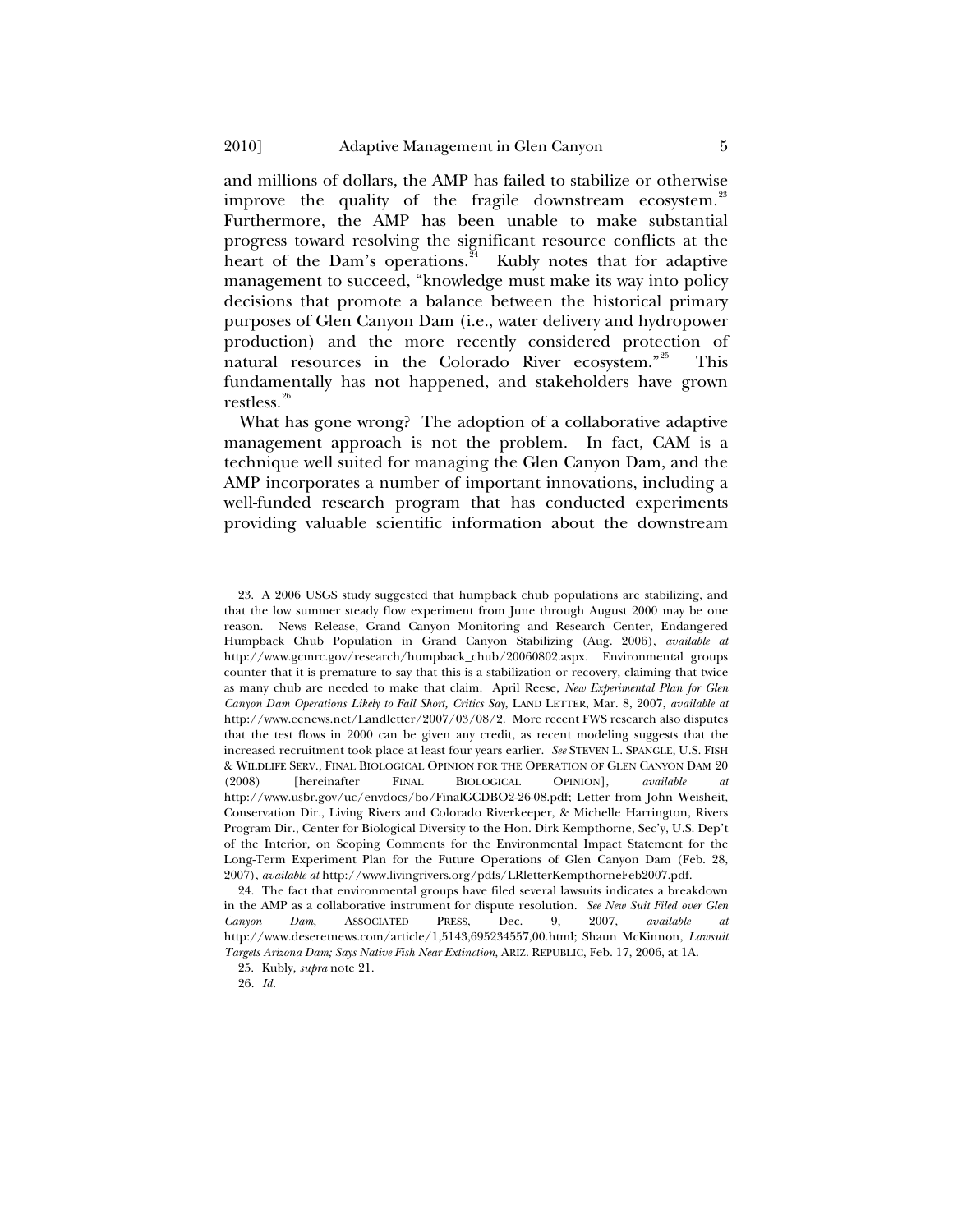and millions of dollars, the AMP has failed to stabilize or otherwise improve the quality of the fragile downstream ecosystem.[23] Furthermore, the AMP has been unable to make substantial progress toward resolving the significant resource conflicts at the heart of the Dam's operations.[24] Kubly notes that for adaptive management to succeed, "knowledge must make its way into policy decisions that promote a balance between the historical primary purposes of Glen Canyon Dam (i.e., water delivery and hydropower production) and the more recently considered protection of natural resources in the Colorado River ecosystem."[25] This fundamentally has not happened, and stakeholders have grown restless.[26]

What has gone wrong? The adoption of a collaborative adaptive management approach is not the problem. In fact, CAM is a technique well suited for managing the Glen Canyon Dam, and the AMP incorporates a number of important innovations, including a well-funded research program that has conducted experiments providing valuable scientific information about the downstream

---

23. A 2006 USGS study suggested that humpback chub populations are stabilizing, and that the low summer steady flow experiment from June through August 2000 may be one reason. News Release, Grand Canyon Monitoring and Research Center, Endangered Humpback Chub Population in Grand Canyon Stabilizing (Aug. 2006), *available at* http://www.gcmrc.gov/research/humpback_chub/20060802.aspx. Environmental groups counter that it is premature to say that this is a stabilization or recovery, claiming that twice as many chub are needed to make that claim. April Reese, *New Experimental Plan for Glen Canyon Dam Operations Likely to Fall Short, Critics Say*, LAND LETTER, Mar. 8, 2007, *available at* http://www.eenews.net/Landletter/2007/03/08/2. More recent FWS research also disputes that the test flows in 2000 can be given any credit, as recent modeling suggests that the increased recruitment took place at least four years earlier. *See* STEVEN L. SPANGLE, U.S. FISH & WILDLIFE SERV., FINAL BIOLOGICAL OPINION FOR THE OPERATION OF GLEN CANYON DAM 20 (2008) [hereinafter FINAL BIOLOGICAL OPINION], *available at* http://www.usbr.gov/uc/envdocs/bo/FinalGCDBO2-26-08.pdf; Letter from John Weisheit, Conservation Dir., Living Rivers and Colorado Riverkeeper, & Michelle Harrington, Rivers Program Dir., Center for Biological Diversity to the Hon. Dirk Kempthorne, Sec'y, U.S. Dep't of the Interior, on Scoping Comments for the Environmental Impact Statement for the Long-Term Experiment Plan for the Future Operations of Glen Canyon Dam (Feb. 28, 2007), *available at* http://www.livingrivers.org/pdfs/LRletterKempthorneFeb2007.pdf.

24. The fact that environmental groups have filed several lawsuits indicates a breakdown in the AMP as a collaborative instrument for dispute resolution. *See New Suit Filed over Glen Canyon Dam*, ASSOCIATED PRESS, Dec. 9, 2007, *available at* http://www.deseretnews.com/article/1,5143,695234557,00.html; Shaun McKinnon, *Lawsuit Targets Arizona Dam; Says Native Fish Near Extinction*, ARIZ. REPUBLIC, Feb. 17, 2006, at 1A.

25. Kubly, *supra* note 21.

26. *Id.*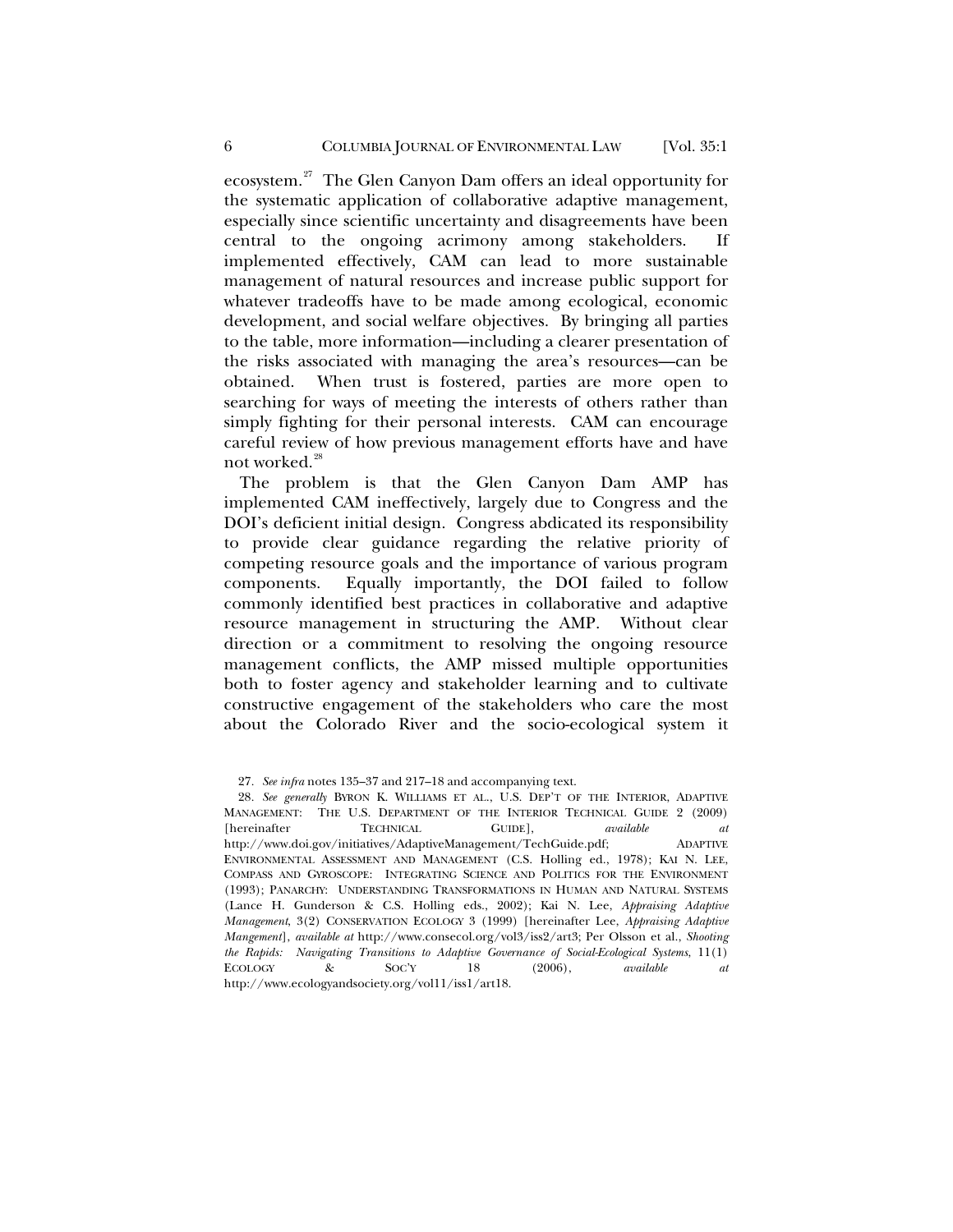ecosystem.[27] The Glen Canyon Dam offers an ideal opportunity for the systematic application of collaborative adaptive management, especially since scientific uncertainty and disagreements have been central to the ongoing acrimony among stakeholders. If implemented effectively, CAM can lead to more sustainable management of natural resources and increase public support for whatever tradeoffs have to be made among ecological, economic development, and social welfare objectives. By bringing all parties to the table, more information—including a clearer presentation of the risks associated with managing the area's resources—can be obtained. When trust is fostered, parties are more open to searching for ways of meeting the interests of others rather than simply fighting for their personal interests. CAM can encourage careful review of how previous management efforts have and have not worked.[28]

The problem is that the Glen Canyon Dam AMP has implemented CAM ineffectively, largely due to Congress and the DOI's deficient initial design. Congress abdicated its responsibility to provide clear guidance regarding the relative priority of competing resource goals and the importance of various program components. Equally importantly, the DOI failed to follow commonly identified best practices in collaborative and adaptive resource management in structuring the AMP. Without clear direction or a commitment to resolving the ongoing resource management conflicts, the AMP missed multiple opportunities both to foster agency and stakeholder learning and to cultivate constructive engagement of the stakeholders who care the most about the Colorado River and the socio-ecological system it

27. *See infra* notes 135–37 and 217–18 and accompanying text.

28. *See generally* BYRON K. WILLIAMS ET AL., U.S. DEP'T OF THE INTERIOR, ADAPTIVE MANAGEMENT: THE U.S. DEPARTMENT OF THE INTERIOR TECHNICAL GUIDE 2 (2009) [hereinafter TECHNICAL GUIDE], *available at* http://www.doi.gov/initiatives/AdaptiveManagement/TechGuide.pdf; ADAPTIVE ENVIRONMENTAL ASSESSMENT AND MANAGEMENT (C.S. Holling ed., 1978); KAI N. LEE, COMPASS AND GYROSCOPE: INTEGRATING SCIENCE AND POLITICS FOR THE ENVIRONMENT (1993); PANARCHY: UNDERSTANDING TRANSFORMATIONS IN HUMAN AND NATURAL SYSTEMS (Lance H. Gunderson & C.S. Holling eds., 2002); Kai N. Lee, *Appraising Adaptive Management*, 3(2) CONSERVATION ECOLOGY 3 (1999) [hereinafter Lee, *Appraising Adaptive Mangement*], *available at* http://www.consecol.org/vol3/iss2/art3; Per Olsson et al., *Shooting the Rapids: Navigating Transitions to Adaptive Governance of Social-Ecological Systems*, 11(1) ECOLOGY & SOC'Y 18 (2006), *available at* http://www.ecologyandsociety.org/vol11/iss1/art18.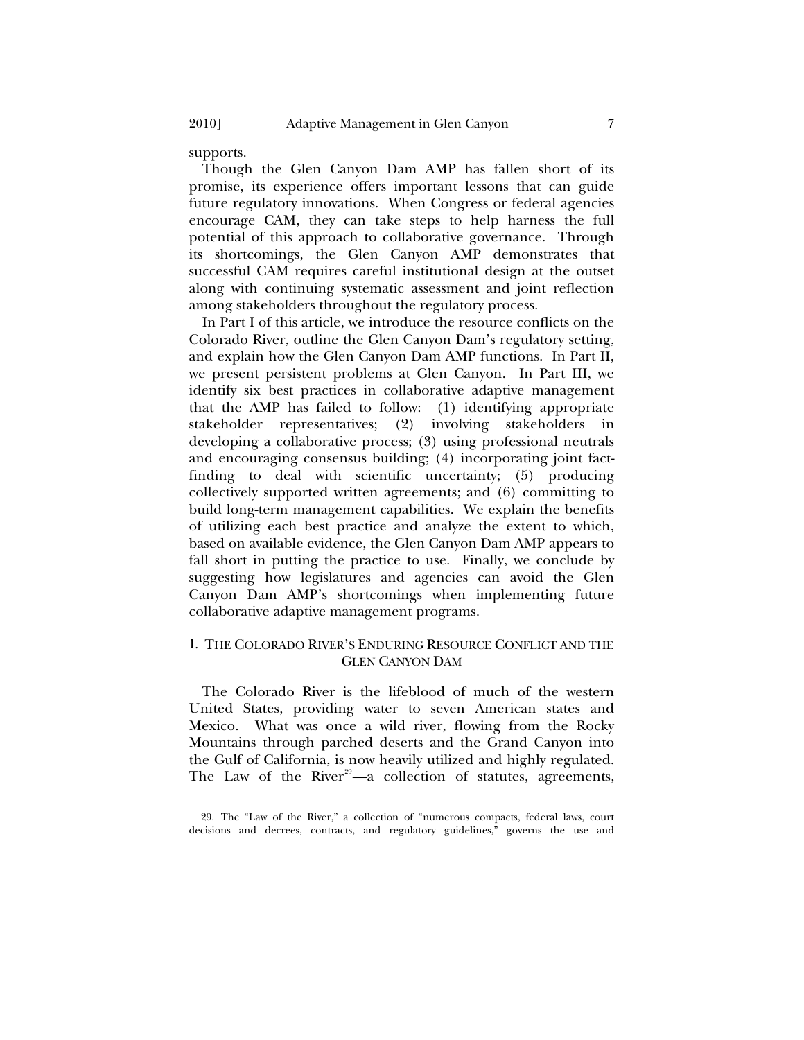supports.

Though the Glen Canyon Dam AMP has fallen short of its promise, its experience offers important lessons that can guide future regulatory innovations. When Congress or federal agencies encourage CAM, they can take steps to help harness the full potential of this approach to collaborative governance. Through its shortcomings, the Glen Canyon AMP demonstrates that successful CAM requires careful institutional design at the outset along with continuing systematic assessment and joint reflection among stakeholders throughout the regulatory process.

In Part I of this article, we introduce the resource conflicts on the Colorado River, outline the Glen Canyon Dam's regulatory setting, and explain how the Glen Canyon Dam AMP functions. In Part II, we present persistent problems at Glen Canyon. In Part III, we identify six best practices in collaborative adaptive management that the AMP has failed to follow: (1) identifying appropriate stakeholder representatives; (2) involving stakeholders in developing a collaborative process; (3) using professional neutrals and encouraging consensus building; (4) incorporating joint fact-finding to deal with scientific uncertainty; (5) producing collectively supported written agreements; and (6) committing to build long-term management capabilities. We explain the benefits of utilizing each best practice and analyze the extent to which, based on available evidence, the Glen Canyon Dam AMP appears to fall short in putting the practice to use. Finally, we conclude by suggesting how legislatures and agencies can avoid the Glen Canyon Dam AMP's shortcomings when implementing future collaborative adaptive management programs.

## I. THE COLORADO RIVER'S ENDURING RESOURCE CONFLICT AND THE GLEN CANYON DAM

The Colorado River is the lifeblood of much of the western United States, providing water to seven American states and Mexico. What was once a wild river, flowing from the Rocky Mountains through parched deserts and the Grand Canyon into the Gulf of California, is now heavily utilized and highly regulated. The Law of the River[29]—a collection of statutes, agreements,

29. The "Law of the River," a collection of "numerous compacts, federal laws, court decisions and decrees, contracts, and regulatory guidelines," governs the use and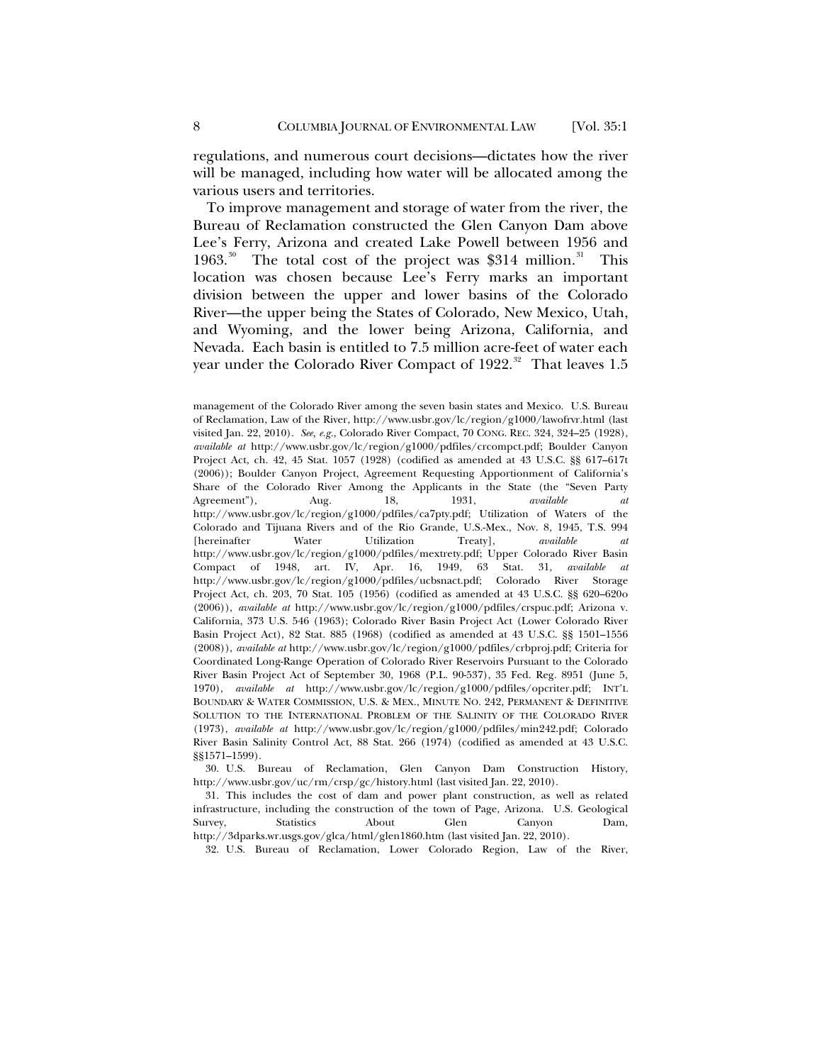regulations, and numerous court decisions—dictates how the river will be managed, including how water will be allocated among the various users and territories.

To improve management and storage of water from the river, the Bureau of Reclamation constructed the Glen Canyon Dam above Lee's Ferry, Arizona and created Lake Powell between 1956 and 1963.[30] The total cost of the project was $314 million.[31] This location was chosen because Lee's Ferry marks an important division between the upper and lower basins of the Colorado River—the upper being the States of Colorado, New Mexico, Utah, and Wyoming, and the lower being Arizona, California, and Nevada. Each basin is entitled to 7.5 million acre-feet of water each year under the Colorado River Compact of 1922.[32] That leaves 1.5

---

management of the Colorado River among the seven basin states and Mexico. U.S. Bureau of Reclamation, Law of the River, http://www.usbr.gov/lc/region/g1000/lawofrvr.html (last visited Jan. 22, 2010). *See, e.g.*, Colorado River Compact, 70 CONG. REC. 324, 324–25 (1928), *available at* http://www.usbr.gov/lc/region/g1000/pdfiles/crcompct.pdf; Boulder Canyon Project Act, ch. 42, 45 Stat. 1057 (1928) (codified as amended at 43 U.S.C. §§ 617–617t (2006)); Boulder Canyon Project, Agreement Requesting Apportionment of California's Share of the Colorado River Among the Applicants in the State (the "Seven Party Agreement"), Aug. 18, 1931, *available at* http://www.usbr.gov/lc/region/g1000/pdfiles/ca7pty.pdf; Utilization of Waters of the Colorado and Tijuana Rivers and of the Rio Grande, U.S.-Mex., Nov. 8, 1945, T.S. 994 [hereinafter Water Utilization Treaty], *available at* http://www.usbr.gov/lc/region/g1000/pdfiles/mextrety.pdf; Upper Colorado River Basin Compact of 1948, art. IV, Apr. 16, 1949, 63 Stat. 31, *available at* http://www.usbr.gov/lc/region/g1000/pdfiles/ucbsnact.pdf; Colorado River Storage Project Act, ch. 203, 70 Stat. 105 (1956) (codified as amended at 43 U.S.C. §§ 620–620o (2006)), *available at* http://www.usbr.gov/lc/region/g1000/pdfiles/crspuc.pdf; Arizona v. California, 373 U.S. 546 (1963); Colorado River Basin Project Act (Lower Colorado River Basin Project Act), 82 Stat. 885 (1968) (codified as amended at 43 U.S.C. §§ 1501–1556 (2008)), *available at* http://www.usbr.gov/lc/region/g1000/pdfiles/crbproj.pdf; Criteria for Coordinated Long-Range Operation of Colorado River Reservoirs Pursuant to the Colorado River Basin Project Act of September 30, 1968 (P.L. 90-537), 35 Fed. Reg. 8951 (June 5, 1970), *available at* http://www.usbr.gov/lc/region/g1000/pdfiles/opcriter.pdf; INT'L BOUNDARY & WATER COMMISSION, U.S. & MEX., MINUTE NO. 242, PERMANENT & DEFINITIVE SOLUTION TO THE INTERNATIONAL PROBLEM OF THE SALINITY OF THE COLORADO RIVER (1973), *available at* http://www.usbr.gov/lc/region/g1000/pdfiles/min242.pdf; Colorado River Basin Salinity Control Act, 88 Stat. 266 (1974) (codified as amended at 43 U.S.C. §§1571–1599).

30. U.S. Bureau of Reclamation, Glen Canyon Dam Construction History, http://www.usbr.gov/uc/rm/crsp/gc/history.html (last visited Jan. 22, 2010).

31. This includes the cost of dam and power plant construction, as well as related infrastructure, including the construction of the town of Page, Arizona. U.S. Geological Survey, Statistics About Glen Canyon Dam, http://3dparks.wr.usgs.gov/glca/html/glen1860.htm (last visited Jan. 22, 2010).

32. U.S. Bureau of Reclamation, Lower Colorado Region, Law of the River,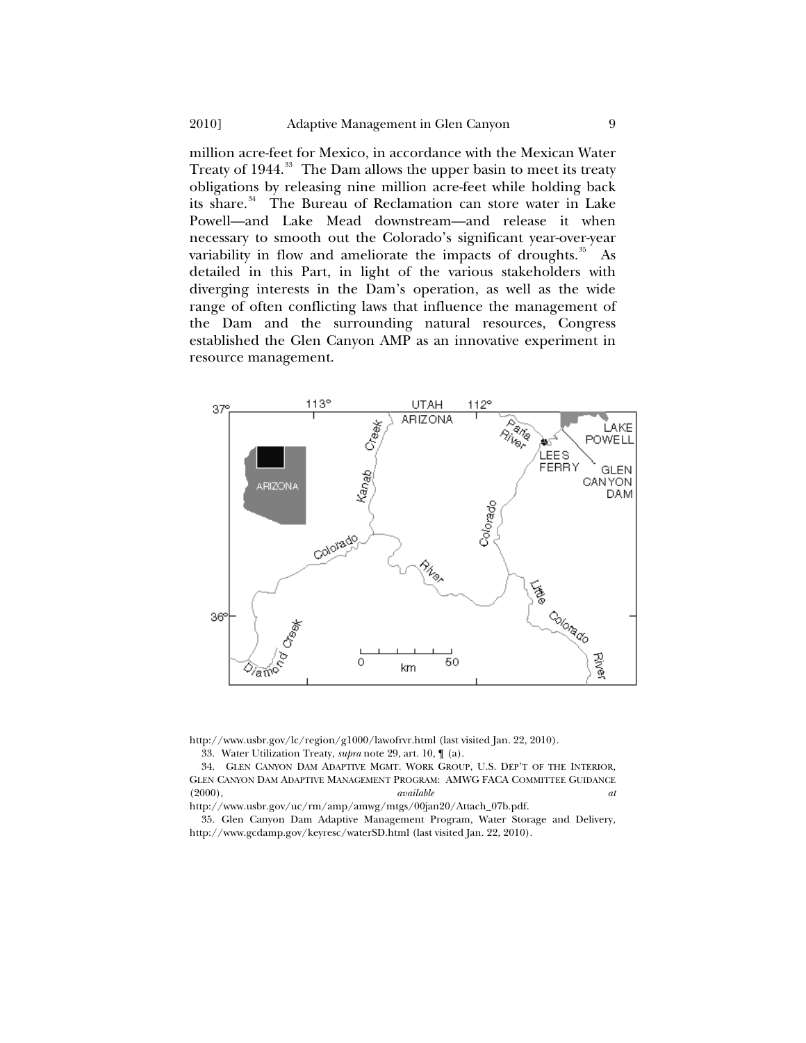million acre-feet for Mexico, in accordance with the Mexican Water Treaty of 1944.[33] The Dam allows the upper basin to meet its treaty obligations by releasing nine million acre-feet while holding back its share.[34] The Bureau of Reclamation can store water in Lake Powell—and Lake Mead downstream—and release it when necessary to smooth out the Colorado's significant year-over-year variability in flow and ameliorate the impacts of droughts.[35] As detailed in this Part, in light of the various stakeholders with diverging interests in the Dam's operation, as well as the wide range of often conflicting laws that influence the management of the Dam and the surrounding natural resources, Congress established the Glen Canyon AMP as an innovative experiment in resource management.

http://www.usbr.gov/lc/region/g1000/lawofrvr.html (last visited Jan. 22, 2010).

33. Water Utilization Treaty, *supra* note 29, art. 10, ¶ (a).

34. GLEN CANYON DAM ADAPTIVE MGMT. WORK GROUP, U.S. DEP'T OF THE INTERIOR, GLEN CANYON DAM ADAPTIVE MANAGEMENT PROGRAM: AMWG FACA COMMITTEE GUIDANCE (2000), *available at* http://www.usbr.gov/uc/rm/amp/amwg/mtgs/00jan20/Attach_07b.pdf.

35. Glen Canyon Dam Adaptive Management Program, Water Storage and Delivery, http://www.gcdamp.gov/keyresc/waterSD.html (last visited Jan. 22, 2010).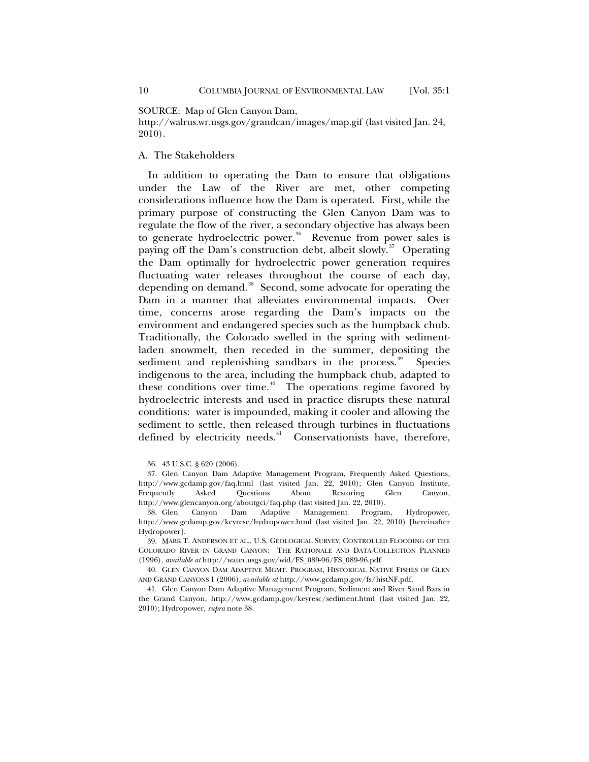SOURCE: Map of Glen Canyon Dam, http://walrus.wr.usgs.gov/grandcan/images/map.gif (last visited Jan. 24, 2010).

## A. The Stakeholders

In addition to operating the Dam to ensure that obligations under the Law of the River are met, other competing considerations influence how the Dam is operated. First, while the primary purpose of constructing the Glen Canyon Dam was to regulate the flow of the river, a secondary objective has always been to generate hydroelectric power.[36] Revenue from power sales is paying off the Dam's construction debt, albeit slowly.[37] Operating the Dam optimally for hydroelectric power generation requires fluctuating water releases throughout the course of each day, depending on demand.[38] Second, some advocate for operating the Dam in a manner that alleviates environmental impacts. Over time, concerns arose regarding the Dam's impacts on the environment and endangered species such as the humpback chub. Traditionally, the Colorado swelled in the spring with sediment-laden snowmelt, then receded in the summer, depositing the sediment and replenishing sandbars in the process.[39] Species indigenous to the area, including the humpback chub, adapted to these conditions over time.[40] The operations regime favored by hydroelectric interests and used in practice disrupts these natural conditions: water is impounded, making it cooler and allowing the sediment to settle, then released through turbines in fluctuations defined by electricity needs.[41] Conservationists have, therefore,

36. 43 U.S.C. § 620 (2006).

37. Glen Canyon Dam Adaptive Management Program, Frequently Asked Questions, http://www.gcdamp.gov/faq.html (last visited Jan. 22, 2010); Glen Canyon Institute, Frequently Asked Questions About Restoring Glen Canyon, http://www.glencanyon.org/aboutgci/faq.php (last visited Jan. 22, 2010).

38. Glen Canyon Dam Adaptive Management Program, Hydropower, http://www.gcdamp.gov/keyresc/hydropower.html (last visited Jan. 22, 2010) [hereinafter Hydropower].

39. MARK T. ANDERSON ET AL., U.S. GEOLOGICAL SURVEY, CONTROLLED FLOODING OF THE COLORADO RIVER IN GRAND CANYON: THE RATIONALE AND DATA-COLLECTION PLANNED (1996), *available at* http://water.usgs.gov/wid/FS_089-96/FS_089-96.pdf.

40. GLEN CANYON DAM ADAPTIVE MGMT. PROGRAM, HISTORICAL NATIVE FISHES OF GLEN AND GRAND CANYONS 1 (2006), *available at* http://www.gcdamp.gov/fs/histNF.pdf.

41. Glen Canyon Dam Adaptive Management Program, Sediment and River Sand Bars in the Grand Canyon, http://www.gcdamp.gov/keyresc/sediment.html (last visited Jan. 22, 2010); Hydropower, *supra* note 38.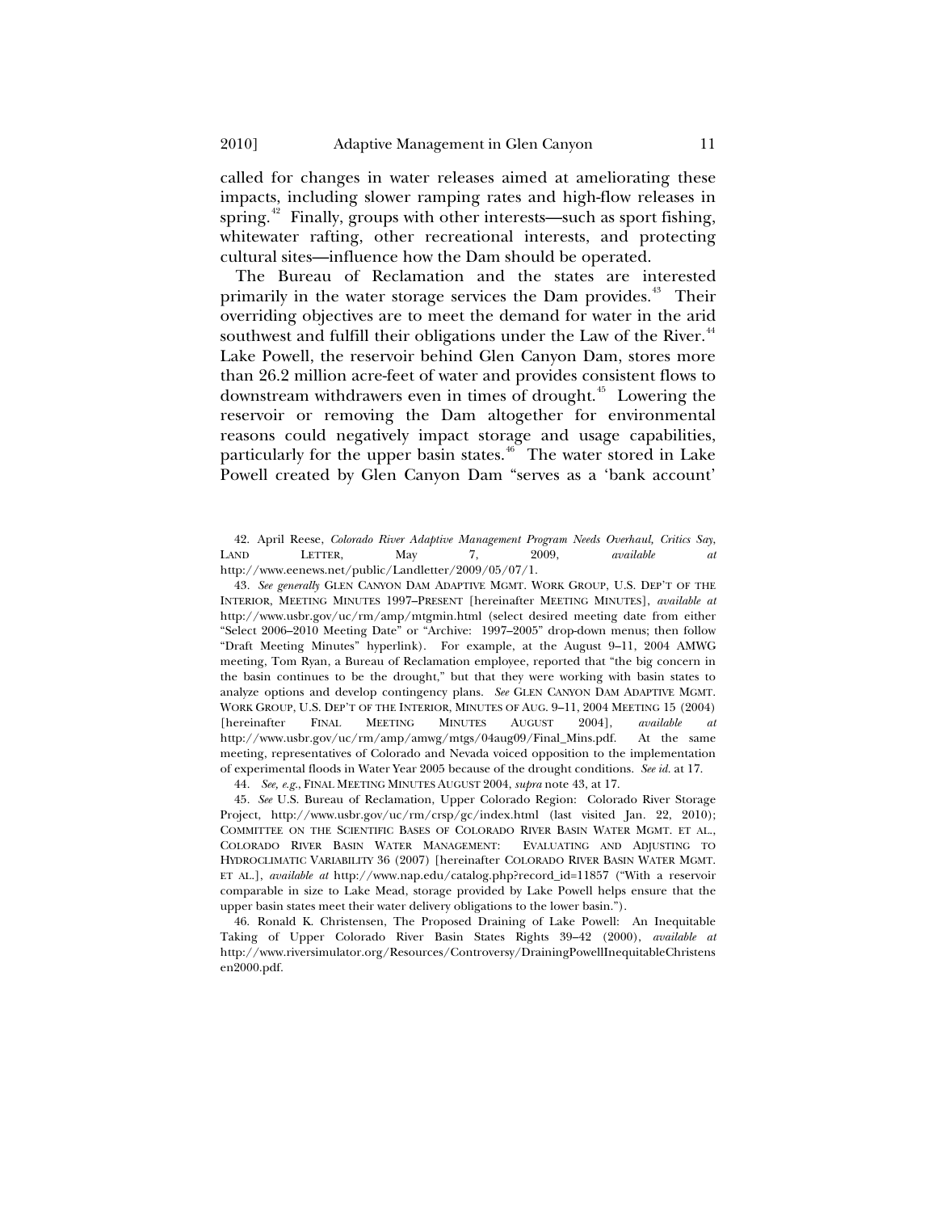called for changes in water releases aimed at ameliorating these impacts, including slower ramping rates and high-flow releases in spring.[42] Finally, groups with other interests—such as sport fishing, whitewater rafting, other recreational interests, and protecting cultural sites—influence how the Dam should be operated.

The Bureau of Reclamation and the states are interested primarily in the water storage services the Dam provides.[43] Their overriding objectives are to meet the demand for water in the arid southwest and fulfill their obligations under the Law of the River.[44] Lake Powell, the reservoir behind Glen Canyon Dam, stores more than 26.2 million acre-feet of water and provides consistent flows to downstream withdrawers even in times of drought.[45] Lowering the reservoir or removing the Dam altogether for environmental reasons could negatively impact storage and usage capabilities, particularly for the upper basin states.[46] The water stored in Lake Powell created by Glen Canyon Dam "serves as a 'bank account'

---

42. April Reese, *Colorado River Adaptive Management Program Needs Overhaul, Critics Say*, LAND LETTER, May 7, 2009, *available at* http://www.eenews.net/public/Landletter/2009/05/07/1.

43. *See generally* GLEN CANYON DAM ADAPTIVE MGMT. WORK GROUP, U.S. DEP'T OF THE INTERIOR, MEETING MINUTES 1997–PRESENT [hereinafter MEETING MINUTES], *available at* http://www.usbr.gov/uc/rm/amp/mtgmin.html (select desired meeting date from either "Select 2006–2010 Meeting Date" or "Archive: 1997–2005" drop-down menus; then follow "Draft Meeting Minutes" hyperlink). For example, at the August 9–11, 2004 AMWG meeting, Tom Ryan, a Bureau of Reclamation employee, reported that "the big concern in the basin continues to be the drought," but that they were working with basin states to analyze options and develop contingency plans. *See* GLEN CANYON DAM ADAPTIVE MGMT. WORK GROUP, U.S. DEP'T OF THE INTERIOR, MINUTES OF AUG. 9–11, 2004 MEETING 15 (2004) [hereinafter FINAL MEETING MINUTES AUGUST 2004], *available at* http://www.usbr.gov/uc/rm/amp/amwg/mtgs/04aug09/Final_Mins.pdf. At the same meeting, representatives of Colorado and Nevada voiced opposition to the implementation of experimental floods in Water Year 2005 because of the drought conditions. *See id.* at 17.

44. *See, e.g.*, FINAL MEETING MINUTES AUGUST 2004, *supra* note 43, at 17.

45. *See* U.S. Bureau of Reclamation, Upper Colorado Region: Colorado River Storage Project, http://www.usbr.gov/uc/rm/crsp/gc/index.html (last visited Jan. 22, 2010); COMMITTEE ON THE SCIENTIFIC BASES OF COLORADO RIVER BASIN WATER MGMT. ET AL., COLORADO RIVER BASIN WATER MANAGEMENT: EVALUATING AND ADJUSTING TO HYDROCLIMATIC VARIABILITY 36 (2007) [hereinafter COLORADO RIVER BASIN WATER MGMT. ET AL.], *available at* http://www.nap.edu/catalog.php?record_id=11857 ("With a reservoir comparable in size to Lake Mead, storage provided by Lake Powell helps ensure that the upper basin states meet their water delivery obligations to the lower basin.").

46. Ronald K. Christensen, The Proposed Draining of Lake Powell: An Inequitable Taking of Upper Colorado River Basin States Rights 39–42 (2000), *available at* http://www.riversimulator.org/Resources/Controversy/DrainingPowellInequitableChristensen2000.pdf.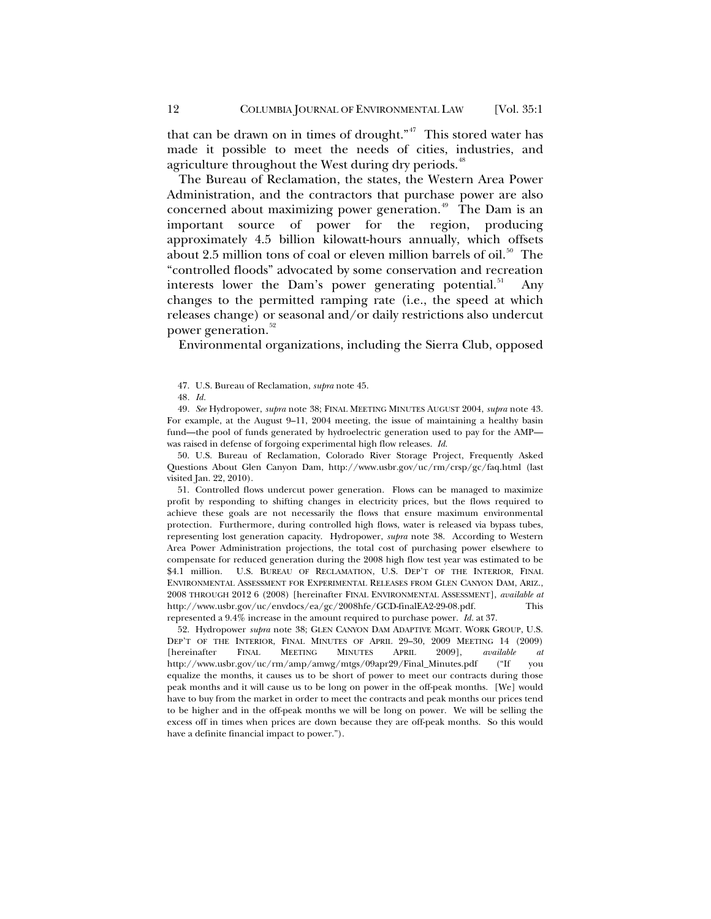that can be drawn on in times of drought."[47] This stored water has made it possible to meet the needs of cities, industries, and agriculture throughout the West during dry periods.[48]

The Bureau of Reclamation, the states, the Western Area Power Administration, and the contractors that purchase power are also concerned about maximizing power generation.[49] The Dam is an important source of power for the region, producing approximately 4.5 billion kilowatt-hours annually, which offsets about 2.5 million tons of coal or eleven million barrels of oil.[50] The "controlled floods" advocated by some conservation and recreation interests lower the Dam's power generating potential.[51] Any changes to the permitted ramping rate (i.e., the speed at which releases change) or seasonal and/or daily restrictions also undercut power generation.[52]

Environmental organizations, including the Sierra Club, opposed

---

47. U.S. Bureau of Reclamation, *supra* note 45.

48. *Id.*

49. *See* Hydropower, *supra* note 38; FINAL MEETING MINUTES AUGUST 2004, *supra* note 43. For example, at the August 9–11, 2004 meeting, the issue of maintaining a healthy basin fund—the pool of funds generated by hydroelectric generation used to pay for the AMP—was raised in defense of forgoing experimental high flow releases. *Id.*

50. U.S. Bureau of Reclamation, Colorado River Storage Project, Frequently Asked Questions About Glen Canyon Dam, http://www.usbr.gov/uc/rm/crsp/gc/faq.html (last visited Jan. 22, 2010).

51. Controlled flows undercut power generation. Flows can be managed to maximize profit by responding to shifting changes in electricity prices, but the flows required to achieve these goals are not necessarily the flows that ensure maximum environmental protection. Furthermore, during controlled high flows, water is released via bypass tubes, representing lost generation capacity. Hydropower, *supra* note 38. According to Western Area Power Administration projections, the total cost of purchasing power elsewhere to compensate for reduced generation during the 2008 high flow test year was estimated to be $4.1 million. U.S. BUREAU OF RECLAMATION, U.S. DEP'T OF THE INTERIOR, FINAL ENVIRONMENTAL ASSESSMENT FOR EXPERIMENTAL RELEASES FROM GLEN CANYON DAM, ARIZ., 2008 THROUGH 2012 6 (2008) [hereinafter FINAL ENVIRONMENTAL ASSESSMENT], *available at* http://www.usbr.gov/uc/envdocs/ea/gc/2008hfe/GCD-finalEA2-29-08.pdf. This represented a 9.4% increase in the amount required to purchase power. *Id.* at 37.

52. Hydropower *supra* note 38; GLEN CANYON DAM ADAPTIVE MGMT. WORK GROUP, U.S. DEP'T OF THE INTERIOR, FINAL MINUTES OF APRIL 29–30, 2009 MEETING 14 (2009) [hereinafter FINAL MEETING MINUTES APRIL 2009], *available at* http://www.usbr.gov/uc/rm/amp/amwg/mtgs/09apr29/Final_Minutes.pdf ("If you equalize the months, it causes us to be short of power to meet our contracts during those peak months and it will cause us to be long on power in the off-peak months. [We] would have to buy from the market in order to meet the contracts and peak months our prices tend to be higher and in the off-peak months we will be long on power. We will be selling the excess off in times when prices are down because they are off-peak months. So this would have a definite financial impact to power.").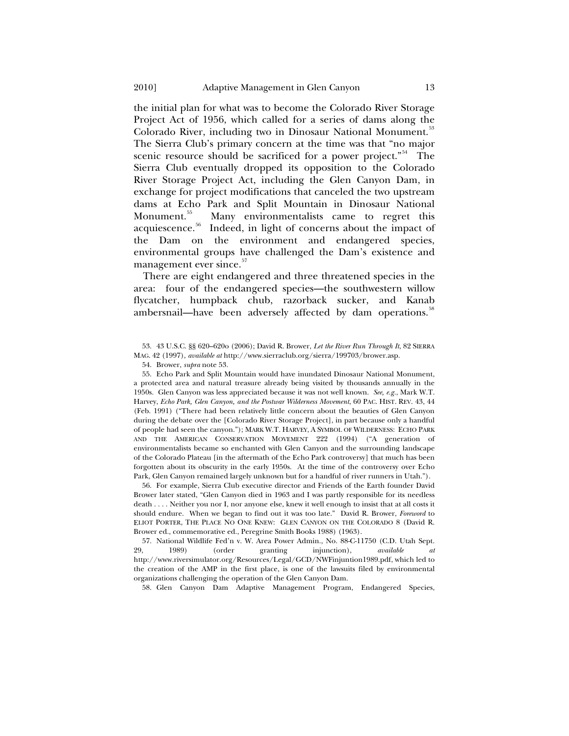the initial plan for what was to become the Colorado River Storage Project Act of 1956, which called for a series of dams along the Colorado River, including two in Dinosaur National Monument.[53] The Sierra Club's primary concern at the time was that "no major scenic resource should be sacrificed for a power project."[54] The Sierra Club eventually dropped its opposition to the Colorado River Storage Project Act, including the Glen Canyon Dam, in exchange for project modifications that canceled the two upstream dams at Echo Park and Split Mountain in Dinosaur National Monument.[55] Many environmentalists came to regret this acquiescence.[56] Indeed, in light of concerns about the impact of the Dam on the environment and endangered species, environmental groups have challenged the Dam's existence and management ever since.[57]

There are eight endangered and three threatened species in the area: four of the endangered species—the southwestern willow flycatcher, humpback chub, razorback sucker, and Kanab ambersnail—have been adversely affected by dam operations.[58]

53. 43 U.S.C. §§ 620–620o (2006); David R. Brower, *Let the River Run Through It*, 82 SIERRA MAG. 42 (1997), *available at* http://www.sierraclub.org/sierra/199703/brower.asp.

54. Brower, *supra* note 53.

55. Echo Park and Split Mountain would have inundated Dinosaur National Monument, a protected area and natural treasure already being visited by thousands annually in the 1950s. Glen Canyon was less appreciated because it was not well known. *See, e.g.*, Mark W.T. Harvey, *Echo Park, Glen Canyon, and the Postwar Wilderness Movement*, 60 PAC. HIST. REV. 43, 44 (Feb. 1991) ("There had been relatively little concern about the beauties of Glen Canyon during the debate over the [Colorado River Storage Project], in part because only a handful of people had seen the canyon."); MARK W.T. HARVEY, A SYMBOL OF WILDERNESS: ECHO PARK AND THE AMERICAN CONSERVATION MOVEMENT 222 (1994) ("A generation of environmentalists became so enchanted with Glen Canyon and the surrounding landscape of the Colorado Plateau [in the aftermath of the Echo Park controversy] that much has been forgotten about its obscurity in the early 1950s. At the time of the controversy over Echo Park, Glen Canyon remained largely unknown but for a handful of river runners in Utah.").

56. For example, Sierra Club executive director and Friends of the Earth founder David Brower later stated, "Glen Canyon died in 1963 and I was partly responsible for its needless death . . . . Neither you nor I, nor anyone else, knew it well enough to insist that at all costs it should endure. When we began to find out it was too late." David R. Brower, *Foreword* to ELIOT PORTER, THE PLACE NO ONE KNEW: GLEN CANYON ON THE COLORADO 8 (David R. Brower ed., commemorative ed., Peregrine Smith Books 1988) (1963).

57. National Wildlife Fed'n v. W. Area Power Admin., No. 88-C-11750 (C.D. Utah Sept. 29, 1989) (order granting injunction), *available at* http://www.riversimulator.org/Resources/Legal/GCD/NWFinjuntion1989.pdf, which led to the creation of the AMP in the first place, is one of the lawsuits filed by environmental organizations challenging the operation of the Glen Canyon Dam.

58. Glen Canyon Dam Adaptive Management Program, Endangered Species,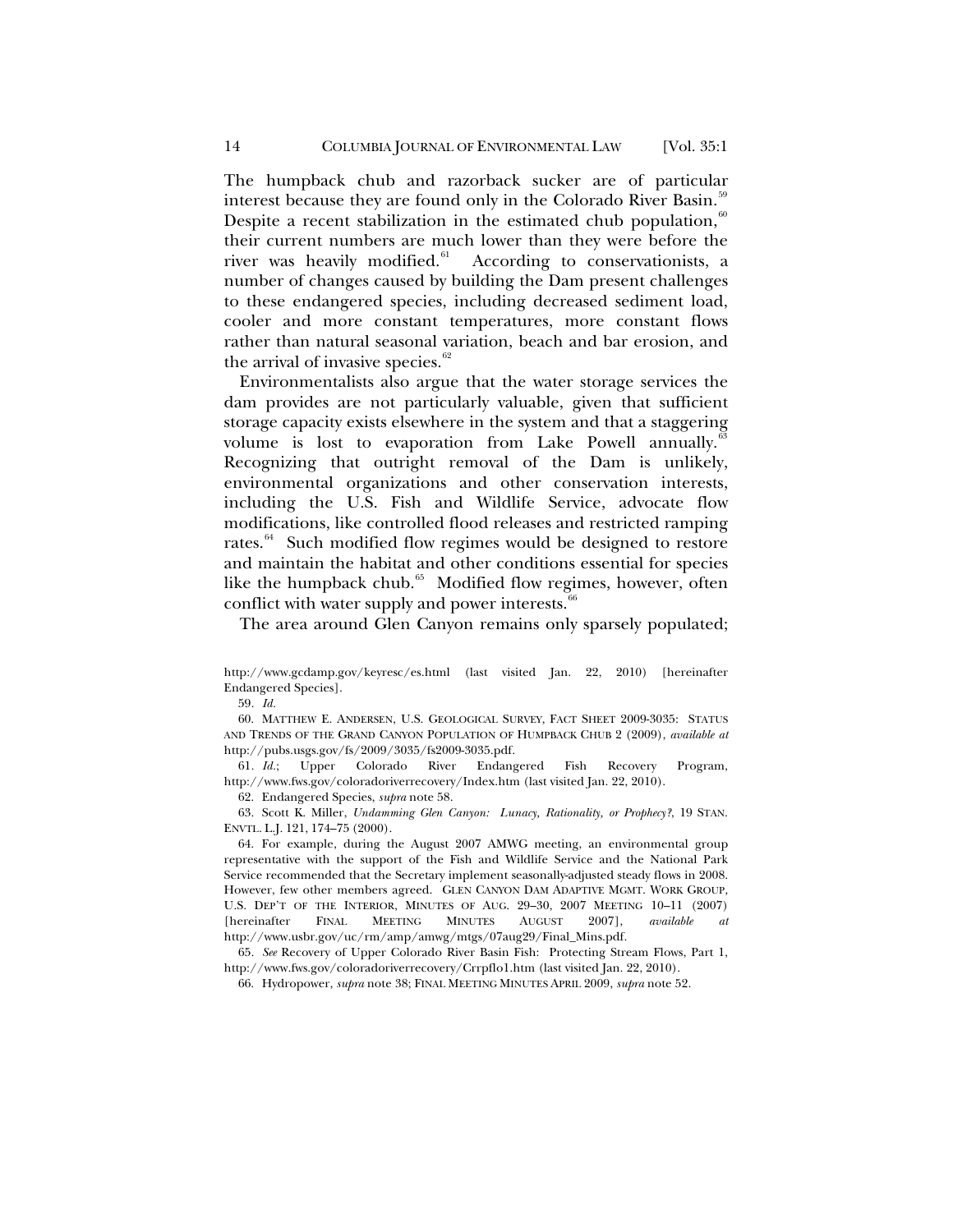The humpback chub and razorback sucker are of particular interest because they are found only in the Colorado River Basin.[59] Despite a recent stabilization in the estimated chub population,[60] their current numbers are much lower than they were before the river was heavily modified.[61] According to conservationists, a number of changes caused by building the Dam present challenges to these endangered species, including decreased sediment load, cooler and more constant temperatures, more constant flows rather than natural seasonal variation, beach and bar erosion, and the arrival of invasive species.[62]

Environmentalists also argue that the water storage services the dam provides are not particularly valuable, given that sufficient storage capacity exists elsewhere in the system and that a staggering volume is lost to evaporation from Lake Powell annually.[63] Recognizing that outright removal of the Dam is unlikely, environmental organizations and other conservation interests, including the U.S. Fish and Wildlife Service, advocate flow modifications, like controlled flood releases and restricted ramping rates.[64] Such modified flow regimes would be designed to restore and maintain the habitat and other conditions essential for species like the humpback chub.[65] Modified flow regimes, however, often conflict with water supply and power interests.[66]

The area around Glen Canyon remains only sparsely populated;

---

http://www.gcdamp.gov/keyresc/es.html (last visited Jan. 22, 2010) [hereinafter Endangered Species].

59. *Id.*

60. MATTHEW E. ANDERSEN, U.S. GEOLOGICAL SURVEY, FACT SHEET 2009-3035: STATUS AND TRENDS OF THE GRAND CANYON POPULATION OF HUMPBACK CHUB 2 (2009), *available at* http://pubs.usgs.gov/fs/2009/3035/fs2009-3035.pdf.

61. *Id.*; Upper Colorado River Endangered Fish Recovery Program, http://www.fws.gov/coloradoriverrecovery/Index.htm (last visited Jan. 22, 2010).

62. Endangered Species, *supra* note 58.

63. Scott K. Miller, *Undamming Glen Canyon: Lunacy, Rationality, or Prophecy?*, 19 STAN. ENVTL. L.J. 121, 174–75 (2000).

64. For example, during the August 2007 AMWG meeting, an environmental group representative with the support of the Fish and Wildlife Service and the National Park Service recommended that the Secretary implement seasonally-adjusted steady flows in 2008. However, few other members agreed. GLEN CANYON DAM ADAPTIVE MGMT. WORK GROUP, U.S. DEP'T OF THE INTERIOR, MINUTES OF AUG. 29–30, 2007 MEETING 10–11 (2007) [hereinafter FINAL MEETING MINUTES AUGUST 2007], *available at* http://www.usbr.gov/uc/rm/amp/amwg/mtgs/07aug29/Final_Mins.pdf.

65. *See* Recovery of Upper Colorado River Basin Fish: Protecting Stream Flows, Part 1, http://www.fws.gov/coloradoriverrecovery/Crrpflo1.htm (last visited Jan. 22, 2010).

66. Hydropower, *supra* note 38; FINAL MEETING MINUTES APRIL 2009, *supra* note 52.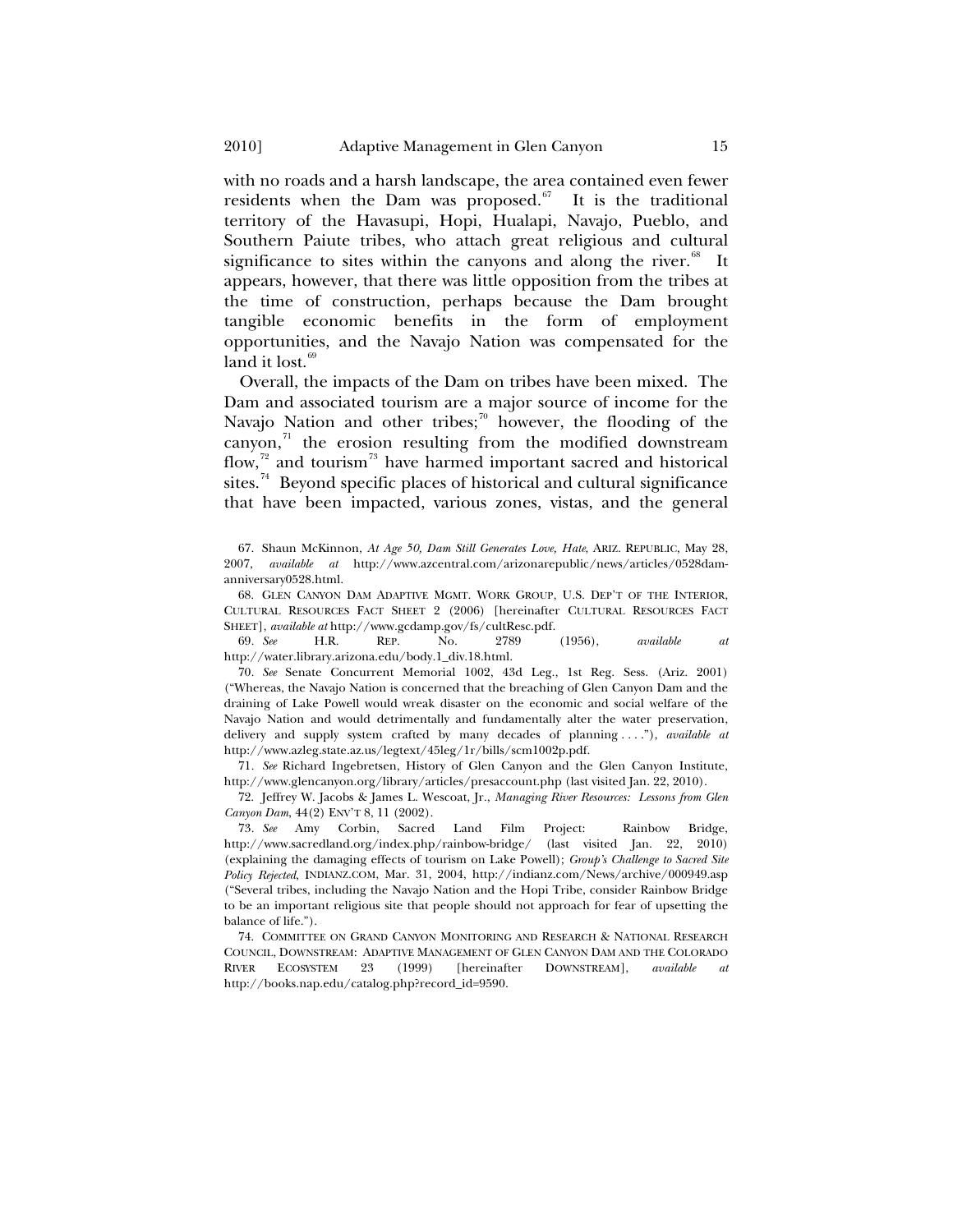with no roads and a harsh landscape, the area contained even fewer residents when the Dam was proposed.[67] It is the traditional territory of the Havasupi, Hopi, Hualapi, Navajo, Pueblo, and Southern Paiute tribes, who attach great religious and cultural significance to sites within the canyons and along the river.[68] It appears, however, that there was little opposition from the tribes at the time of construction, perhaps because the Dam brought tangible economic benefits in the form of employment opportunities, and the Navajo Nation was compensated for the land it lost.[69]

Overall, the impacts of the Dam on tribes have been mixed. The Dam and associated tourism are a major source of income for the Navajo Nation and other tribes;[70] however, the flooding of the canyon,[71] the erosion resulting from the modified downstream flow,[72] and tourism[73] have harmed important sacred and historical sites.[74] Beyond specific places of historical and cultural significance that have been impacted, various zones, vistas, and the general

67. Shaun McKinnon, *At Age 50, Dam Still Generates Love, Hate*, ARIZ. REPUBLIC, May 28, 2007, *available at* http://www.azcentral.com/arizonarepublic/news/articles/0528dam-anniversary0528.html.

68. GLEN CANYON DAM ADAPTIVE MGMT. WORK GROUP, U.S. DEP'T OF THE INTERIOR, CULTURAL RESOURCES FACT SHEET 2 (2006) [hereinafter CULTURAL RESOURCES FACT SHEET], *available at* http://www.gcdamp.gov/fs/cultResc.pdf.

69. *See* H.R. REP. No. 2789 (1956), *available at* http://water.library.arizona.edu/body.1_div.18.html.

70. *See* Senate Concurrent Memorial 1002, 43d Leg., 1st Reg. Sess. (Ariz. 2001) ("Whereas, the Navajo Nation is concerned that the breaching of Glen Canyon Dam and the draining of Lake Powell would wreak disaster on the economic and social welfare of the Navajo Nation and would detrimentally and fundamentally alter the water preservation, delivery and supply system crafted by many decades of planning . . . ."), *available at* http://www.azleg.state.az.us/legtext/45leg/1r/bills/scm1002p.pdf.

71. *See* Richard Ingebretsen, History of Glen Canyon and the Glen Canyon Institute, http://www.glencanyon.org/library/articles/presaccount.php (last visited Jan. 22, 2010).

72. Jeffrey W. Jacobs & James L. Wescoat, Jr., *Managing River Resources: Lessons from Glen Canyon Dam*, 44(2) ENV'T 8, 11 (2002).

73. *See* Amy Corbin, Sacred Land Film Project: Rainbow Bridge, http://www.sacredland.org/index.php/rainbow-bridge/ (last visited Jan. 22, 2010) (explaining the damaging effects of tourism on Lake Powell); *Group's Challenge to Sacred Site Policy Rejected*, INDIANZ.COM, Mar. 31, 2004, http://indianz.com/News/archive/000949.asp ("Several tribes, including the Navajo Nation and the Hopi Tribe, consider Rainbow Bridge to be an important religious site that people should not approach for fear of upsetting the balance of life.").

74. COMMITTEE ON GRAND CANYON MONITORING AND RESEARCH & NATIONAL RESEARCH COUNCIL, DOWNSTREAM: ADAPTIVE MANAGEMENT OF GLEN CANYON DAM AND THE COLORADO RIVER ECOSYSTEM 23 (1999) [hereinafter DOWNSTREAM], *available at* http://books.nap.edu/catalog.php?record_id=9590.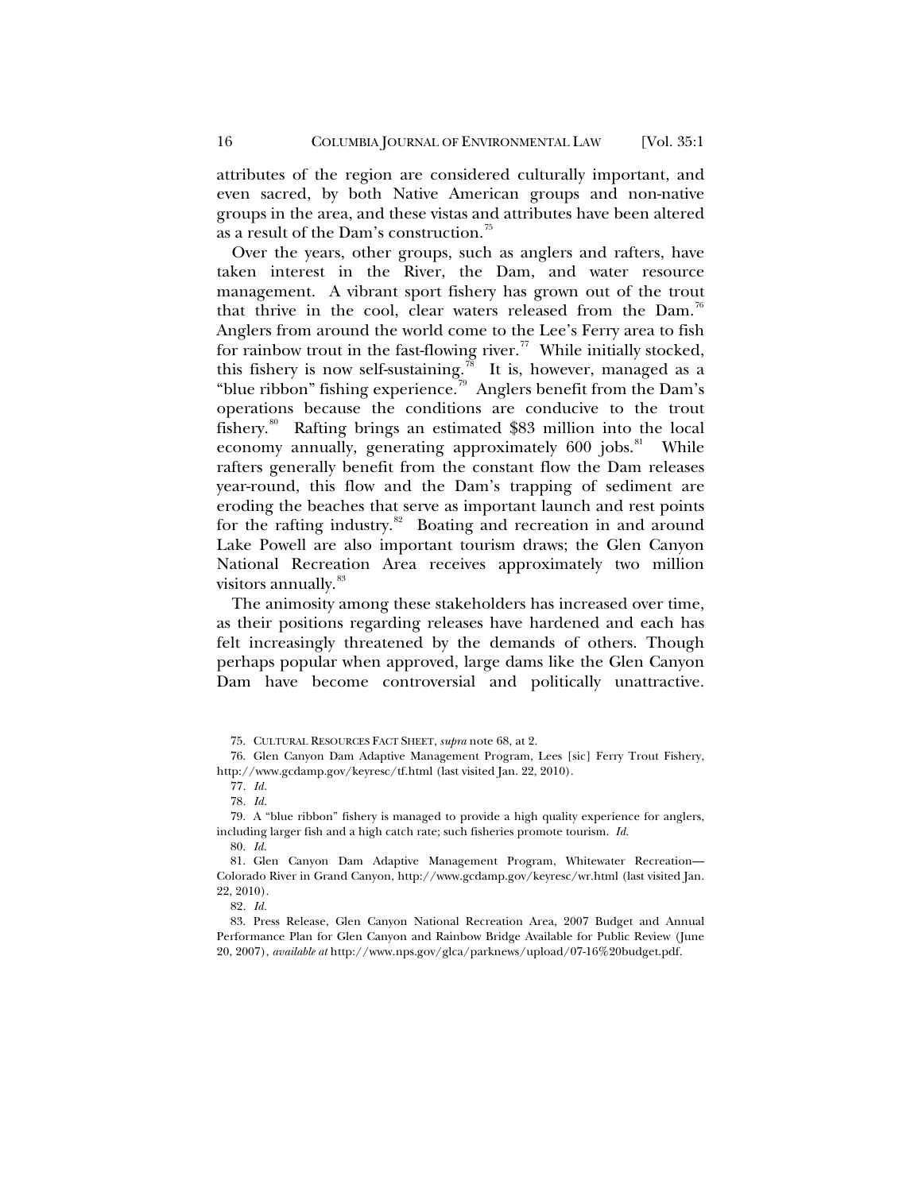attributes of the region are considered culturally important, and even sacred, by both Native American groups and non-native groups in the area, and these vistas and attributes have been altered as a result of the Dam's construction.[75]

Over the years, other groups, such as anglers and rafters, have taken interest in the River, the Dam, and water resource management. A vibrant sport fishery has grown out of the trout that thrive in the cool, clear waters released from the Dam.[76] Anglers from around the world come to the Lee's Ferry area to fish for rainbow trout in the fast-flowing river.[77] While initially stocked, this fishery is now self-sustaining.[78] It is, however, managed as a "blue ribbon" fishing experience.[79] Anglers benefit from the Dam's operations because the conditions are conducive to the trout fishery.[80] Rafting brings an estimated $83 million into the local economy annually, generating approximately 600 jobs.[81] While rafters generally benefit from the constant flow the Dam releases year-round, this flow and the Dam's trapping of sediment are eroding the beaches that serve as important launch and rest points for the rafting industry.[82] Boating and recreation in and around Lake Powell are also important tourism draws; the Glen Canyon National Recreation Area receives approximately two million visitors annually.[83]

The animosity among these stakeholders has increased over time, as their positions regarding releases have hardened and each has felt increasingly threatened by the demands of others. Though perhaps popular when approved, large dams like the Glen Canyon Dam have become controversial and politically unattractive.

75. CULTURAL RESOURCES FACT SHEET, *supra* note 68, at 2.

76. Glen Canyon Dam Adaptive Management Program, Lees [sic] Ferry Trout Fishery, http://www.gcdamp.gov/keyresc/tf.html (last visited Jan. 22, 2010).

77. *Id.*

78. *Id.*

79. A "blue ribbon" fishery is managed to provide a high quality experience for anglers, including larger fish and a high catch rate; such fisheries promote tourism. *Id.*

80. *Id.*

81. Glen Canyon Dam Adaptive Management Program, Whitewater Recreation—Colorado River in Grand Canyon, http://www.gcdamp.gov/keyresc/wr.html (last visited Jan. 22, 2010).

82. *Id.*

83. Press Release, Glen Canyon National Recreation Area, 2007 Budget and Annual Performance Plan for Glen Canyon and Rainbow Bridge Available for Public Review (June 20, 2007), *available at* http://www.nps.gov/glca/parknews/upload/07-16%20budget.pdf.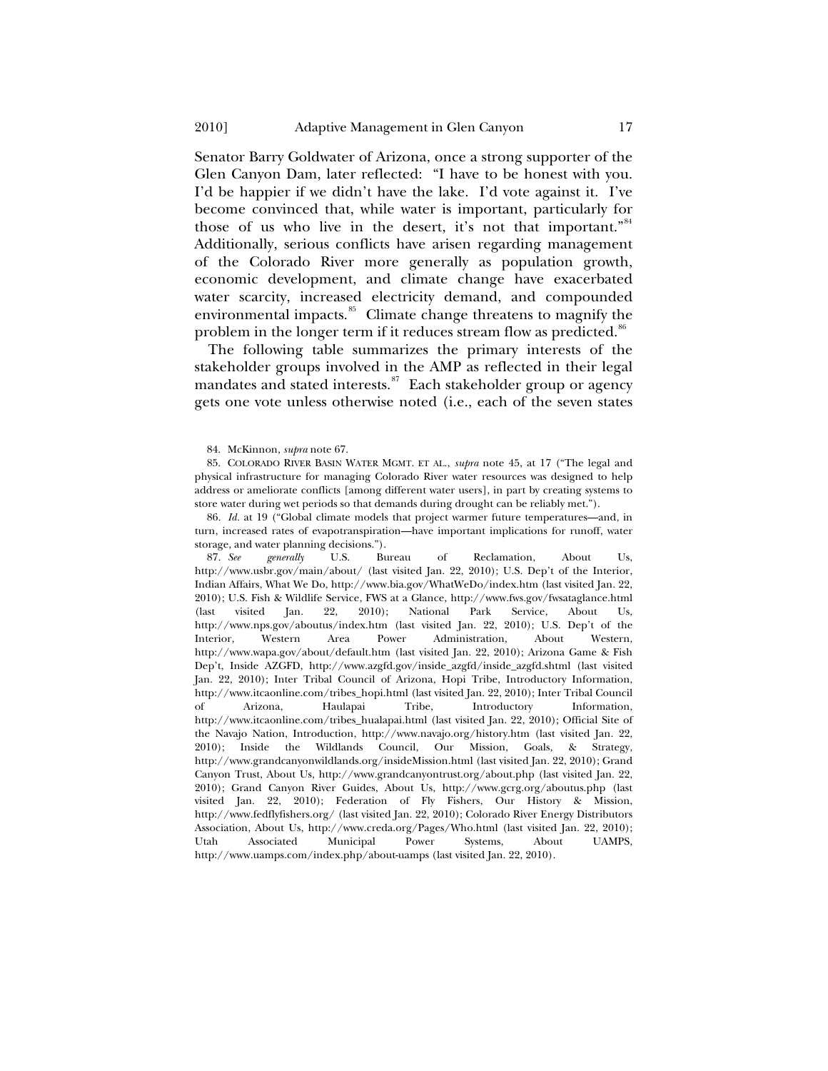Senator Barry Goldwater of Arizona, once a strong supporter of the Glen Canyon Dam, later reflected: "I have to be honest with you. I'd be happier if we didn't have the lake. I'd vote against it. I've become convinced that, while water is important, particularly for those of us who live in the desert, it's not that important."[84] Additionally, serious conflicts have arisen regarding management of the Colorado River more generally as population growth, economic development, and climate change have exacerbated water scarcity, increased electricity demand, and compounded environmental impacts.[85] Climate change threatens to magnify the problem in the longer term if it reduces stream flow as predicted.[86]

The following table summarizes the primary interests of the stakeholder groups involved in the AMP as reflected in their legal mandates and stated interests.[87] Each stakeholder group or agency gets one vote unless otherwise noted (i.e., each of the seven states

---

84. McKinnon, *supra* note 67.

85. COLORADO RIVER BASIN WATER MGMT. ET AL., *supra* note 45, at 17 ("The legal and physical infrastructure for managing Colorado River water resources was designed to help address or ameliorate conflicts [among different water users], in part by creating systems to store water during wet periods so that demands during drought can be reliably met.").

86. *Id.* at 19 ("Global climate models that project warmer future temperatures—and, in turn, increased rates of evapotranspiration—have important implications for runoff, water storage, and water planning decisions.").

87. *See generally* U.S. Bureau of Reclamation, About Us, http://www.usbr.gov/main/about/ (last visited Jan. 22, 2010); U.S. Dep't of the Interior, Indian Affairs, What We Do, http://www.bia.gov/WhatWeDo/index.htm (last visited Jan. 22, 2010); U.S. Fish & Wildlife Service, FWS at a Glance, http://www.fws.gov/fwsataglance.html (last visited Jan. 22, 2010); National Park Service, About Us, http://www.nps.gov/aboutus/index.htm (last visited Jan. 22, 2010); U.S. Dep't of the Interior, Western Area Power Administration, About Western, http://www.wapa.gov/about/default.htm (last visited Jan. 22, 2010); Arizona Game & Fish Dep't, Inside AZGFD, http://www.azgfd.gov/inside_azgfd/inside_azgfd.shtml (last visited Jan. 22, 2010); Inter Tribal Council of Arizona, Hopi Tribe, Introductory Information, http://www.itcaonline.com/tribes_hopi.html (last visited Jan. 22, 2010); Inter Tribal Council of Arizona, Haulapai Tribe, Introductory Information, http://www.itcaonline.com/tribes_hualapai.html (last visited Jan. 22, 2010); Official Site of the Navajo Nation, Introduction, http://www.navajo.org/history.htm (last visited Jan. 22, 2010); Inside the Wildlands Council, Our Mission, Goals, & Strategy, http://www.grandcanyonwildlands.org/insideMission.html (last visited Jan. 22, 2010); Grand Canyon Trust, About Us, http://www.grandcanyontrust.org/about.php (last visited Jan. 22, 2010); Grand Canyon River Guides, About Us, http://www.gcrg.org/aboutus.php (last visited Jan. 22, 2010); Federation of Fly Fishers, Our History & Mission, http://www.fedflyfishers.org/ (last visited Jan. 22, 2010); Colorado River Energy Distributors Association, About Us, http://www.creda.org/Pages/Who.html (last visited Jan. 22, 2010); Utah Associated Municipal Power Systems, About UAMPS, http://www.uamps.com/index.php/about-uamps (last visited Jan. 22, 2010).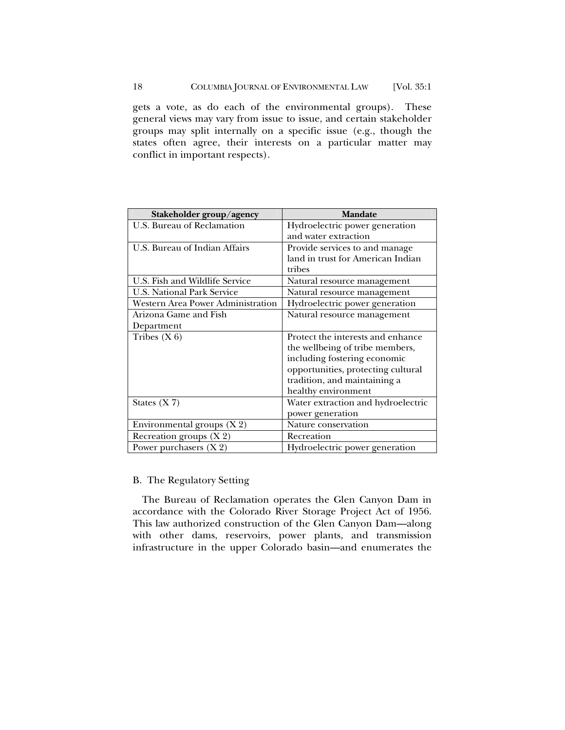gets a vote, as do each of the environmental groups). These general views may vary from issue to issue, and certain stakeholder groups may split internally on a specific issue (e.g., though the states often agree, their interests on a particular matter may conflict in important respects).

| Stakeholder group/agency | Mandate |
|---|---|
| U.S. Bureau of Reclamation | Hydroelectric power generation and water extraction |
| U.S. Bureau of Indian Affairs | Provide services to and manage land in trust for American Indian tribes |
| U.S. Fish and Wildlife Service | Natural resource management |
| U.S. National Park Service | Natural resource management |
| Western Area Power Administration | Hydroelectric power generation |
| Arizona Game and Fish Department | Natural resource management |
| Tribes (X 6) | Protect the interests and enhance the wellbeing of tribe members, including fostering economic opportunities, protecting cultural tradition, and maintaining a healthy environment |
| States (X 7) | Water extraction and hydroelectric power generation |
| Environmental groups (X 2) | Nature conservation |
| Recreation groups (X 2) | Recreation |
| Power purchasers (X 2) | Hydroelectric power generation |

### B. The Regulatory Setting

The Bureau of Reclamation operates the Glen Canyon Dam in accordance with the Colorado River Storage Project Act of 1956. This law authorized construction of the Glen Canyon Dam—along with other dams, reservoirs, power plants, and transmission infrastructure in the upper Colorado basin—and enumerates the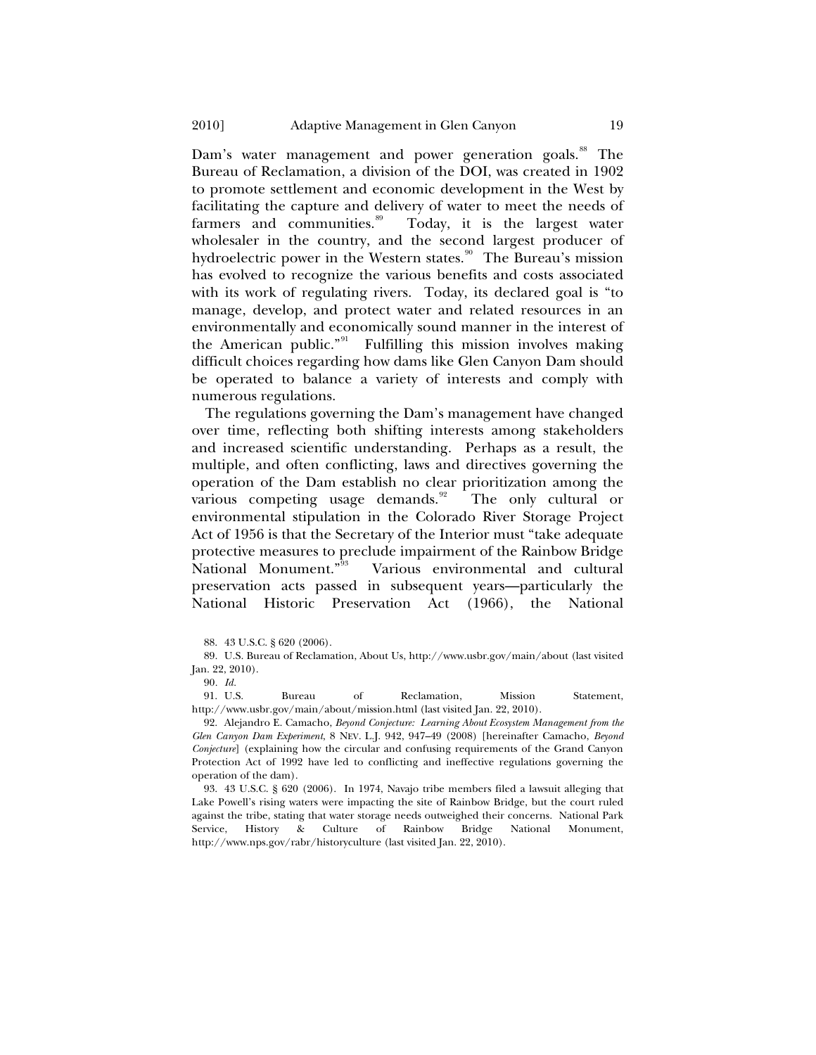Dam's water management and power generation goals.[88] The Bureau of Reclamation, a division of the DOI, was created in 1902 to promote settlement and economic development in the West by facilitating the capture and delivery of water to meet the needs of farmers and communities.[89] Today, it is the largest water wholesaler in the country, and the second largest producer of hydroelectric power in the Western states.[90] The Bureau's mission has evolved to recognize the various benefits and costs associated with its work of regulating rivers. Today, its declared goal is "to manage, develop, and protect water and related resources in an environmentally and economically sound manner in the interest of the American public."[91] Fulfilling this mission involves making difficult choices regarding how dams like Glen Canyon Dam should be operated to balance a variety of interests and comply with numerous regulations.

The regulations governing the Dam's management have changed over time, reflecting both shifting interests among stakeholders and increased scientific understanding. Perhaps as a result, the multiple, and often conflicting, laws and directives governing the operation of the Dam establish no clear prioritization among the various competing usage demands.[92] The only cultural or environmental stipulation in the Colorado River Storage Project Act of 1956 is that the Secretary of the Interior must "take adequate protective measures to preclude impairment of the Rainbow Bridge National Monument."[93] Various environmental and cultural preservation acts passed in subsequent years—particularly the National Historic Preservation Act (1966), the National

---

88. 43 U.S.C. § 620 (2006).

89. U.S. Bureau of Reclamation, About Us, http://www.usbr.gov/main/about (last visited Jan. 22, 2010).

90. *Id.*

91. U.S. Bureau of Reclamation, Mission Statement, http://www.usbr.gov/main/about/mission.html (last visited Jan. 22, 2010).

92. Alejandro E. Camacho, *Beyond Conjecture: Learning About Ecosystem Management from the Glen Canyon Dam Experiment*, 8 NEV. L.J. 942, 947–49 (2008) [hereinafter Camacho, *Beyond Conjecture*] (explaining how the circular and confusing requirements of the Grand Canyon Protection Act of 1992 have led to conflicting and ineffective regulations governing the operation of the dam).

93. 43 U.S.C. § 620 (2006). In 1974, Navajo tribe members filed a lawsuit alleging that Lake Powell's rising waters were impacting the site of Rainbow Bridge, but the court ruled against the tribe, stating that water storage needs outweighed their concerns. National Park Service, History & Culture of Rainbow Bridge National Monument, http://www.nps.gov/rabr/historyculture (last visited Jan. 22, 2010).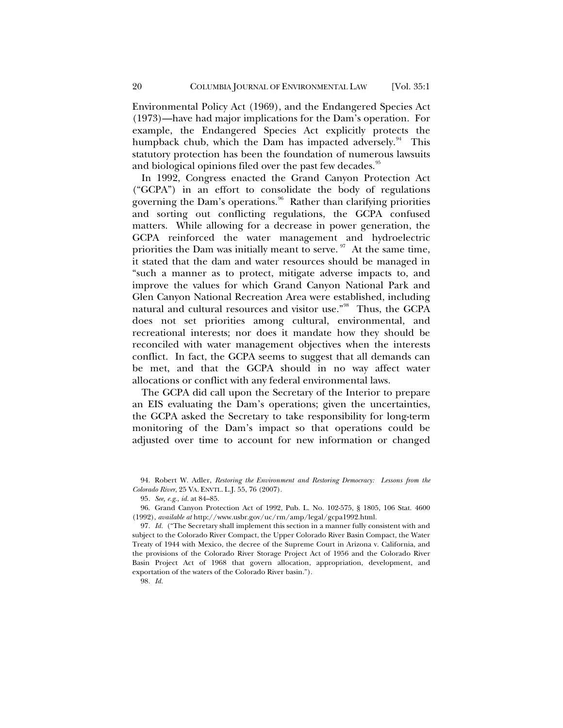Environmental Policy Act (1969), and the Endangered Species Act (1973)—have had major implications for the Dam's operation. For example, the Endangered Species Act explicitly protects the humpback chub, which the Dam has impacted adversely.[94] This statutory protection has been the foundation of numerous lawsuits and biological opinions filed over the past few decades.[95]

In 1992, Congress enacted the Grand Canyon Protection Act ("GCPA") in an effort to consolidate the body of regulations governing the Dam's operations.[96] Rather than clarifying priorities and sorting out conflicting regulations, the GCPA confused matters. While allowing for a decrease in power generation, the GCPA reinforced the water management and hydroelectric priorities the Dam was initially meant to serve.[97] At the same time, it stated that the dam and water resources should be managed in "such a manner as to protect, mitigate adverse impacts to, and improve the values for which Grand Canyon National Park and Glen Canyon National Recreation Area were established, including natural and cultural resources and visitor use."[98] Thus, the GCPA does not set priorities among cultural, environmental, and recreational interests; nor does it mandate how they should be reconciled with water management objectives when the interests conflict. In fact, the GCPA seems to suggest that all demands can be met, and that the GCPA should in no way affect water allocations or conflict with any federal environmental laws.

The GCPA did call upon the Secretary of the Interior to prepare an EIS evaluating the Dam's operations; given the uncertainties, the GCPA asked the Secretary to take responsibility for long-term monitoring of the Dam's impact so that operations could be adjusted over time to account for new information or changed

---

94. Robert W. Adler, *Restoring the Environment and Restoring Democracy: Lessons from the Colorado River*, 25 VA. ENVTL. L.J. 55, 76 (2007).

95. *See, e.g.*, *id.* at 84–85.

96. Grand Canyon Protection Act of 1992, Pub. L. No. 102-575, § 1805, 106 Stat. 4600 (1992), *available at* http://www.usbr.gov/uc/rm/amp/legal/gcpa1992.html.

97. *Id.* ("The Secretary shall implement this section in a manner fully consistent with and subject to the Colorado River Compact, the Upper Colorado River Basin Compact, the Water Treaty of 1944 with Mexico, the decree of the Supreme Court in Arizona v. California, and the provisions of the Colorado River Storage Project Act of 1956 and the Colorado River Basin Project Act of 1968 that govern allocation, appropriation, development, and exportation of the waters of the Colorado River basin.").

98. *Id.*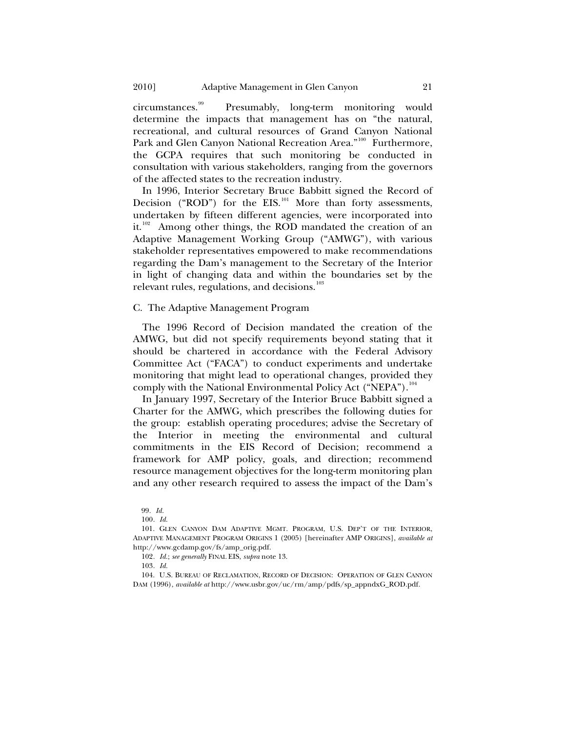circumstances.[99] Presumably, long-term monitoring would determine the impacts that management has on "the natural, recreational, and cultural resources of Grand Canyon National Park and Glen Canyon National Recreation Area."[100] Furthermore, the GCPA requires that such monitoring be conducted in consultation with various stakeholders, ranging from the governors of the affected states to the recreation industry.

In 1996, Interior Secretary Bruce Babbitt signed the Record of Decision ("ROD") for the EIS.[101] More than forty assessments, undertaken by fifteen different agencies, were incorporated into it.[102] Among other things, the ROD mandated the creation of an Adaptive Management Working Group ("AMWG"), with various stakeholder representatives empowered to make recommendations regarding the Dam's management to the Secretary of the Interior in light of changing data and within the boundaries set by the relevant rules, regulations, and decisions.[103]

### C. The Adaptive Management Program

The 1996 Record of Decision mandated the creation of the AMWG, but did not specify requirements beyond stating that it should be chartered in accordance with the Federal Advisory Committee Act ("FACA") to conduct experiments and undertake monitoring that might lead to operational changes, provided they comply with the National Environmental Policy Act ("NEPA").[104]

In January 1997, Secretary of the Interior Bruce Babbitt signed a Charter for the AMWG, which prescribes the following duties for the group: establish operating procedures; advise the Secretary of the Interior in meeting the environmental and cultural commitments in the EIS Record of Decision; recommend a framework for AMP policy, goals, and direction; recommend resource management objectives for the long-term monitoring plan and any other research required to assess the impact of the Dam's

---

99. *Id.*

100. *Id.*

101. GLEN CANYON DAM ADAPTIVE MGMT. PROGRAM, U.S. DEP'T OF THE INTERIOR, ADAPTIVE MANAGEMENT PROGRAM ORIGINS 1 (2005) [hereinafter AMP ORIGINS], *available at* http://www.gcdamp.gov/fs/amp_orig.pdf.

102. *Id.*; *see generally* FINAL EIS, *supra* note 13.

103. *Id.*

104. U.S. BUREAU OF RECLAMATION, RECORD OF DECISION: OPERATION OF GLEN CANYON DAM (1996), *available at* http://www.usbr.gov/uc/rm/amp/pdfs/sp_appndxG_ROD.pdf.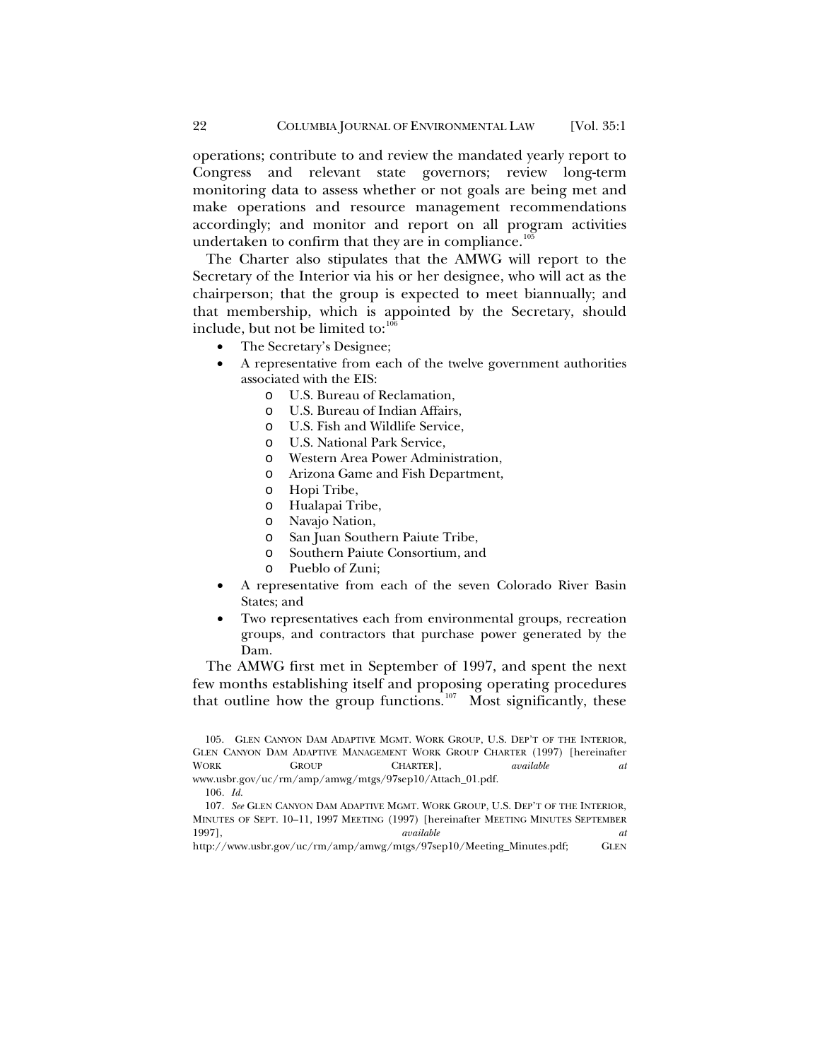operations; contribute to and review the mandated yearly report to Congress and relevant state governors; review long-term monitoring data to assess whether or not goals are being met and make operations and resource management recommendations accordingly; and monitor and report on all program activities undertaken to confirm that they are in compliance.[105]

The Charter also stipulates that the AMWG will report to the Secretary of the Interior via his or her designee, who will act as the chairperson; that the group is expected to meet biannually; and that membership, which is appointed by the Secretary, should include, but not be limited to:[106]

- The Secretary's Designee;
- A representative from each of the twelve government authorities associated with the EIS:
  - U.S. Bureau of Reclamation,
  - U.S. Bureau of Indian Affairs,
  - U.S. Fish and Wildlife Service,
  - U.S. National Park Service,
  - Western Area Power Administration,
  - Arizona Game and Fish Department,
  - Hopi Tribe,
  - Hualapai Tribe,
  - Navajo Nation,
  - San Juan Southern Paiute Tribe,
  - Southern Paiute Consortium, and
  - Pueblo of Zuni;
- A representative from each of the seven Colorado River Basin States; and
- Two representatives each from environmental groups, recreation groups, and contractors that purchase power generated by the Dam.

The AMWG first met in September of 1997, and spent the next few months establishing itself and proposing operating procedures that outline how the group functions.[107] Most significantly, these

105. GLEN CANYON DAM ADAPTIVE MGMT. WORK GROUP, U.S. DEP'T OF THE INTERIOR, GLEN CANYON DAM ADAPTIVE MANAGEMENT WORK GROUP CHARTER (1997) [hereinafter WORK GROUP CHARTER], *available at* www.usbr.gov/uc/rm/amp/amwg/mtgs/97sep10/Attach_01.pdf.

106. *Id.*

107. *See* GLEN CANYON DAM ADAPTIVE MGMT. WORK GROUP, U.S. DEP'T OF THE INTERIOR, MINUTES OF SEPT. 10–11, 1997 MEETING (1997) [hereinafter MEETING MINUTES SEPTEMBER 1997], *available at* http://www.usbr.gov/uc/rm/amp/amwg/mtgs/97sep10/Meeting_Minutes.pdf; GLEN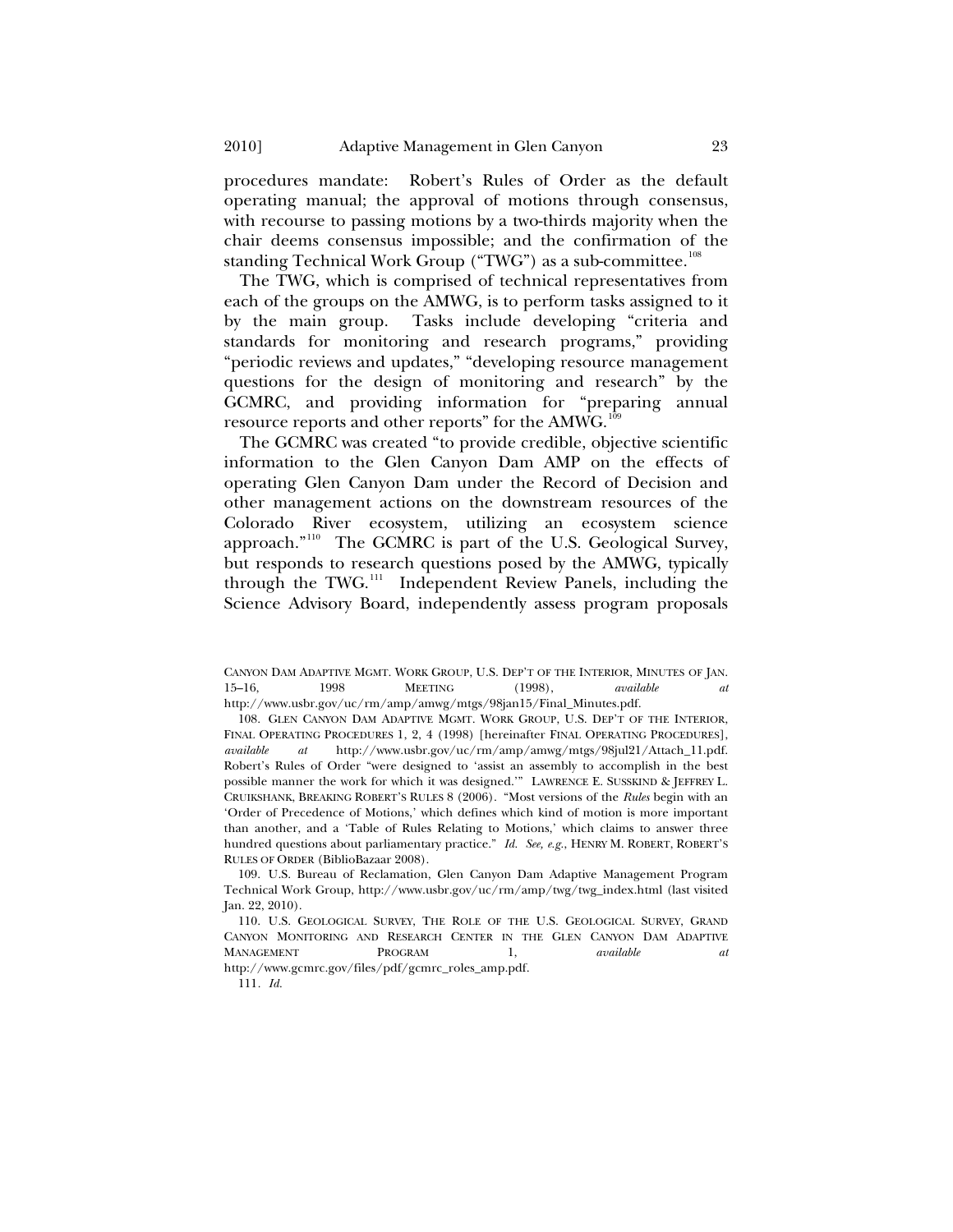procedures mandate: Robert's Rules of Order as the default operating manual; the approval of motions through consensus, with recourse to passing motions by a two-thirds majority when the chair deems consensus impossible; and the confirmation of the standing Technical Work Group ("TWG") as a sub-committee.[108]

The TWG, which is comprised of technical representatives from each of the groups on the AMWG, is to perform tasks assigned to it by the main group. Tasks include developing "criteria and standards for monitoring and research programs," providing "periodic reviews and updates," "developing resource management questions for the design of monitoring and research" by the GCMRC, and providing information for "preparing annual resource reports and other reports" for the AMWG.[109]

The GCMRC was created "to provide credible, objective scientific information to the Glen Canyon Dam AMP on the effects of operating Glen Canyon Dam under the Record of Decision and other management actions on the downstream resources of the Colorado River ecosystem, utilizing an ecosystem science approach."[110] The GCMRC is part of the U.S. Geological Survey, but responds to research questions posed by the AMWG, typically through the TWG.[111] Independent Review Panels, including the Science Advisory Board, independently assess program proposals

---

CANYON DAM ADAPTIVE MGMT. WORK GROUP, U.S. DEP'T OF THE INTERIOR, MINUTES OF JAN. 15–16, 1998 MEETING (1998), *available at* http://www.usbr.gov/uc/rm/amp/amwg/mtgs/98jan15/Final_Minutes.pdf.

108. GLEN CANYON DAM ADAPTIVE MGMT. WORK GROUP, U.S. DEP'T OF THE INTERIOR, FINAL OPERATING PROCEDURES 1, 2, 4 (1998) [hereinafter FINAL OPERATING PROCEDURES], *available at* http://www.usbr.gov/uc/rm/amp/amwg/mtgs/98jul21/Attach_11.pdf. Robert's Rules of Order "were designed to 'assist an assembly to accomplish in the best possible manner the work for which it was designed.'" LAWRENCE E. SUSSKIND & JEFFREY L. CRUIKSHANK, BREAKING ROBERT'S RULES 8 (2006). "Most versions of the *Rules* begin with an 'Order of Precedence of Motions,' which defines which kind of motion is more important than another, and a 'Table of Rules Relating to Motions,' which claims to answer three hundred questions about parliamentary practice." *Id. See, e.g.*, HENRY M. ROBERT, ROBERT'S RULES OF ORDER (BiblioBazaar 2008).

109. U.S. Bureau of Reclamation, Glen Canyon Dam Adaptive Management Program Technical Work Group, http://www.usbr.gov/uc/rm/amp/twg/twg_index.html (last visited Jan. 22, 2010).

110. U.S. GEOLOGICAL SURVEY, THE ROLE OF THE U.S. GEOLOGICAL SURVEY, GRAND CANYON MONITORING AND RESEARCH CENTER IN THE GLEN CANYON DAM ADAPTIVE MANAGEMENT PROGRAM 1, *available at* http://www.gcmrc.gov/files/pdf/gcmrc_roles_amp.pdf.

111. *Id.*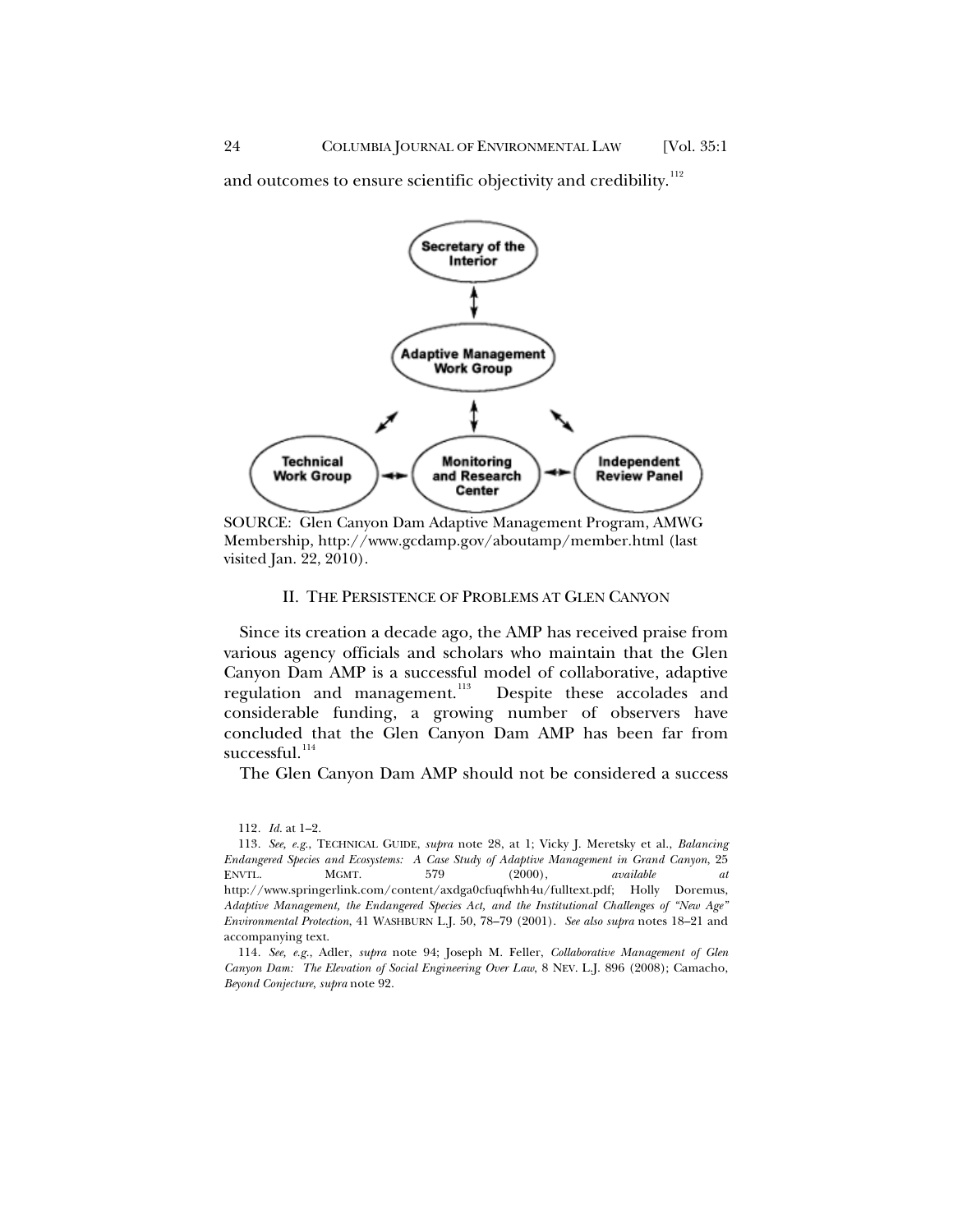and outcomes to ensure scientific objectivity and credibility.[112]

Secretary of the Interior

Adaptive Management Work Group

Technical Work Group

Monitoring and Research Center

Independent Review Panel

SOURCE: Glen Canyon Dam Adaptive Management Program, AMWG Membership, http://www.gcdamp.gov/aboutamp/member.html (last visited Jan. 22, 2010).

## II. THE PERSISTENCE OF PROBLEMS AT GLEN CANYON

Since its creation a decade ago, the AMP has received praise from various agency officials and scholars who maintain that the Glen Canyon Dam AMP is a successful model of collaborative, adaptive regulation and management.[113] Despite these accolades and considerable funding, a growing number of observers have concluded that the Glen Canyon Dam AMP has been far from successful.[114]

The Glen Canyon Dam AMP should not be considered a success

---

112. *Id.* at 1–2.

113. *See, e.g.*, TECHNICAL GUIDE, *supra* note 28, at 1; Vicky J. Meretsky et al., *Balancing Endangered Species and Ecosystems: A Case Study of Adaptive Management in Grand Canyon*, 25 ENVTL. MGMT. 579 (2000), *available at* http://www.springerlink.com/content/axdga0cfuqfwhh4u/fulltext.pdf; Holly Doremus, *Adaptive Management, the Endangered Species Act, and the Institutional Challenges of "New Age" Environmental Protection*, 41 WASHBURN L.J. 50, 78–79 (2001). *See also supra* notes 18–21 and accompanying text.

114. *See, e.g.*, Adler, *supra* note 94; Joseph M. Feller, *Collaborative Management of Glen Canyon Dam: The Elevation of Social Engineering Over Law*, 8 NEV. L.J. 896 (2008); Camacho, *Beyond Conjecture*, *supra* note 92.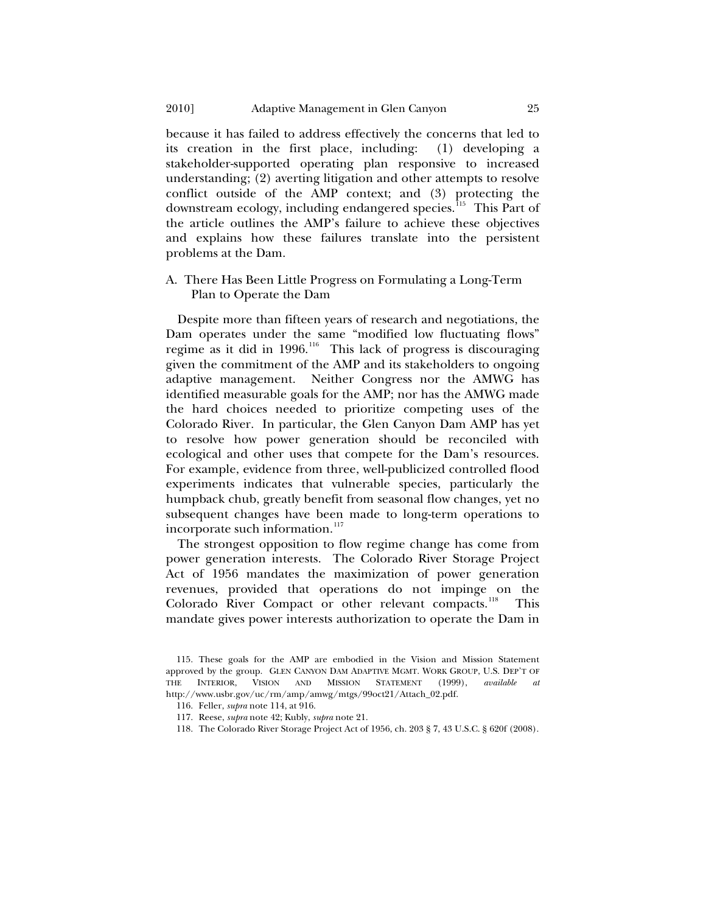because it has failed to address effectively the concerns that led to its creation in the first place, including: (1) developing a stakeholder-supported operating plan responsive to increased understanding; (2) averting litigation and other attempts to resolve conflict outside of the AMP context; and (3) protecting the downstream ecology, including endangered species.[115] This Part of the article outlines the AMP's failure to achieve these objectives and explains how these failures translate into the persistent problems at the Dam.

## A. There Has Been Little Progress on Formulating a Long-Term Plan to Operate the Dam

Despite more than fifteen years of research and negotiations, the Dam operates under the same "modified low fluctuating flows" regime as it did in 1996.[116] This lack of progress is discouraging given the commitment of the AMP and its stakeholders to ongoing adaptive management. Neither Congress nor the AMWG has identified measurable goals for the AMP; nor has the AMWG made the hard choices needed to prioritize competing uses of the Colorado River. In particular, the Glen Canyon Dam AMP has yet to resolve how power generation should be reconciled with ecological and other uses that compete for the Dam's resources. For example, evidence from three, well-publicized controlled flood experiments indicates that vulnerable species, particularly the humpback chub, greatly benefit from seasonal flow changes, yet no subsequent changes have been made to long-term operations to incorporate such information.[117]

The strongest opposition to flow regime change has come from power generation interests. The Colorado River Storage Project Act of 1956 mandates the maximization of power generation revenues, provided that operations do not impinge on the Colorado River Compact or other relevant compacts.[118] This mandate gives power interests authorization to operate the Dam in

---

115. These goals for the AMP are embodied in the Vision and Mission Statement approved by the group. GLEN CANYON DAM ADAPTIVE MGMT. WORK GROUP, U.S. DEP'T OF THE INTERIOR, VISION AND MISSION STATEMENT (1999), *available at* http://www.usbr.gov/uc/rm/amp/amwg/mtgs/99oct21/Attach_02.pdf.

116. Feller, *supra* note 114, at 916.

117. Reese, *supra* note 42; Kubly, *supra* note 21.

118. The Colorado River Storage Project Act of 1956, ch. 203 § 7, 43 U.S.C. § 620f (2008).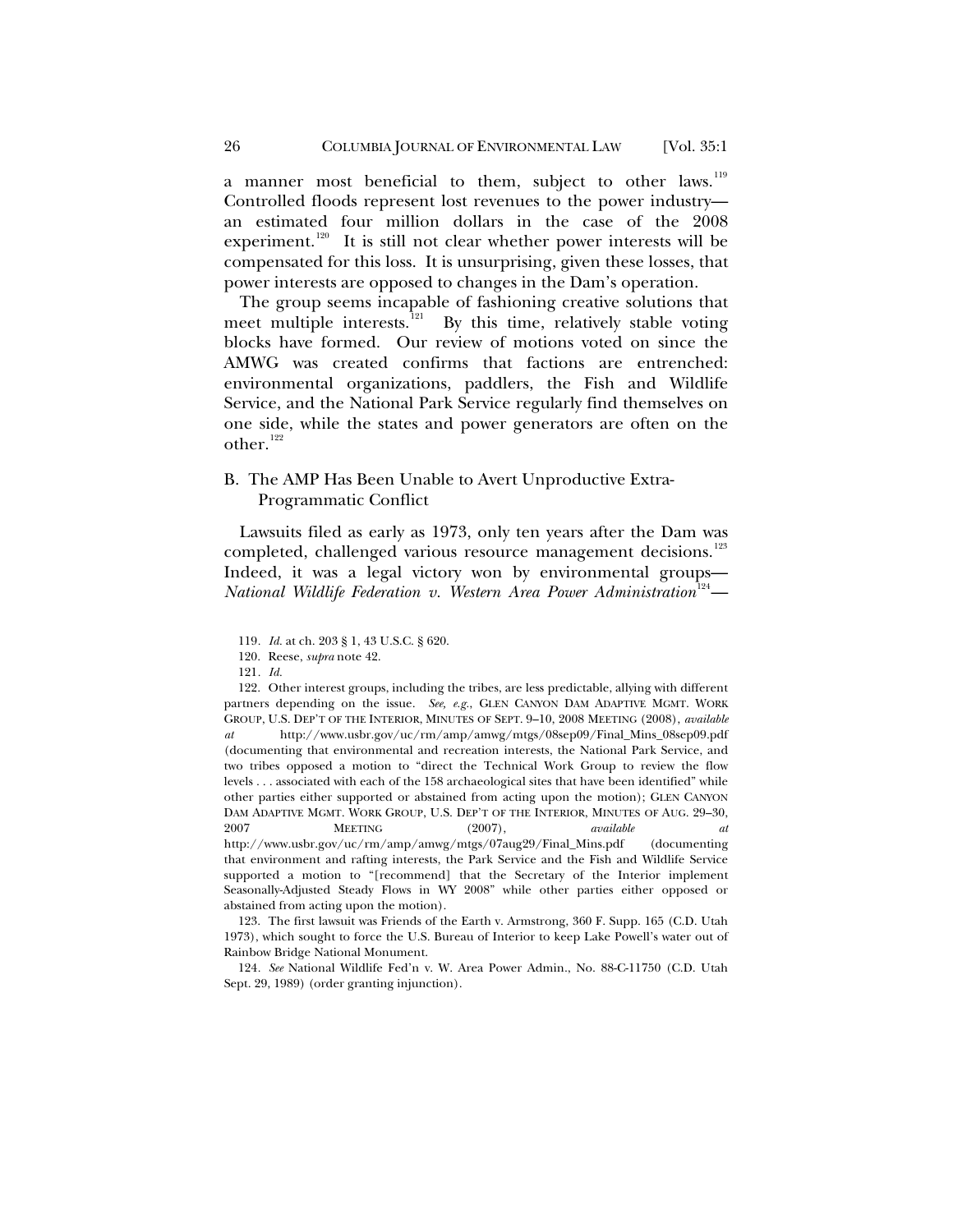a manner most beneficial to them, subject to other laws.[119] Controlled floods represent lost revenues to the power industry—an estimated four million dollars in the case of the 2008 experiment.[120] It is still not clear whether power interests will be compensated for this loss. It is unsurprising, given these losses, that power interests are opposed to changes in the Dam's operation.

The group seems incapable of fashioning creative solutions that meet multiple interests.[121] By this time, relatively stable voting blocks have formed. Our review of motions voted on since the AMWG was created confirms that factions are entrenched: environmental organizations, paddlers, the Fish and Wildlife Service, and the National Park Service regularly find themselves on one side, while the states and power generators are often on the other.[122]

### B. The AMP Has Been Unable to Avert Unproductive Extra-Programmatic Conflict

Lawsuits filed as early as 1973, only ten years after the Dam was completed, challenged various resource management decisions.[123] Indeed, it was a legal victory won by environmental groups—*National Wildlife Federation v. Western Area Power Administration*[124]—

---

119. *Id.* at ch. 203 § 1, 43 U.S.C. § 620.

120. Reese, *supra* note 42.

121. *Id.*

122. Other interest groups, including the tribes, are less predictable, allying with different partners depending on the issue. *See, e.g.*, GLEN CANYON DAM ADAPTIVE MGMT. WORK GROUP, U.S. DEP'T OF THE INTERIOR, MINUTES OF SEPT. 9–10, 2008 MEETING (2008), *available at* http://www.usbr.gov/uc/rm/amp/amwg/mtgs/08sep09/Final_Mins_08sep09.pdf (documenting that environmental and recreation interests, the National Park Service, and two tribes opposed a motion to "direct the Technical Work Group to review the flow levels . . . associated with each of the 158 archaeological sites that have been identified" while other parties either supported or abstained from acting upon the motion); GLEN CANYON DAM ADAPTIVE MGMT. WORK GROUP, U.S. DEP'T OF THE INTERIOR, MINUTES OF AUG. 29–30, 2007 MEETING (2007), *available at* http://www.usbr.gov/uc/rm/amp/amwg/mtgs/07aug29/Final_Mins.pdf (documenting that environment and rafting interests, the Park Service and the Fish and Wildlife Service supported a motion to "[recommend] that the Secretary of the Interior implement Seasonally-Adjusted Steady Flows in WY 2008" while other parties either opposed or abstained from acting upon the motion).

123. The first lawsuit was Friends of the Earth v. Armstrong, 360 F. Supp. 165 (C.D. Utah 1973), which sought to force the U.S. Bureau of Interior to keep Lake Powell's water out of Rainbow Bridge National Monument.

124. *See* National Wildlife Fed'n v. W. Area Power Admin., No. 88-C-11750 (C.D. Utah Sept. 29, 1989) (order granting injunction).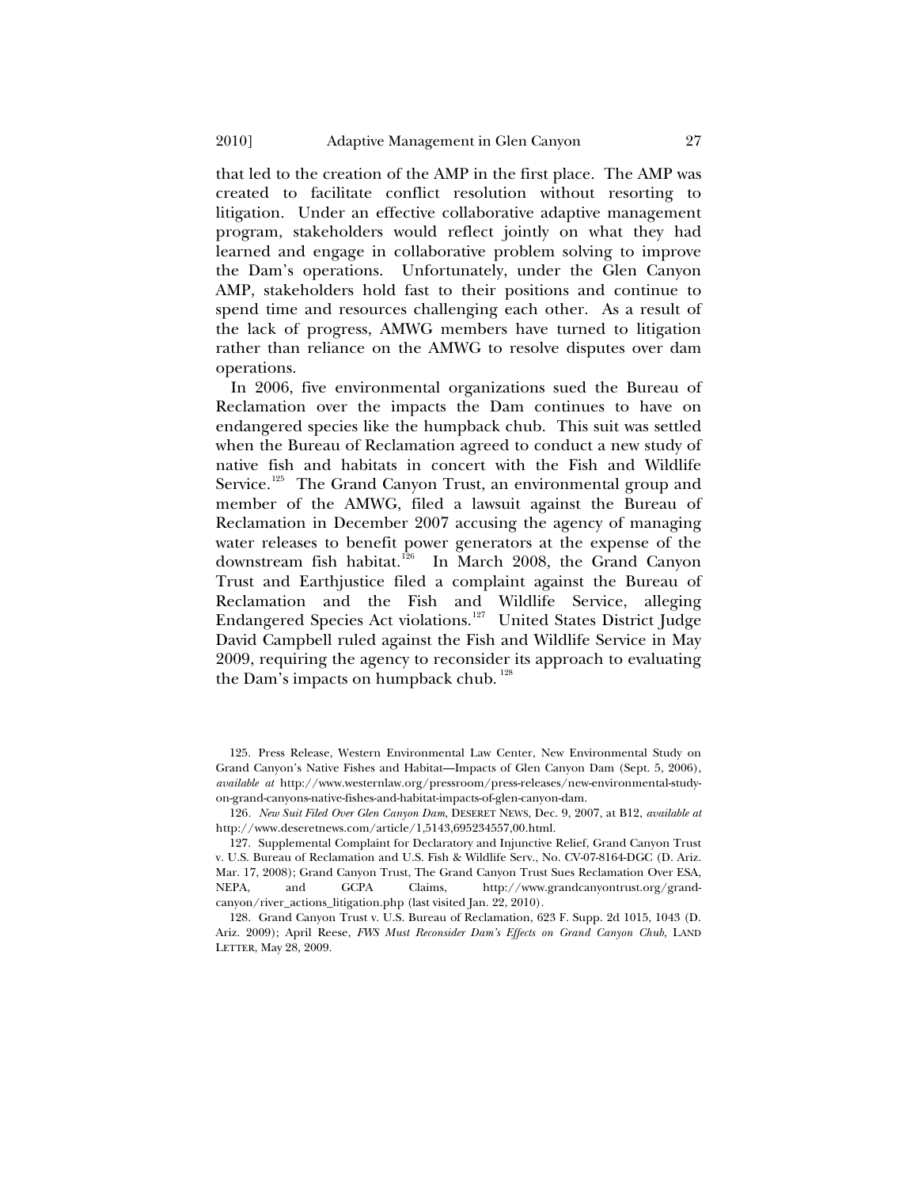that led to the creation of the AMP in the first place. The AMP was created to facilitate conflict resolution without resorting to litigation. Under an effective collaborative adaptive management program, stakeholders would reflect jointly on what they had learned and engage in collaborative problem solving to improve the Dam's operations. Unfortunately, under the Glen Canyon AMP, stakeholders hold fast to their positions and continue to spend time and resources challenging each other. As a result of the lack of progress, AMWG members have turned to litigation rather than reliance on the AMWG to resolve disputes over dam operations.

In 2006, five environmental organizations sued the Bureau of Reclamation over the impacts the Dam continues to have on endangered species like the humpback chub. This suit was settled when the Bureau of Reclamation agreed to conduct a new study of native fish and habitats in concert with the Fish and Wildlife Service.[125] The Grand Canyon Trust, an environmental group and member of the AMWG, filed a lawsuit against the Bureau of Reclamation in December 2007 accusing the agency of managing water releases to benefit power generators at the expense of the downstream fish habitat.[126] In March 2008, the Grand Canyon Trust and Earthjustice filed a complaint against the Bureau of Reclamation and the Fish and Wildlife Service, alleging Endangered Species Act violations.[127] United States District Judge David Campbell ruled against the Fish and Wildlife Service in May 2009, requiring the agency to reconsider its approach to evaluating the Dam's impacts on humpback chub.[128]

125. Press Release, Western Environmental Law Center, New Environmental Study on Grand Canyon's Native Fishes and Habitat—Impacts of Glen Canyon Dam (Sept. 5, 2006), *available at* http://www.westernlaw.org/pressroom/press-releases/new-environmental-study-on-grand-canyons-native-fishes-and-habitat-impacts-of-glen-canyon-dam.

126. *New Suit Filed Over Glen Canyon Dam*, DESERET NEWS, Dec. 9, 2007, at B12, *available at* http://www.deseretnews.com/article/1,5143,695234557,00.html.

127. Supplemental Complaint for Declaratory and Injunctive Relief, Grand Canyon Trust v. U.S. Bureau of Reclamation and U.S. Fish & Wildlife Serv., No. CV-07-8164-DGC (D. Ariz. Mar. 17, 2008); Grand Canyon Trust, The Grand Canyon Trust Sues Reclamation Over ESA, NEPA, and GCPA Claims, http://www.grandcanyontrust.org/grand-canyon/river_actions_litigation.php (last visited Jan. 22, 2010).

128. Grand Canyon Trust v. U.S. Bureau of Reclamation, 623 F. Supp. 2d 1015, 1043 (D. Ariz. 2009); April Reese, *FWS Must Reconsider Dam's Effects on Grand Canyon Chub*, LAND LETTER, May 28, 2009.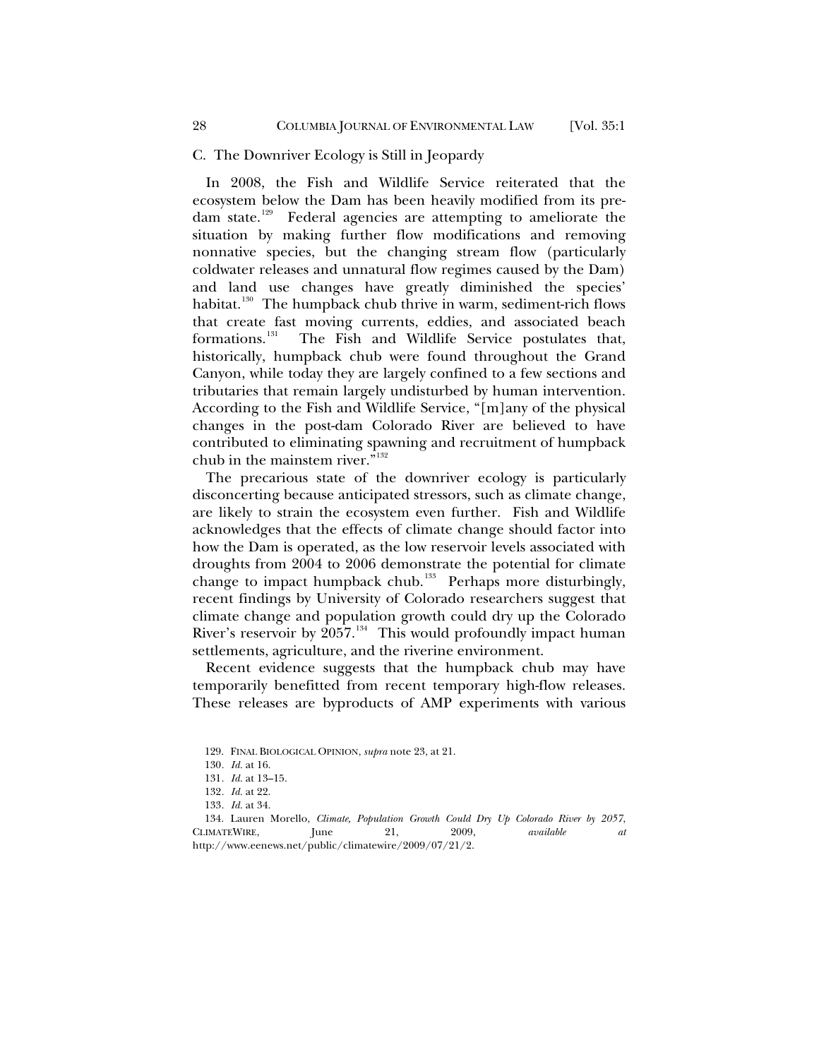### C. The Downriver Ecology is Still in Jeopardy

In 2008, the Fish and Wildlife Service reiterated that the ecosystem below the Dam has been heavily modified from its pre-dam state.[129] Federal agencies are attempting to ameliorate the situation by making further flow modifications and removing nonnative species, but the changing stream flow (particularly coldwater releases and unnatural flow regimes caused by the Dam) and land use changes have greatly diminished the species' habitat.[130] The humpback chub thrive in warm, sediment-rich flows that create fast moving currents, eddies, and associated beach formations.[131] The Fish and Wildlife Service postulates that, historically, humpback chub were found throughout the Grand Canyon, while today they are largely confined to a few sections and tributaries that remain largely undisturbed by human intervention. According to the Fish and Wildlife Service, "[m]any of the physical changes in the post-dam Colorado River are believed to have contributed to eliminating spawning and recruitment of humpback chub in the mainstem river."[132]

The precarious state of the downriver ecology is particularly disconcerting because anticipated stressors, such as climate change, are likely to strain the ecosystem even further. Fish and Wildlife acknowledges that the effects of climate change should factor into how the Dam is operated, as the low reservoir levels associated with droughts from 2004 to 2006 demonstrate the potential for climate change to impact humpback chub.[133] Perhaps more disturbingly, recent findings by University of Colorado researchers suggest that climate change and population growth could dry up the Colorado River's reservoir by 2057.[134] This would profoundly impact human settlements, agriculture, and the riverine environment.

Recent evidence suggests that the humpback chub may have temporarily benefitted from recent temporary high-flow releases. These releases are byproducts of AMP experiments with various

---

129. FINAL BIOLOGICAL OPINION, *supra* note 23, at 21.

130. *Id.* at 16.

131. *Id.* at 13–15.

132. *Id.* at 22.

133. *Id.* at 34.

134. Lauren Morello, *Climate, Population Growth Could Dry Up Colorado River by 2057*, CLIMATEWIRE, June 21, 2009, *available at* http://www.eenews.net/public/climatewire/2009/07/21/2.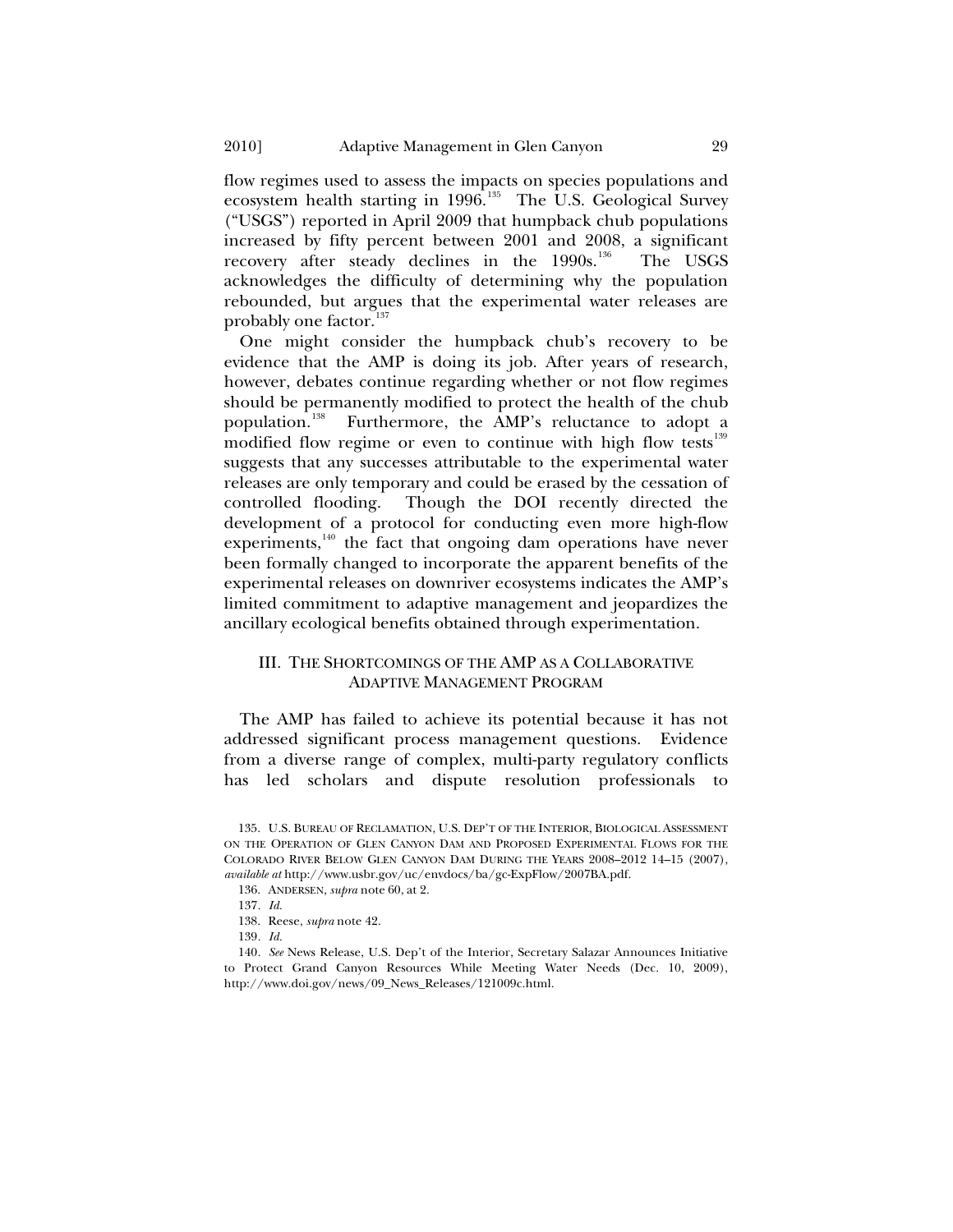flow regimes used to assess the impacts on species populations and ecosystem health starting in 1996.[135] The U.S. Geological Survey ("USGS") reported in April 2009 that humpback chub populations increased by fifty percent between 2001 and 2008, a significant recovery after steady declines in the 1990s.[136] The USGS acknowledges the difficulty of determining why the population rebounded, but argues that the experimental water releases are probably one factor.[137]

One might consider the humpback chub's recovery to be evidence that the AMP is doing its job. After years of research, however, debates continue regarding whether or not flow regimes should be permanently modified to protect the health of the chub population.[138] Furthermore, the AMP's reluctance to adopt a modified flow regime or even to continue with high flow tests[139] suggests that any successes attributable to the experimental water releases are only temporary and could be erased by the cessation of controlled flooding. Though the DOI recently directed the development of a protocol for conducting even more high-flow experiments,[140] the fact that ongoing dam operations have never been formally changed to incorporate the apparent benefits of the experimental releases on downriver ecosystems indicates the AMP's limited commitment to adaptive management and jeopardizes the ancillary ecological benefits obtained through experimentation.

## III. THE SHORTCOMINGS OF THE AMP AS A COLLABORATIVE ADAPTIVE MANAGEMENT PROGRAM

The AMP has failed to achieve its potential because it has not addressed significant process management questions. Evidence from a diverse range of complex, multi-party regulatory conflicts has led scholars and dispute resolution professionals to

135. U.S. BUREAU OF RECLAMATION, U.S. DEP'T OF THE INTERIOR, BIOLOGICAL ASSESSMENT ON THE OPERATION OF GLEN CANYON DAM AND PROPOSED EXPERIMENTAL FLOWS FOR THE COLORADO RIVER BELOW GLEN CANYON DAM DURING THE YEARS 2008–2012 14–15 (2007), *available at* http://www.usbr.gov/uc/envdocs/ba/gc-ExpFlow/2007BA.pdf.

136. ANDERSEN, *supra* note 60, at 2.

137. *Id.*

138. Reese, *supra* note 42.

139. *Id.*

140. *See* News Release, U.S. Dep't of the Interior, Secretary Salazar Announces Initiative to Protect Grand Canyon Resources While Meeting Water Needs (Dec. 10, 2009), http://www.doi.gov/news/09_News_Releases/121009c.html.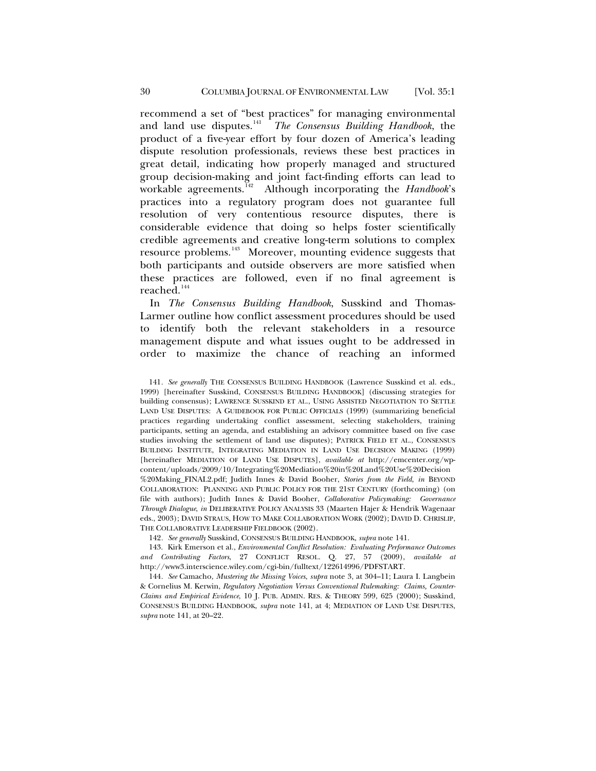recommend a set of "best practices" for managing environmental and land use disputes.[141] *The Consensus Building Handbook*, the product of a five-year effort by four dozen of America's leading dispute resolution professionals, reviews these best practices in great detail, indicating how properly managed and structured group decision-making and joint fact-finding efforts can lead to workable agreements.[142] Although incorporating the *Handbook*'s practices into a regulatory program does not guarantee full resolution of very contentious resource disputes, there is considerable evidence that doing so helps foster scientifically credible agreements and creative long-term solutions to complex resource problems.[143] Moreover, mounting evidence suggests that both participants and outside observers are more satisfied when these practices are followed, even if no final agreement is reached.[144]

In *The Consensus Building Handbook*, Susskind and Thomas-Larmer outline how conflict assessment procedures should be used to identify both the relevant stakeholders in a resource management dispute and what issues ought to be addressed in order to maximize the chance of reaching an informed

---

141. *See generally* THE CONSENSUS BUILDING HANDBOOK (Lawrence Susskind et al. eds., 1999) [hereinafter Susskind, CONSENSUS BUILDING HANDBOOK] (discussing strategies for building consensus); LAWRENCE SUSSKIND ET AL., USING ASSISTED NEGOTIATION TO SETTLE LAND USE DISPUTES: A GUIDEBOOK FOR PUBLIC OFFICIALS (1999) (summarizing beneficial practices regarding undertaking conflict assessment, selecting stakeholders, training participants, setting an agenda, and establishing an advisory committee based on five case studies involving the settlement of land use disputes); PATRICK FIELD ET AL., CONSENSUS BUILDING INSTITUTE, INTEGRATING MEDIATION IN LAND USE DECISION MAKING (1999) [hereinafter MEDIATION OF LAND USE DISPUTES], *available at* http://emcenter.org/wp-content/uploads/2009/10/Integrating%20Mediation%20in%20Land%20Use%20Decision%20Making_FINAL2.pdf; Judith Innes & David Booher, *Stories from the Field*, *in* BEYOND COLLABORATION: PLANNING AND PUBLIC POLICY FOR THE 21ST CENTURY (forthcoming) (on file with authors); Judith Innes & David Booher, *Collaborative Policymaking: Governance Through Dialogue*, *in* DELIBERATIVE POLICY ANALYSIS 33 (Maarten Hajer & Hendrik Wagenaar eds., 2003); DAVID STRAUS, HOW TO MAKE COLLABORATION WORK (2002); DAVID D. CHRISLIP, THE COLLABORATIVE LEADERSHIP FIELDBOOK (2002).

142. *See generally* Susskind, CONSENSUS BUILDING HANDBOOK, *supra* note 141.

143. Kirk Emerson et al., *Environmental Conflict Resolution: Evaluating Performance Outcomes and Contributing Factors*, 27 CONFLICT RESOL. Q. 27, 57 (2009), *available at* http://www3.interscience.wiley.com/cgi-bin/fulltext/122614996/PDFSTART.

144. *See* Camacho, *Mustering the Missing Voices*, *supra* note 3, at 304–11; Laura I. Langbein & Cornelius M. Kerwin, *Regulatory Negotiation Versus Conventional Rulemaking: Claims, Counter-Claims and Empirical Evidence*, 10 J. PUB. ADMIN. RES. & THEORY 599, 625 (2000); Susskind, CONSENSUS BUILDING HANDBOOK, *supra* note 141, at 4; MEDIATION OF LAND USE DISPUTES, *supra* note 141, at 20–22.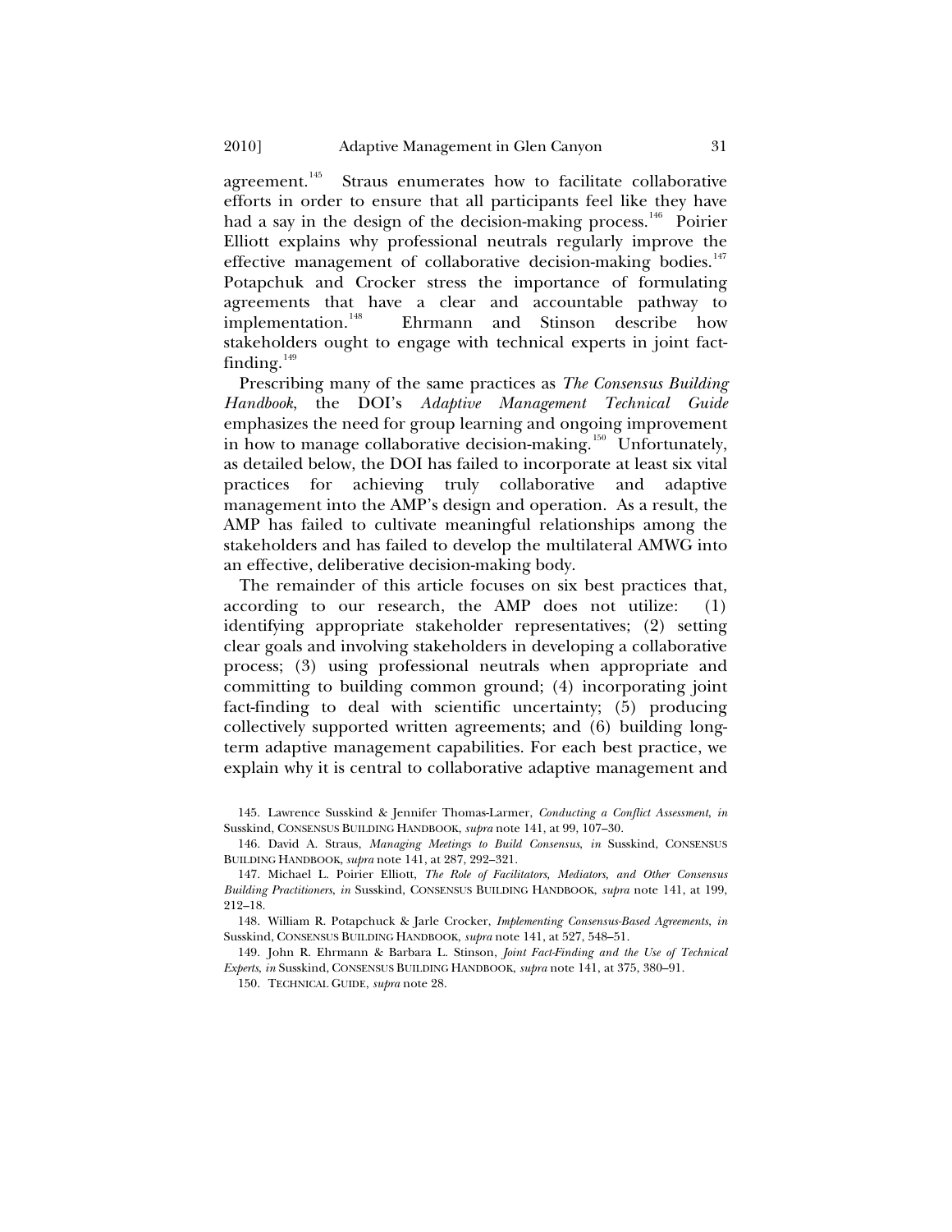agreement.[145] Straus enumerates how to facilitate collaborative efforts in order to ensure that all participants feel like they have had a say in the design of the decision-making process.[146] Poirier Elliott explains why professional neutrals regularly improve the effective management of collaborative decision-making bodies.[147] Potapchuk and Crocker stress the importance of formulating agreements that have a clear and accountable pathway to implementation.[148] Ehrmann and Stinson describe how stakeholders ought to engage with technical experts in joint fact-finding.[149]

Prescribing many of the same practices as *The Consensus Building Handbook*, the DOI's *Adaptive Management Technical Guide* emphasizes the need for group learning and ongoing improvement in how to manage collaborative decision-making.[150] Unfortunately, as detailed below, the DOI has failed to incorporate at least six vital practices for achieving truly collaborative and adaptive management into the AMP's design and operation. As a result, the AMP has failed to cultivate meaningful relationships among the stakeholders and has failed to develop the multilateral AMWG into an effective, deliberative decision-making body.

The remainder of this article focuses on six best practices that, according to our research, the AMP does not utilize: (1) identifying appropriate stakeholder representatives; (2) setting clear goals and involving stakeholders in developing a collaborative process; (3) using professional neutrals when appropriate and committing to building common ground; (4) incorporating joint fact-finding to deal with scientific uncertainty; (5) producing collectively supported written agreements; and (6) building long-term adaptive management capabilities. For each best practice, we explain why it is central to collaborative adaptive management and

145. Lawrence Susskind & Jennifer Thomas-Larmer, *Conducting a Conflict Assessment*, *in* Susskind, CONSENSUS BUILDING HANDBOOK, *supra* note 141, at 99, 107–30.

146. David A. Straus, *Managing Meetings to Build Consensus*, *in* Susskind, CONSENSUS BUILDING HANDBOOK, *supra* note 141, at 287, 292–321.

147. Michael L. Poirier Elliott, *The Role of Facilitators, Mediators, and Other Consensus Building Practitioners, in* Susskind, CONSENSUS BUILDING HANDBOOK, *supra* note 141, at 199, 212–18.

148. William R. Potapchuck & Jarle Crocker, *Implementing Consensus-Based Agreements*, *in* Susskind, CONSENSUS BUILDING HANDBOOK, *supra* note 141, at 527, 548–51.

149. John R. Ehrmann & Barbara L. Stinson, *Joint Fact-Finding and the Use of Technical Experts*, *in* Susskind, CONSENSUS BUILDING HANDBOOK, *supra* note 141, at 375, 380–91.

150. TECHNICAL GUIDE, *supra* note 28.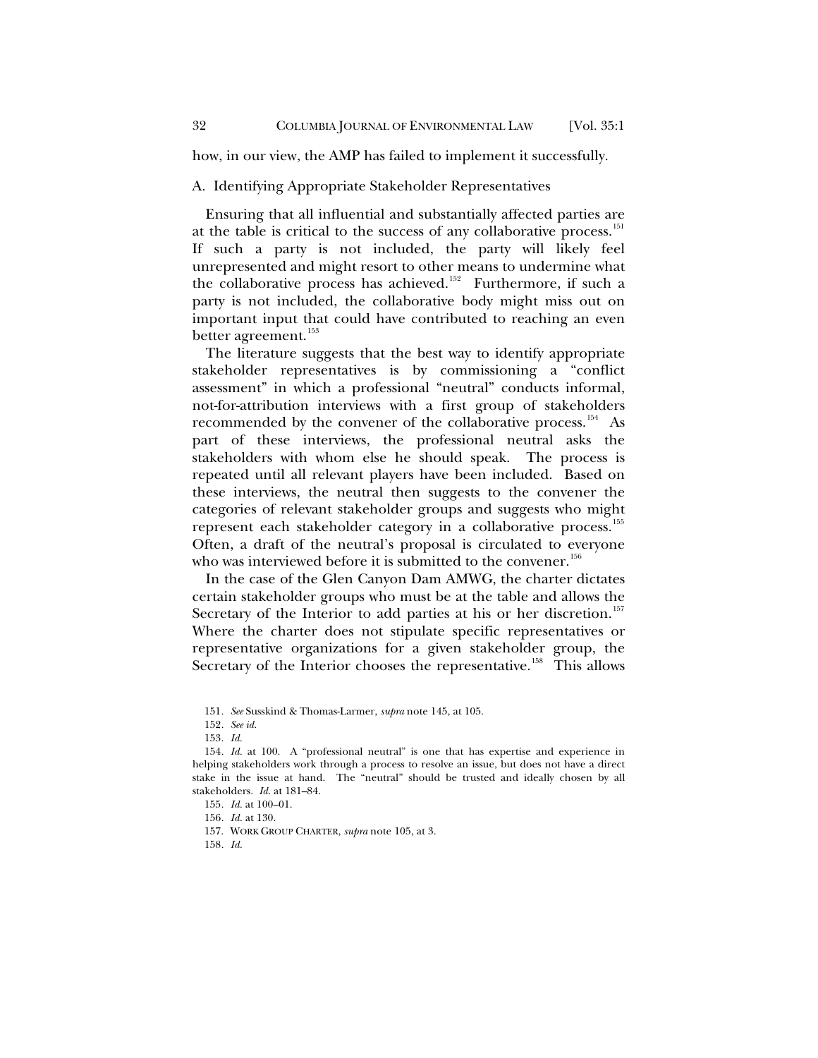how, in our view, the AMP has failed to implement it successfully.

## A. Identifying Appropriate Stakeholder Representatives

Ensuring that all influential and substantially affected parties are at the table is critical to the success of any collaborative process.[151] If such a party is not included, the party will likely feel unrepresented and might resort to other means to undermine what the collaborative process has achieved.[152] Furthermore, if such a party is not included, the collaborative body might miss out on important input that could have contributed to reaching an even better agreement.[153]

The literature suggests that the best way to identify appropriate stakeholder representatives is by commissioning a "conflict assessment" in which a professional "neutral" conducts informal, not-for-attribution interviews with a first group of stakeholders recommended by the convener of the collaborative process.[154] As part of these interviews, the professional neutral asks the stakeholders with whom else he should speak. The process is repeated until all relevant players have been included. Based on these interviews, the neutral then suggests to the convener the categories of relevant stakeholder groups and suggests who might represent each stakeholder category in a collaborative process.[155] Often, a draft of the neutral's proposal is circulated to everyone who was interviewed before it is submitted to the convener.[156]

In the case of the Glen Canyon Dam AMWG, the charter dictates certain stakeholder groups who must be at the table and allows the Secretary of the Interior to add parties at his or her discretion.[157] Where the charter does not stipulate specific representatives or representative organizations for a given stakeholder group, the Secretary of the Interior chooses the representative.[158] This allows

---

151. *See* Susskind & Thomas-Larmer, *supra* note 145, at 105.

152. *See id.*

153. *Id.*

154. *Id.* at 100. A "professional neutral" is one that has expertise and experience in helping stakeholders work through a process to resolve an issue, but does not have a direct stake in the issue at hand. The "neutral" should be trusted and ideally chosen by all stakeholders. *Id.* at 181–84.

155. *Id.* at 100–01.

156. *Id.* at 130.

157. WORK GROUP CHARTER, *supra* note 105, at 3.

158. *Id.*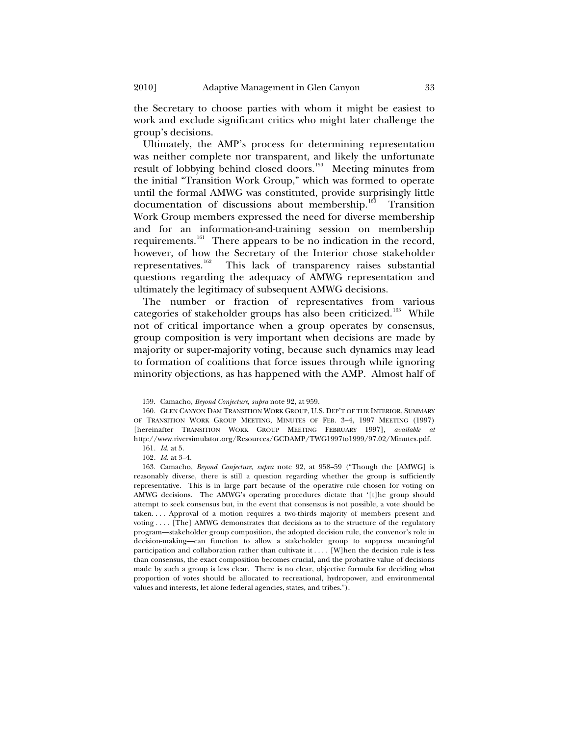the Secretary to choose parties with whom it might be easiest to work and exclude significant critics who might later challenge the group's decisions.

Ultimately, the AMP's process for determining representation was neither complete nor transparent, and likely the unfortunate result of lobbying behind closed doors.[159] Meeting minutes from the initial "Transition Work Group," which was formed to operate until the formal AMWG was constituted, provide surprisingly little documentation of discussions about membership.[160] Transition Work Group members expressed the need for diverse membership and for an information-and-training session on membership requirements.[161] There appears to be no indication in the record, however, of how the Secretary of the Interior chose stakeholder representatives.[162] This lack of transparency raises substantial questions regarding the adequacy of AMWG representation and ultimately the legitimacy of subsequent AMWG decisions.

The number or fraction of representatives from various categories of stakeholder groups has also been criticized.[163] While not of critical importance when a group operates by consensus, group composition is very important when decisions are made by majority or super-majority voting, because such dynamics may lead to formation of coalitions that force issues through while ignoring minority objections, as has happened with the AMP. Almost half of

---

159. Camacho, *Beyond Conjecture*, *supra* note 92, at 959.

160. GLEN CANYON DAM TRANSITION WORK GROUP, U.S. DEP'T OF THE INTERIOR, SUMMARY OF TRANSITION WORK GROUP MEETING, MINUTES OF FEB. 3–4, 1997 MEETING (1997) [hereinafter TRANSITION WORK GROUP MEETING FEBRUARY 1997], *available at* http://www.riversimulator.org/Resources/GCDAMP/TWG1997to1999/97.02/Minutes.pdf.

161. *Id.* at 5.

162. *Id.* at 3–4.

163. Camacho, *Beyond Conjecture*, *supra* note 92, at 958–59 ("Though the [AMWG] is reasonably diverse, there is still a question regarding whether the group is sufficiently representative. This is in large part because of the operative rule chosen for voting on AMWG decisions. The AMWG's operating procedures dictate that '[t]he group should attempt to seek consensus but, in the event that consensus is not possible, a vote should be taken. . . . Approval of a motion requires a two-thirds majority of members present and voting . . . . [The] AMWG demonstrates that decisions as to the structure of the regulatory program—stakeholder group composition, the adopted decision rule, the convenor's role in decision-making—can function to allow a stakeholder group to suppress meaningful participation and collaboration rather than cultivate it . . . . [W]hen the decision rule is less than consensus, the exact composition becomes crucial, and the probative value of decisions made by such a group is less clear. There is no clear, objective formula for deciding what proportion of votes should be allocated to recreational, hydropower, and environmental values and interests, let alone federal agencies, states, and tribes.").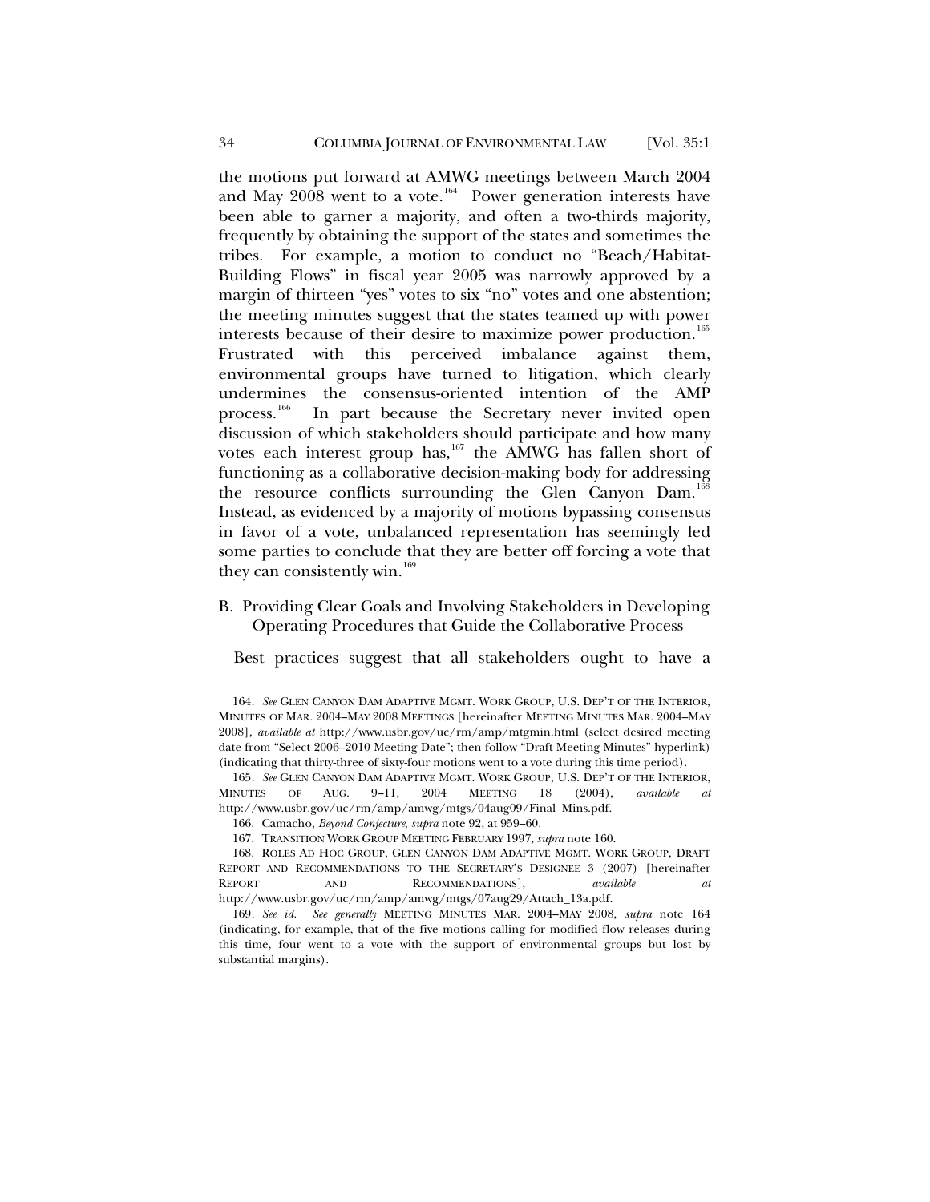the motions put forward at AMWG meetings between March 2004 and May 2008 went to a vote.[164] Power generation interests have been able to garner a majority, and often a two-thirds majority, frequently by obtaining the support of the states and sometimes the tribes. For example, a motion to conduct no "Beach/Habitat-Building Flows" in fiscal year 2005 was narrowly approved by a margin of thirteen "yes" votes to six "no" votes and one abstention; the meeting minutes suggest that the states teamed up with power interests because of their desire to maximize power production.[165] Frustrated with this perceived imbalance against them, environmental groups have turned to litigation, which clearly undermines the consensus-oriented intention of the AMP process.[166] In part because the Secretary never invited open discussion of which stakeholders should participate and how many votes each interest group has,[167] the AMWG has fallen short of functioning as a collaborative decision-making body for addressing the resource conflicts surrounding the Glen Canyon Dam.[168] Instead, as evidenced by a majority of motions bypassing consensus in favor of a vote, unbalanced representation has seemingly led some parties to conclude that they are better off forcing a vote that they can consistently win.[169]

### B. Providing Clear Goals and Involving Stakeholders in Developing Operating Procedures that Guide the Collaborative Process

Best practices suggest that all stakeholders ought to have a

---

164. *See* GLEN CANYON DAM ADAPTIVE MGMT. WORK GROUP, U.S. DEP'T OF THE INTERIOR, MINUTES OF MAR. 2004–MAY 2008 MEETINGS [hereinafter MEETING MINUTES MAR. 2004–MAY 2008], *available at* http://www.usbr.gov/uc/rm/amp/mtgmin.html (select desired meeting date from "Select 2006–2010 Meeting Date"; then follow "Draft Meeting Minutes" hyperlink) (indicating that thirty-three of sixty-four motions went to a vote during this time period).

165. *See* GLEN CANYON DAM ADAPTIVE MGMT. WORK GROUP, U.S. DEP'T OF THE INTERIOR, MINUTES OF AUG. 9–11, 2004 MEETING 18 (2004), *available at* http://www.usbr.gov/uc/rm/amp/amwg/mtgs/04aug09/Final_Mins.pdf.

166. Camacho, *Beyond Conjecture*, *supra* note 92, at 959–60.

167. TRANSITION WORK GROUP MEETING FEBRUARY 1997, *supra* note 160.

168. ROLES AD HOC GROUP, GLEN CANYON DAM ADAPTIVE MGMT. WORK GROUP, DRAFT REPORT AND RECOMMENDATIONS TO THE SECRETARY'S DESIGNEE 3 (2007) [hereinafter REPORT AND RECOMMENDATIONS], *available at* http://www.usbr.gov/uc/rm/amp/amwg/mtgs/07aug29/Attach_13a.pdf.

169. *See id.* *See generally* MEETING MINUTES MAR. 2004–MAY 2008, *supra* note 164 (indicating, for example, that of the five motions calling for modified flow releases during this time, four went to a vote with the support of environmental groups but lost by substantial margins).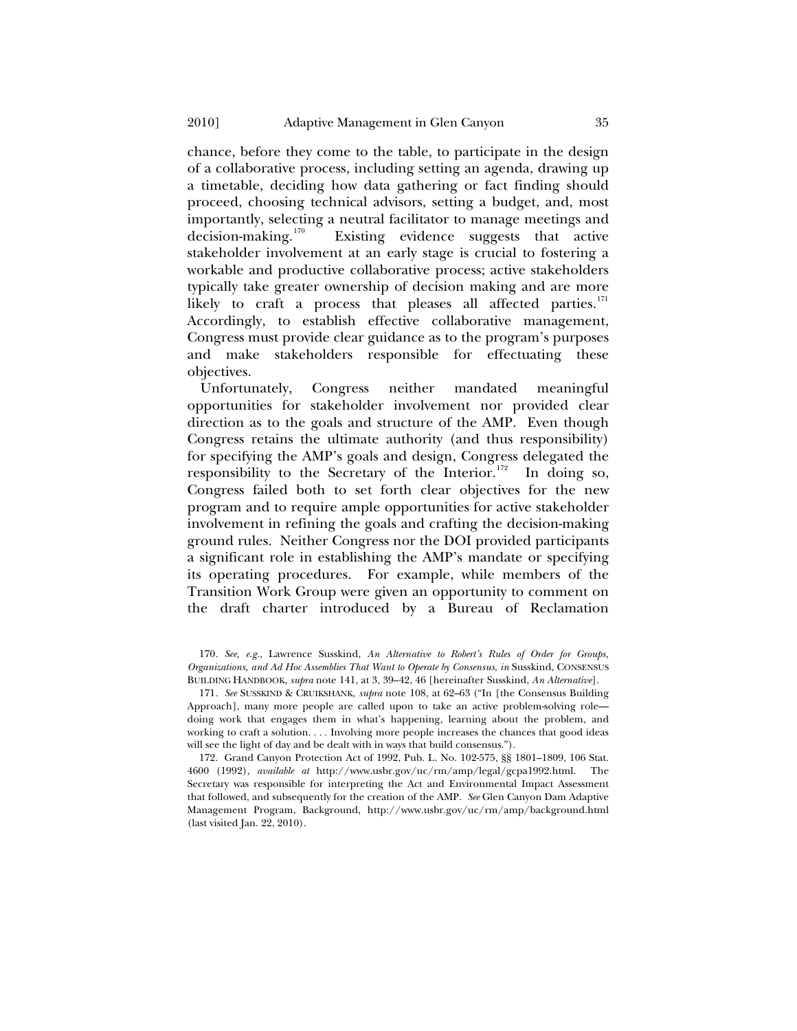chance, before they come to the table, to participate in the design of a collaborative process, including setting an agenda, drawing up a timetable, deciding how data gathering or fact finding should proceed, choosing technical advisors, setting a budget, and, most importantly, selecting a neutral facilitator to manage meetings and decision-making.[170] Existing evidence suggests that active stakeholder involvement at an early stage is crucial to fostering a workable and productive collaborative process; active stakeholders typically take greater ownership of decision making and are more likely to craft a process that pleases all affected parties.[171] Accordingly, to establish effective collaborative management, Congress must provide clear guidance as to the program's purposes and make stakeholders responsible for effectuating these objectives.

Unfortunately, Congress neither mandated meaningful opportunities for stakeholder involvement nor provided clear direction as to the goals and structure of the AMP. Even though Congress retains the ultimate authority (and thus responsibility) for specifying the AMP's goals and design, Congress delegated the responsibility to the Secretary of the Interior.[172] In doing so, Congress failed both to set forth clear objectives for the new program and to require ample opportunities for active stakeholder involvement in refining the goals and crafting the decision-making ground rules. Neither Congress nor the DOI provided participants a significant role in establishing the AMP's mandate or specifying its operating procedures. For example, while members of the Transition Work Group were given an opportunity to comment on the draft charter introduced by a Bureau of Reclamation

170. *See, e.g.*, Lawrence Susskind, *An Alternative to Robert's Rules of Order for Groups, Organizations, and Ad Hoc Assemblies That Want to Operate by Consensus*, *in* Susskind, CONSENSUS BUILDING HANDBOOK, *supra* note 141, at 3, 39–42, 46 [hereinafter Susskind, *An Alternative*].

171. *See* SUSSKIND & CRUIKSHANK, *supra* note 108, at 62–63 ("In [the Consensus Building Approach], many more people are called upon to take an active problem-solving role—doing work that engages them in what's happening, learning about the problem, and working to craft a solution. . . . Involving more people increases the chances that good ideas will see the light of day and be dealt with in ways that build consensus.").

172. Grand Canyon Protection Act of 1992, Pub. L. No. 102-575, §§ 1801–1809, 106 Stat. 4600 (1992), *available at* http://www.usbr.gov/uc/rm/amp/legal/gcpa1992.html. The Secretary was responsible for interpreting the Act and Environmental Impact Assessment that followed, and subsequently for the creation of the AMP. *See* Glen Canyon Dam Adaptive Management Program, Background, http://www.usbr.gov/uc/rm/amp/background.html (last visited Jan. 22, 2010).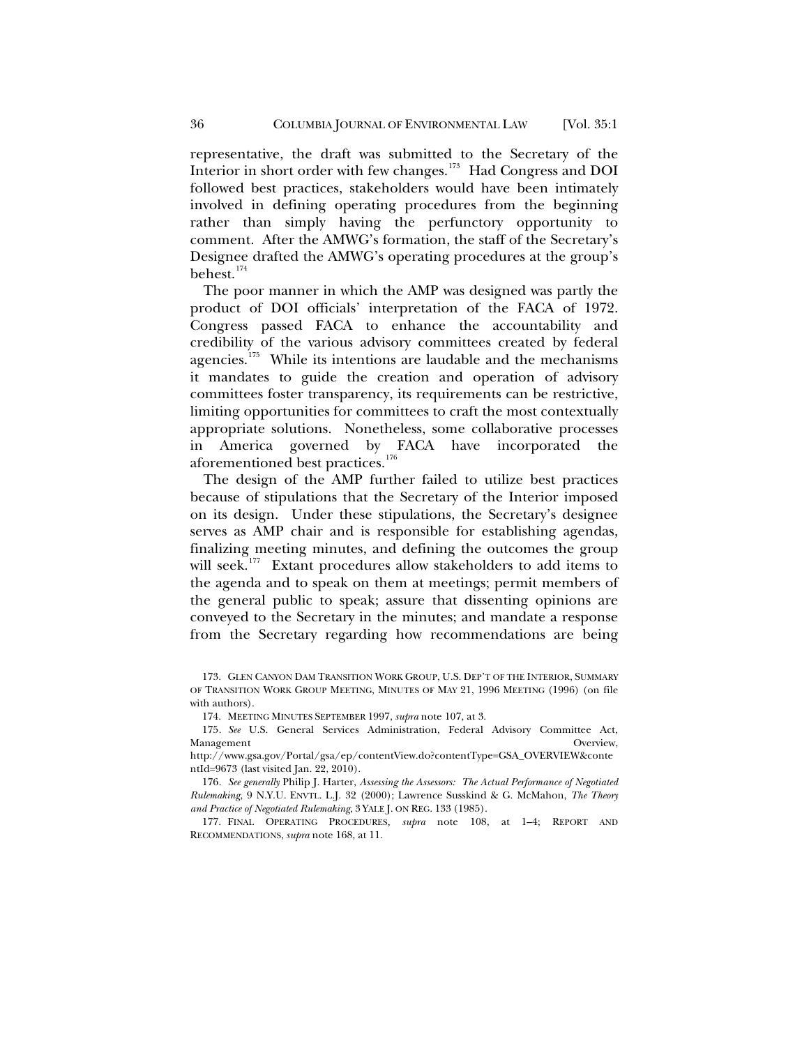representative, the draft was submitted to the Secretary of the Interior in short order with few changes.[173] Had Congress and DOI followed best practices, stakeholders would have been intimately involved in defining operating procedures from the beginning rather than simply having the perfunctory opportunity to comment. After the AMWG's formation, the staff of the Secretary's Designee drafted the AMWG's operating procedures at the group's behest.[174]

The poor manner in which the AMP was designed was partly the product of DOI officials' interpretation of the FACA of 1972. Congress passed FACA to enhance the accountability and credibility of the various advisory committees created by federal agencies.[175] While its intentions are laudable and the mechanisms it mandates to guide the creation and operation of advisory committees foster transparency, its requirements can be restrictive, limiting opportunities for committees to craft the most contextually appropriate solutions. Nonetheless, some collaborative processes in America governed by FACA have incorporated the aforementioned best practices.[176]

The design of the AMP further failed to utilize best practices because of stipulations that the Secretary of the Interior imposed on its design. Under these stipulations, the Secretary's designee serves as AMP chair and is responsible for establishing agendas, finalizing meeting minutes, and defining the outcomes the group will seek.[177] Extant procedures allow stakeholders to add items to the agenda and to speak on them at meetings; permit members of the general public to speak; assure that dissenting opinions are conveyed to the Secretary in the minutes; and mandate a response from the Secretary regarding how recommendations are being

173. GLEN CANYON DAM TRANSITION WORK GROUP, U.S. DEP'T OF THE INTERIOR, SUMMARY OF TRANSITION WORK GROUP MEETING, MINUTES OF MAY 21, 1996 MEETING (1996) (on file with authors).

174. MEETING MINUTES SEPTEMBER 1997, *supra* note 107, at 3.

175. *See* U.S. General Services Administration, Federal Advisory Committee Act, Management Overview, http://www.gsa.gov/Portal/gsa/ep/contentView.do?contentType=GSA_OVERVIEW&contentId=9673 (last visited Jan. 22, 2010).

176. *See generally* Philip J. Harter, *Assessing the Assessors: The Actual Performance of Negotiated Rulemaking*, 9 N.Y.U. ENVTL. L.J. 32 (2000); Lawrence Susskind & G. McMahon, *The Theory and Practice of Negotiated Rulemaking*, 3 YALE J. ON REG. 133 (1985).

177. FINAL OPERATING PROCEDURES, *supra* note 108, at 1–4; REPORT AND RECOMMENDATIONS, *supra* note 168, at 11.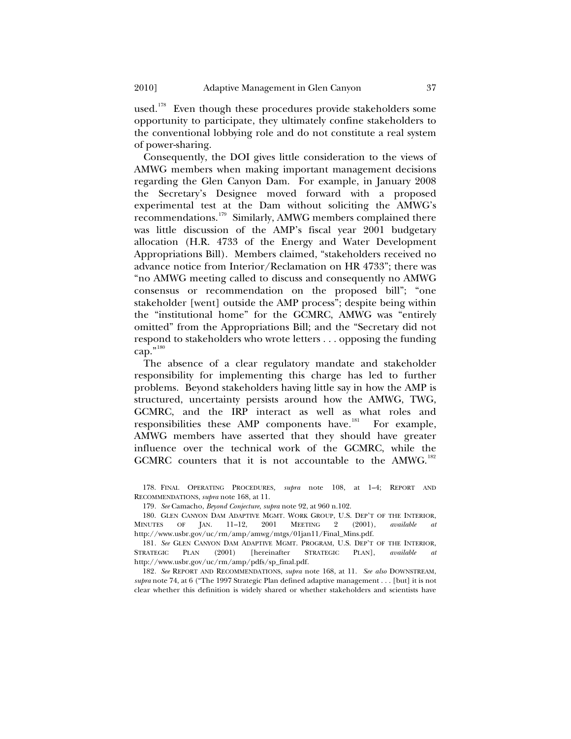used.[178] Even though these procedures provide stakeholders some opportunity to participate, they ultimately confine stakeholders to the conventional lobbying role and do not constitute a real system of power-sharing.

Consequently, the DOI gives little consideration to the views of AMWG members when making important management decisions regarding the Glen Canyon Dam. For example, in January 2008 the Secretary's Designee moved forward with a proposed experimental test at the Dam without soliciting the AMWG's recommendations.[179] Similarly, AMWG members complained there was little discussion of the AMP's fiscal year 2001 budgetary allocation (H.R. 4733 of the Energy and Water Development Appropriations Bill). Members claimed, "stakeholders received no advance notice from Interior/Reclamation on HR 4733"; there was "no AMWG meeting called to discuss and consequently no AMWG consensus or recommendation on the proposed bill"; "one stakeholder [went] outside the AMP process"; despite being within the "institutional home" for the GCMRC, AMWG was "entirely omitted" from the Appropriations Bill; and the "Secretary did not respond to stakeholders who wrote letters . . . opposing the funding cap."[180]

The absence of a clear regulatory mandate and stakeholder responsibility for implementing this charge has led to further problems. Beyond stakeholders having little say in how the AMP is structured, uncertainty persists around how the AMWG, TWG, GCMRC, and the IRP interact as well as what roles and responsibilities these AMP components have.[181] For example, AMWG members have asserted that they should have greater influence over the technical work of the GCMRC, while the GCMRC counters that it is not accountable to the AMWG.[182]

---

178. FINAL OPERATING PROCEDURES, *supra* note 108, at 1–4; REPORT AND RECOMMENDATIONS, *supra* note 168, at 11.

179. *See* Camacho, *Beyond Conjecture*, *supra* note 92, at 960 n.102.

180. GLEN CANYON DAM ADAPTIVE MGMT. WORK GROUP, U.S. DEP'T OF THE INTERIOR, MINUTES OF JAN. 11–12, 2001 MEETING 2 (2001), *available at* http://www.usbr.gov/uc/rm/amp/amwg/mtgs/01jan11/Final_Mins.pdf.

181. *See* GLEN CANYON DAM ADAPTIVE MGMT. PROGRAM, U.S. DEP'T OF THE INTERIOR, STRATEGIC PLAN (2001) [hereinafter STRATEGIC PLAN], *available at* http://www.usbr.gov/uc/rm/amp/pdfs/sp_final.pdf.

182. *See* REPORT AND RECOMMENDATIONS, *supra* note 168, at 11. *See also* DOWNSTREAM, *supra* note 74, at 6 ("The 1997 Strategic Plan defined adaptive management . . . [but] it is not clear whether this definition is widely shared or whether stakeholders and scientists have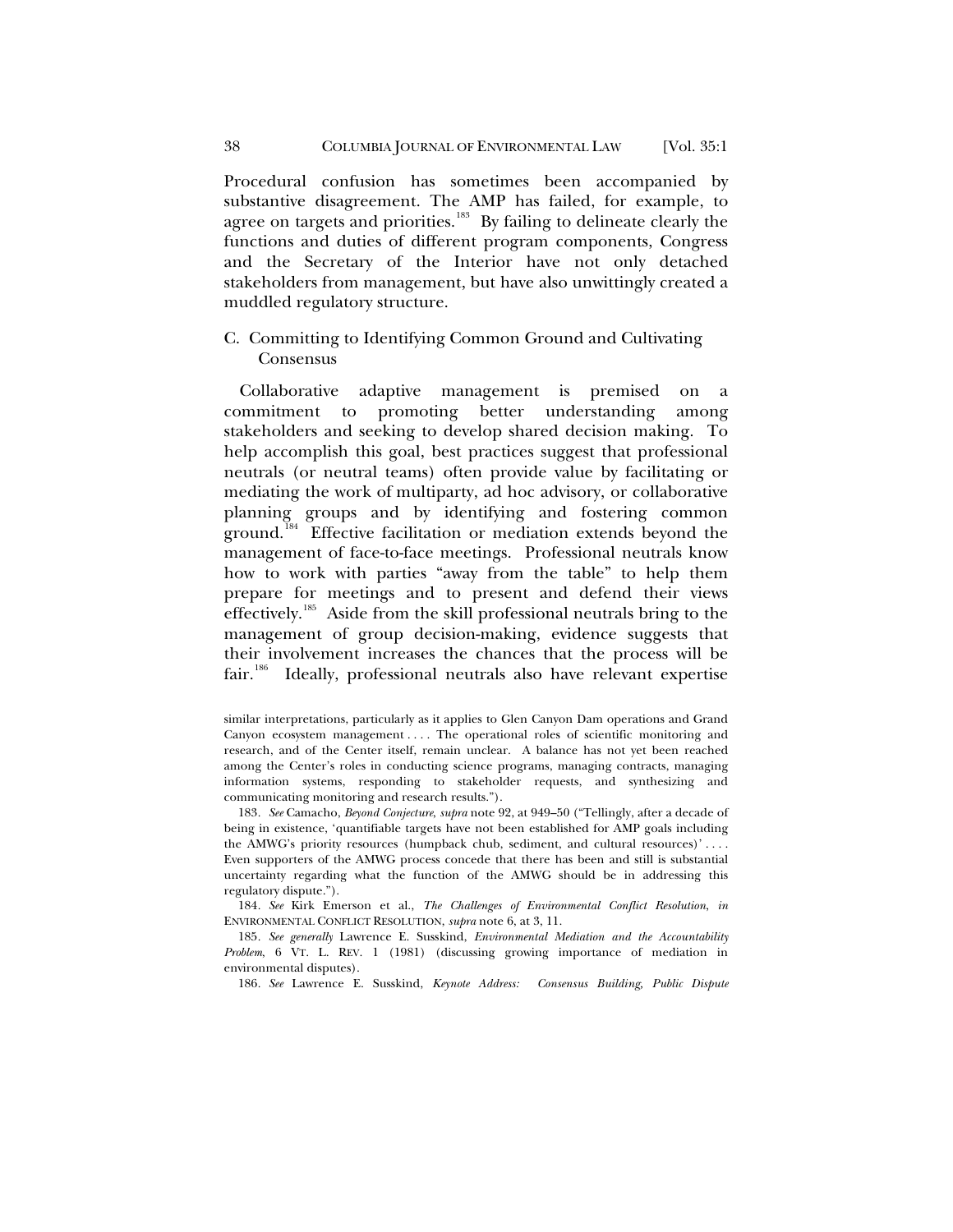Procedural confusion has sometimes been accompanied by substantive disagreement. The AMP has failed, for example, to agree on targets and priorities.[183] By failing to delineate clearly the functions and duties of different program components, Congress and the Secretary of the Interior have not only detached stakeholders from management, but have also unwittingly created a muddled regulatory structure.

### C. Committing to Identifying Common Ground and Cultivating Consensus

Collaborative adaptive management is premised on a commitment to promoting better understanding among stakeholders and seeking to develop shared decision making. To help accomplish this goal, best practices suggest that professional neutrals (or neutral teams) often provide value by facilitating or mediating the work of multiparty, ad hoc advisory, or collaborative planning groups and by identifying and fostering common ground.[184] Effective facilitation or mediation extends beyond the management of face-to-face meetings. Professional neutrals know how to work with parties "away from the table" to help them prepare for meetings and to present and defend their views effectively.[185] Aside from the skill professional neutrals bring to the management of group decision-making, evidence suggests that their involvement increases the chances that the process will be fair.[186] Ideally, professional neutrals also have relevant expertise

---

similar interpretations, particularly as it applies to Glen Canyon Dam operations and Grand Canyon ecosystem management . . . . The operational roles of scientific monitoring and research, and of the Center itself, remain unclear. A balance has not yet been reached among the Center's roles in conducting science programs, managing contracts, managing information systems, responding to stakeholder requests, and synthesizing and communicating monitoring and research results.").

183. *See* Camacho, *Beyond Conjecture*, *supra* note 92, at 949–50 ("Tellingly, after a decade of being in existence, 'quantifiable targets have not been established for AMP goals including the AMWG's priority resources (humpback chub, sediment, and cultural resources)' . . . . Even supporters of the AMWG process concede that there has been and still is substantial uncertainty regarding what the function of the AMWG should be in addressing this regulatory dispute.").

184. *See* Kirk Emerson et al., *The Challenges of Environmental Conflict Resolution*, *in* ENVIRONMENTAL CONFLICT RESOLUTION, *supra* note 6, at 3, 11.

185. *See generally* Lawrence E. Susskind, *Environmental Mediation and the Accountability Problem*, 6 VT. L. REV. 1 (1981) (discussing growing importance of mediation in environmental disputes).

186. *See* Lawrence E. Susskind, *Keynote Address: Consensus Building, Public Dispute*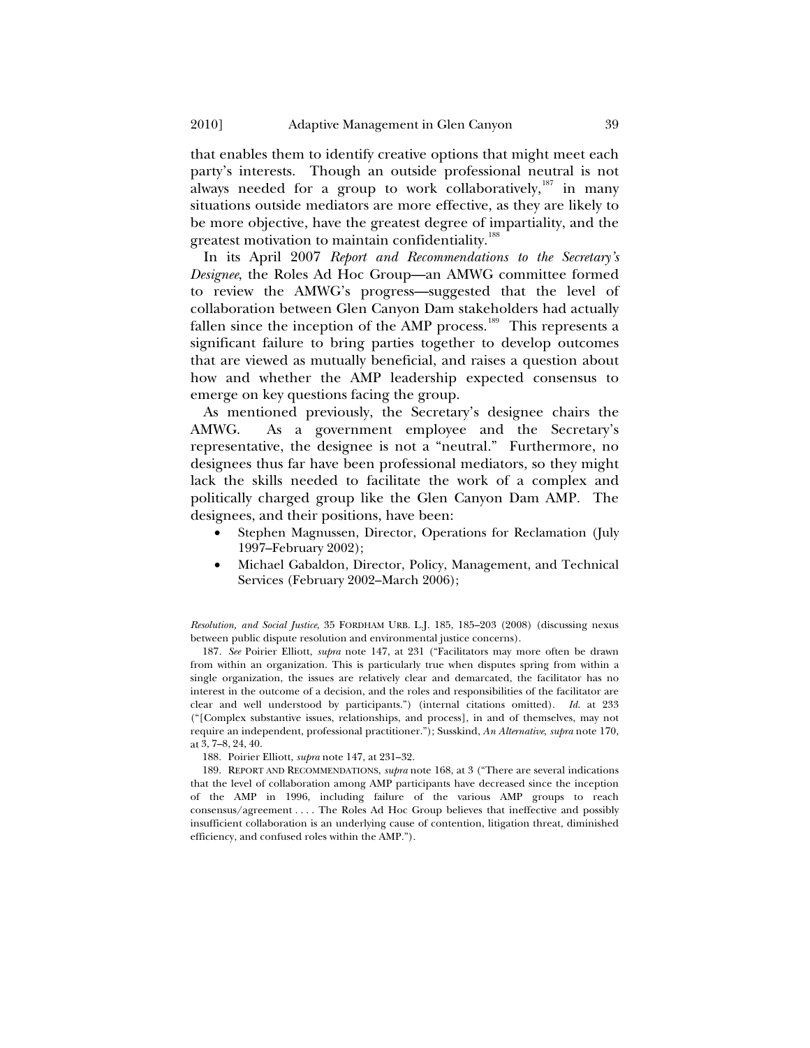that enables them to identify creative options that might meet each party's interests. Though an outside professional neutral is not always needed for a group to work collaboratively,[187] in many situations outside mediators are more effective, as they are likely to be more objective, have the greatest degree of impartiality, and the greatest motivation to maintain confidentiality.[188]

In its April 2007 *Report and Recommendations to the Secretary's Designee*, the Roles Ad Hoc Group—an AMWG committee formed to review the AMWG's progress—suggested that the level of collaboration between Glen Canyon Dam stakeholders had actually fallen since the inception of the AMP process.[189] This represents a significant failure to bring parties together to develop outcomes that are viewed as mutually beneficial, and raises a question about how and whether the AMP leadership expected consensus to emerge on key questions facing the group.

As mentioned previously, the Secretary's designee chairs the AMWG. As a government employee and the Secretary's representative, the designee is not a "neutral." Furthermore, no designees thus far have been professional mediators, so they might lack the skills needed to facilitate the work of a complex and politically charged group like the Glen Canyon Dam AMP. The designees, and their positions, have been:

- Stephen Magnussen, Director, Operations for Reclamation (July 1997–February 2002);
- Michael Gabaldon, Director, Policy, Management, and Technical Services (February 2002–March 2006);

*Resolution, and Social Justice*, 35 FORDHAM URB. L.J. 185, 185–203 (2008) (discussing nexus between public dispute resolution and environmental justice concerns).

187. *See* Poirier Elliott, *supra* note 147, at 231 ("Facilitators may more often be drawn from within an organization. This is particularly true when disputes spring from within a single organization, the issues are relatively clear and demarcated, the facilitator has no interest in the outcome of a decision, and the roles and responsibilities of the facilitator are clear and well understood by participants.") (internal citations omitted). *Id.* at 233 ("[Complex substantive issues, relationships, and process], in and of themselves, may not require an independent, professional practitioner."); Susskind, *An Alternative*, *supra* note 170, at 3, 7–8, 24, 40.

188. Poirier Elliott, *supra* note 147, at 231–32.

189. REPORT AND RECOMMENDATIONS, *supra* note 168, at 3 ("There are several indications that the level of collaboration among AMP participants have decreased since the inception of the AMP in 1996, including failure of the various AMP groups to reach consensus/agreement . . . . The Roles Ad Hoc Group believes that ineffective and possibly insufficient collaboration is an underlying cause of contention, litigation threat, diminished efficiency, and confused roles within the AMP.").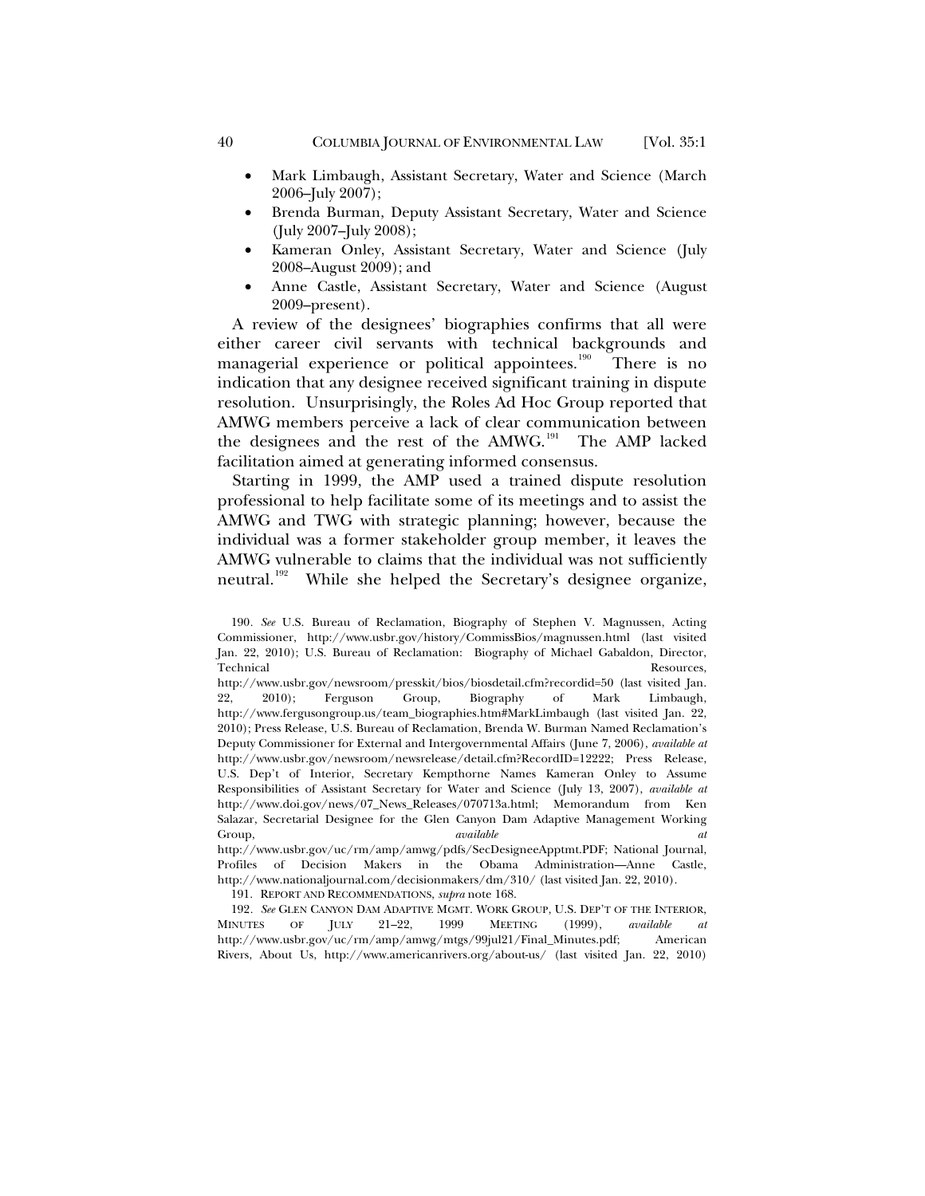- Mark Limbaugh, Assistant Secretary, Water and Science (March 2006–July 2007);
- Brenda Burman, Deputy Assistant Secretary, Water and Science (July 2007–July 2008);
- Kameran Onley, Assistant Secretary, Water and Science (July 2008–August 2009); and
- Anne Castle, Assistant Secretary, Water and Science (August 2009–present).

A review of the designees' biographies confirms that all were either career civil servants with technical backgrounds and managerial experience or political appointees.[190] There is no indication that any designee received significant training in dispute resolution. Unsurprisingly, the Roles Ad Hoc Group reported that AMWG members perceive a lack of clear communication between the designees and the rest of the AMWG.[191] The AMP lacked facilitation aimed at generating informed consensus.

Starting in 1999, the AMP used a trained dispute resolution professional to help facilitate some of its meetings and to assist the AMWG and TWG with strategic planning; however, because the individual was a former stakeholder group member, it leaves the AMWG vulnerable to claims that the individual was not sufficiently neutral.[192] While she helped the Secretary's designee organize,

---

190. *See* U.S. Bureau of Reclamation, Biography of Stephen V. Magnussen, Acting Commissioner, http://www.usbr.gov/history/CommissBios/magnussen.html (last visited Jan. 22, 2010); U.S. Bureau of Reclamation: Biography of Michael Gabaldon, Director, Technical Resources, http://www.usbr.gov/newsroom/presskit/bios/biosdetail.cfm?recordid=50 (last visited Jan. 22, 2010); Ferguson Group, Biography of Mark Limbaugh, http://www.fergusongroup.us/team_biographies.htm#MarkLimbaugh (last visited Jan. 22, 2010); Press Release, U.S. Bureau of Reclamation, Brenda W. Burman Named Reclamation's Deputy Commissioner for External and Intergovernmental Affairs (June 7, 2006), *available at* http://www.usbr.gov/newsroom/newsrelease/detail.cfm?RecordID=12222; Press Release, U.S. Dep't of Interior, Secretary Kempthorne Names Kameran Onley to Assume Responsibilities of Assistant Secretary for Water and Science (July 13, 2007), *available at* http://www.doi.gov/news/07_News_Releases/070713a.html; Memorandum from Ken Salazar, Secretarial Designee for the Glen Canyon Dam Adaptive Management Working Group, *available at* http://www.usbr.gov/uc/rm/amp/amwg/pdfs/SecDesigneeApptmt.PDF; National Journal, Profiles of Decision Makers in the Obama Administration—Anne Castle, http://www.nationaljournal.com/decisionmakers/dm/310/ (last visited Jan. 22, 2010).

191. REPORT AND RECOMMENDATIONS, *supra* note 168.

192. *See* GLEN CANYON DAM ADAPTIVE MGMT. WORK GROUP, U.S. DEP'T OF THE INTERIOR, MINUTES OF JULY 21–22, 1999 MEETING (1999), *available at* http://www.usbr.gov/uc/rm/amp/amwg/mtgs/99jul21/Final_Minutes.pdf; American Rivers, About Us, http://americanrivers.org/about-us/ (last visited Jan. 22, 2010)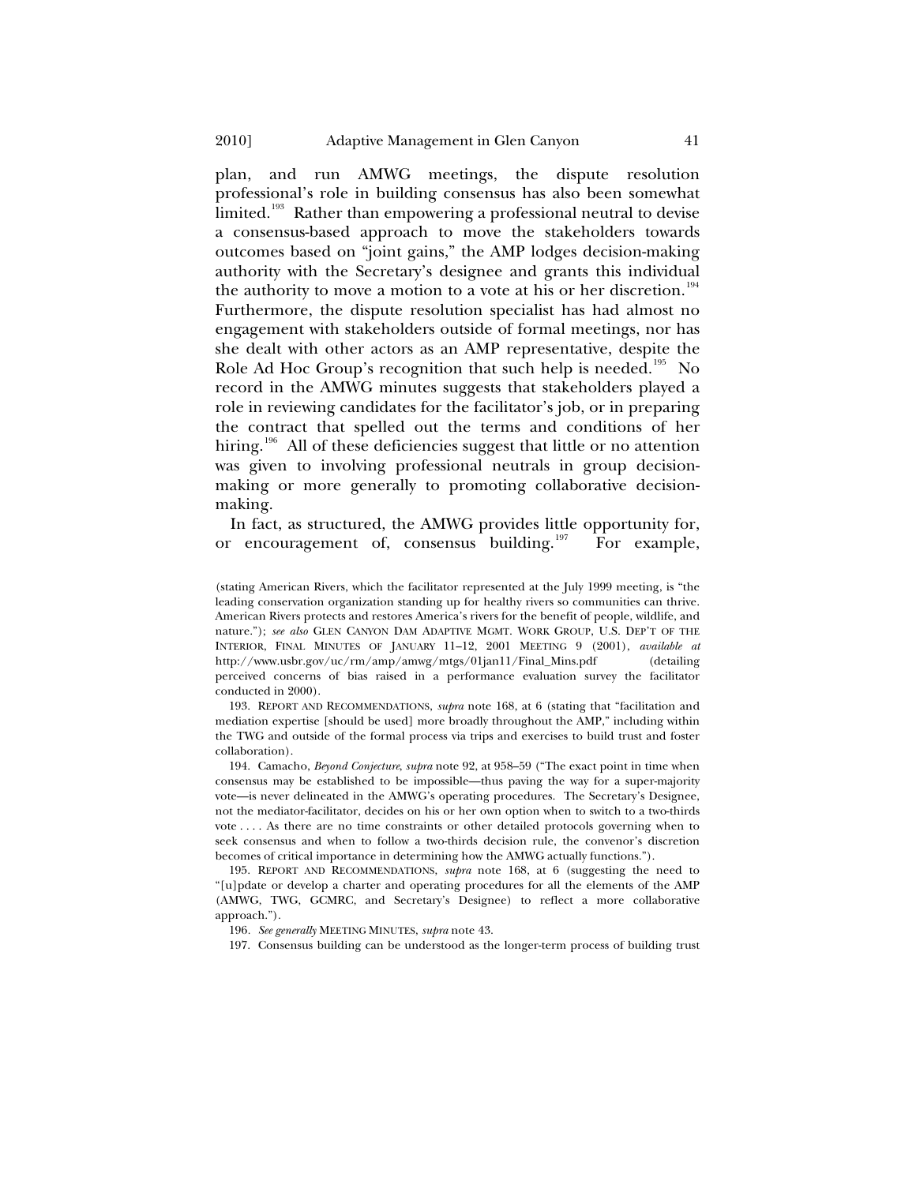plan, and run AMWG meetings, the dispute resolution professional's role in building consensus has also been somewhat limited.[193] Rather than empowering a professional neutral to devise a consensus-based approach to move the stakeholders towards outcomes based on "joint gains," the AMP lodges decision-making authority with the Secretary's designee and grants this individual the authority to move a motion to a vote at his or her discretion.[194] Furthermore, the dispute resolution specialist has had almost no engagement with stakeholders outside of formal meetings, nor has she dealt with other actors as an AMP representative, despite the Role Ad Hoc Group's recognition that such help is needed.[195] No record in the AMWG minutes suggests that stakeholders played a role in reviewing candidates for the facilitator's job, or in preparing the contract that spelled out the terms and conditions of her hiring.[196] All of these deficiencies suggest that little or no attention was given to involving professional neutrals in group decision-making or more generally to promoting collaborative decision-making.

In fact, as structured, the AMWG provides little opportunity for, or encouragement of, consensus building.[197] For example,

(stating American Rivers, which the facilitator represented at the July 1999 meeting, is "the leading conservation organization standing up for healthy rivers so communities can thrive. American Rivers protects and restores America's rivers for the benefit of people, wildlife, and nature."); *see also* GLEN CANYON DAM ADAPTIVE MGMT. WORK GROUP, U.S. DEP'T OF THE INTERIOR, FINAL MINUTES OF JANUARY 11–12, 2001 MEETING 9 (2001), *available at* http://www.usbr.gov/uc/rm/amp/amwg/mtgs/01jan11/Final_Mins.pdf (detailing perceived concerns of bias raised in a performance evaluation survey the facilitator conducted in 2000).

193. REPORT AND RECOMMENDATIONS, *supra* note 168, at 6 (stating that "facilitation and mediation expertise [should be used] more broadly throughout the AMP," including within the TWG and outside of the formal process via trips and exercises to build trust and foster collaboration).

194. Camacho, *Beyond Conjecture*, *supra* note 92, at 958–59 ("The exact point in time when consensus may be established to be impossible—thus paving the way for a super-majority vote—is never delineated in the AMWG's operating procedures. The Secretary's Designee, not the mediator-facilitator, decides on his or her own option when to switch to a two-thirds vote . . . . As there are no time constraints or other detailed protocols governing when to seek consensus and when to follow a two-thirds decision rule, the convenor's discretion becomes of critical importance in determining how the AMWG actually functions.").

195. REPORT AND RECOMMENDATIONS, *supra* note 168, at 6 (suggesting the need to "[u]pdate or develop a charter and operating procedures for all the elements of the AMP (AMWG, TWG, GCMRC, and Secretary's Designee) to reflect a more collaborative approach.").

196. *See generally* MEETING MINUTES, *supra* note 43.

197. Consensus building can be understood as the longer-term process of building trust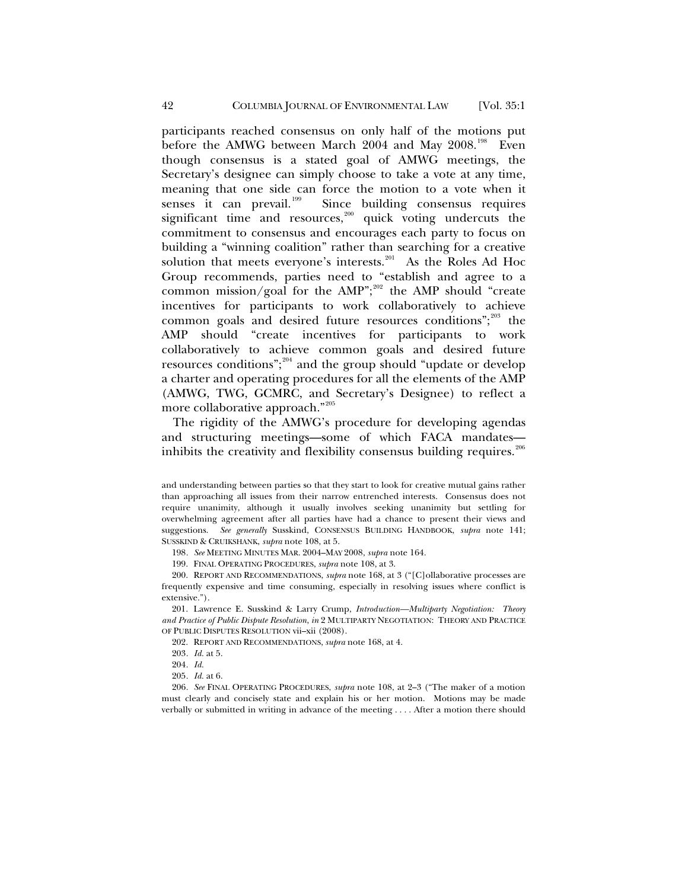participants reached consensus on only half of the motions put before the AMWG between March 2004 and May 2008.[198] Even though consensus is a stated goal of AMWG meetings, the Secretary's designee can simply choose to take a vote at any time, meaning that one side can force the motion to a vote when it senses it can prevail.[199] Since building consensus requires significant time and resources,[200] quick voting undercuts the commitment to consensus and encourages each party to focus on building a "winning coalition" rather than searching for a creative solution that meets everyone's interests.[201] As the Roles Ad Hoc Group recommends, parties need to "establish and agree to a common mission/goal for the AMP";[202] the AMP should "create incentives for participants to work collaboratively to achieve common goals and desired future resources conditions";[203] the AMP should "create incentives for participants to work collaboratively to achieve common goals and desired future resources conditions";[204] and the group should "update or develop a charter and operating procedures for all the elements of the AMP (AMWG, TWG, GCMRC, and Secretary's Designee) to reflect a more collaborative approach."[205]

The rigidity of the AMWG's procedure for developing agendas and structuring meetings—some of which FACA mandates—inhibits the creativity and flexibility consensus building requires.[206]

---

and understanding between parties so that they start to look for creative mutual gains rather than approaching all issues from their narrow entrenched interests. Consensus does not require unanimity, although it usually involves seeking unanimity but settling for overwhelming agreement after all parties have had a chance to present their views and suggestions. *See generally* Susskind, CONSENSUS BUILDING HANDBOOK, *supra* note 141; SUSSKIND & CRUIKSHANK, *supra* note 108, at 5.

198. *See* MEETING MINUTES MAR. 2004–MAY 2008, *supra* note 164.

199. FINAL OPERATING PROCEDURES, *supra* note 108, at 3.

200. REPORT AND RECOMMENDATIONS, *supra* note 168, at 3 ("[C]ollaborative processes are frequently expensive and time consuming, especially in resolving issues where conflict is extensive.").

201. Lawrence E. Susskind & Larry Crump, *Introduction—Multiparty Negotiation: Theory and Practice of Public Dispute Resolution*, *in* 2 MULTIPARTY NEGOTIATION: THEORY AND PRACTICE OF PUBLIC DISPUTES RESOLUTION vii–xii (2008).

202. REPORT AND RECOMMENDATIONS, *supra* note 168, at 4.

203. *Id.* at 5.

204. *Id.*

205. *Id.* at 6.

206. *See* FINAL OPERATING PROCEDURES, *supra* note 108, at 2–3 ("The maker of a motion must clearly and concisely state and explain his or her motion. Motions may be made verbally or submitted in writing in advance of the meeting . . . . After a motion there should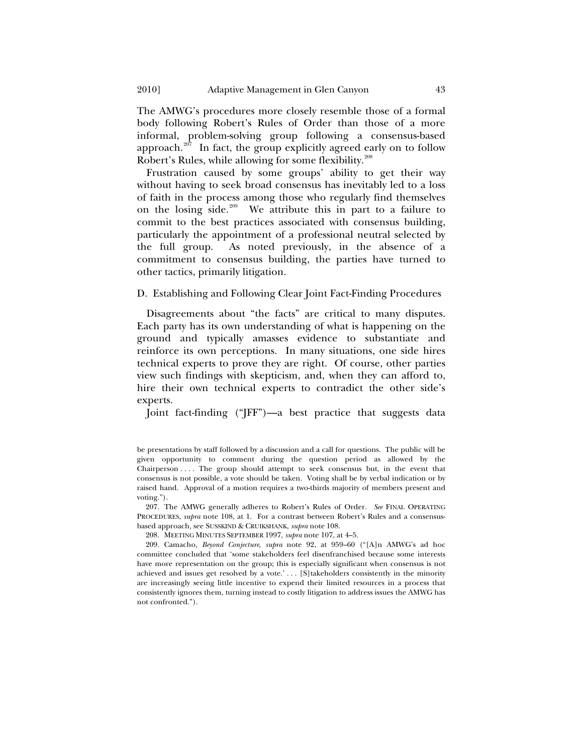The AMWG's procedures more closely resemble those of a formal body following Robert's Rules of Order than those of a more informal, problem-solving group following a consensus-based approach.[207] In fact, the group explicitly agreed early on to follow Robert's Rules, while allowing for some flexibility.[208]

Frustration caused by some groups' ability to get their way without having to seek broad consensus has inevitably led to a loss of faith in the process among those who regularly find themselves on the losing side.[209] We attribute this in part to a failure to commit to the best practices associated with consensus building, particularly the appointment of a professional neutral selected by the full group. As noted previously, in the absence of a commitment to consensus building, the parties have turned to other tactics, primarily litigation.

### D. Establishing and Following Clear Joint Fact-Finding Procedures

Disagreements about "the facts" are critical to many disputes. Each party has its own understanding of what is happening on the ground and typically amasses evidence to substantiate and reinforce its own perceptions. In many situations, one side hires technical experts to prove they are right. Of course, other parties view such findings with skepticism, and, when they can afford to, hire their own technical experts to contradict the other side's experts.

Joint fact-finding ("JFF")—a best practice that suggests data

---

be presentations by staff followed by a discussion and a call for questions. The public will be given opportunity to comment during the question period as allowed by the Chairperson . . . . The group should attempt to seek consensus but, in the event that consensus is not possible, a vote should be taken. Voting shall be by verbal indication or by raised hand. Approval of a motion requires a two-thirds majority of members present and voting.").

207. The AMWG generally adheres to Robert's Rules of Order. *See* FINAL OPERATING PROCEDURES, *supra* note 108, at 1. For a contrast between Robert's Rules and a consensus-based approach, see SUSSKIND & CRUIKSHANK, *supra* note 108.

208. MEETING MINUTES SEPTEMBER 1997, *supra* note 107, at 4–5.

209. Camacho, *Beyond Conjecture*, *supra* note 92, at 959–60 ("[A]n AMWG's ad hoc committee concluded that 'some stakeholders feel disenfranchised because some interests have more representation on the group; this is especially significant when consensus is not achieved and issues get resolved by a vote.' . . . [S]takeholders consistently in the minority are increasingly seeing little incentive to expend their limited resources in a process that consistently ignores them, turning instead to costly litigation to address issues the AMWG has not confronted.").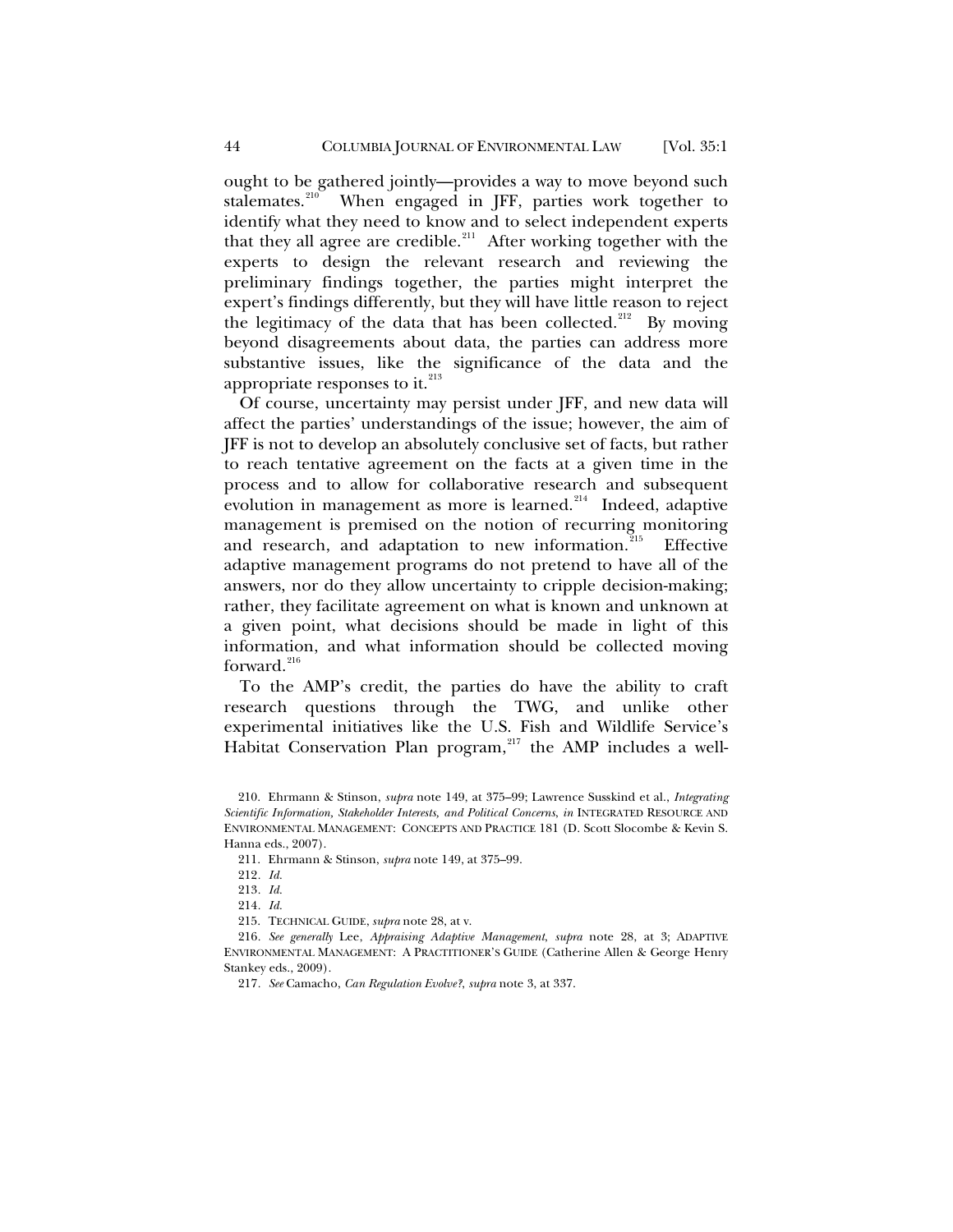ought to be gathered jointly—provides a way to move beyond such stalemates.[210] When engaged in JFF, parties work together to identify what they need to know and to select independent experts that they all agree are credible.[211] After working together with the experts to design the relevant research and reviewing the preliminary findings together, the parties might interpret the expert's findings differently, but they will have little reason to reject the legitimacy of the data that has been collected.[212] By moving beyond disagreements about data, the parties can address more substantive issues, like the significance of the data and the appropriate responses to it.[213]

Of course, uncertainty may persist under JFF, and new data will affect the parties' understandings of the issue; however, the aim of JFF is not to develop an absolutely conclusive set of facts, but rather to reach tentative agreement on the facts at a given time in the process and to allow for collaborative research and subsequent evolution in management as more is learned.[214] Indeed, adaptive management is premised on the notion of recurring monitoring and research, and adaptation to new information.[215] Effective adaptive management programs do not pretend to have all of the answers, nor do they allow uncertainty to cripple decision-making; rather, they facilitate agreement on what is known and unknown at a given point, what decisions should be made in light of this information, and what information should be collected moving forward.[216]

To the AMP's credit, the parties do have the ability to craft research questions through the TWG, and unlike other experimental initiatives like the U.S. Fish and Wildlife Service's Habitat Conservation Plan program,[217] the AMP includes a well-

210. Ehrmann & Stinson, *supra* note 149, at 375–99; Lawrence Susskind et al., *Integrating Scientific Information, Stakeholder Interests, and Political Concerns*, *in* INTEGRATED RESOURCE AND ENVIRONMENTAL MANAGEMENT: CONCEPTS AND PRACTICE 181 (D. Scott Slocombe & Kevin S. Hanna eds., 2007).

211. Ehrmann & Stinson, *supra* note 149, at 375–99.

212. *Id.*

213. *Id.*

214. *Id.*

215. TECHNICAL GUIDE, *supra* note 28, at v.

216. *See generally* Lee, *Appraising Adaptive Management*, *supra* note 28, at 3; ADAPTIVE ENVIRONMENTAL MANAGEMENT: A PRACTITIONER'S GUIDE (Catherine Allen & George Henry Stankey eds., 2009).

217. *See* Camacho, *Can Regulation Evolve?*, *supra* note 3, at 337.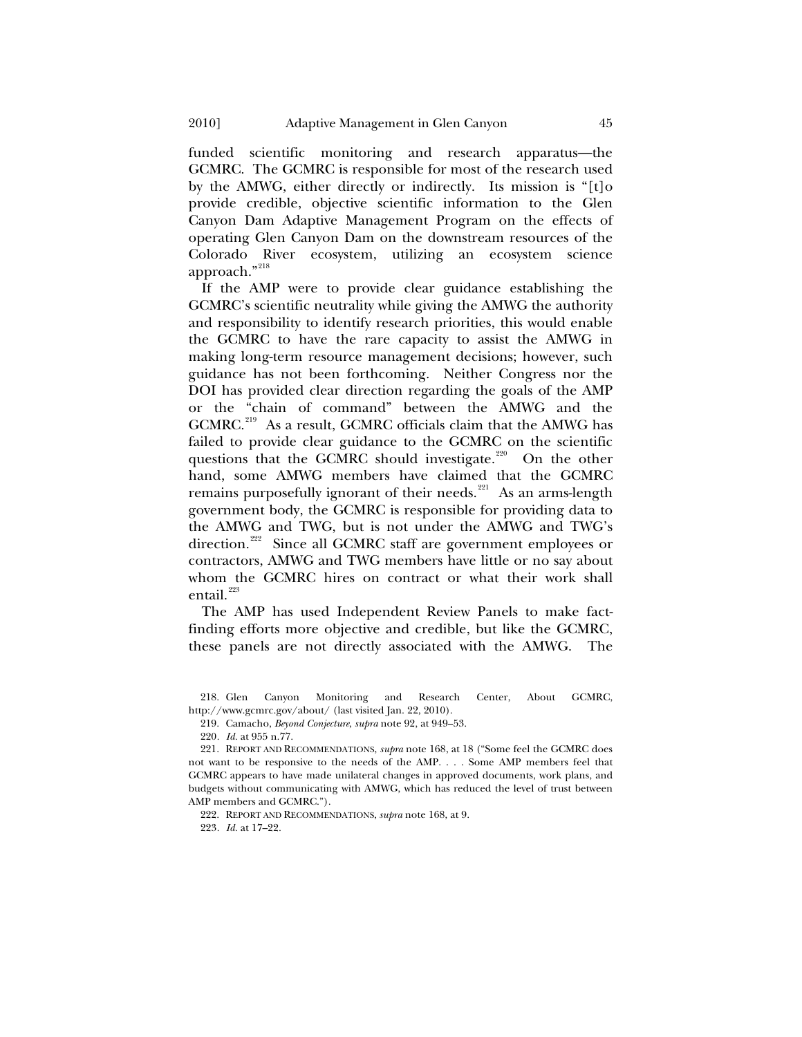funded scientific monitoring and research apparatus—the GCMRC. The GCMRC is responsible for most of the research used by the AMWG, either directly or indirectly. Its mission is "[t]o provide credible, objective scientific information to the Glen Canyon Dam Adaptive Management Program on the effects of operating Glen Canyon Dam on the downstream resources of the Colorado River ecosystem, utilizing an ecosystem science approach."[218]

If the AMP were to provide clear guidance establishing the GCMRC's scientific neutrality while giving the AMWG the authority and responsibility to identify research priorities, this would enable the GCMRC to have the rare capacity to assist the AMWG in making long-term resource management decisions; however, such guidance has not been forthcoming. Neither Congress nor the DOI has provided clear direction regarding the goals of the AMP or the "chain of command" between the AMWG and the GCMRC.[219] As a result, GCMRC officials claim that the AMWG has failed to provide clear guidance to the GCMRC on the scientific questions that the GCMRC should investigate.[220] On the other hand, some AMWG members have claimed that the GCMRC remains purposefully ignorant of their needs.[221] As an arms-length government body, the GCMRC is responsible for providing data to the AMWG and TWG, but is not under the AMWG and TWG's direction.[222] Since all GCMRC staff are government employees or contractors, AMWG and TWG members have little or no say about whom the GCMRC hires on contract or what their work shall entail.[223]

The AMP has used Independent Review Panels to make fact-finding efforts more objective and credible, but like the GCMRC, these panels are not directly associated with the AMWG. The

218. Glen Canyon Monitoring and Research Center, About GCMRC, http://www.gcmrc.gov/about/ (last visited Jan. 22, 2010).

219. Camacho, *Beyond Conjecture*, *supra* note 92, at 949–53.

220. *Id.* at 955 n.77.

221. REPORT AND RECOMMENDATIONS, *supra* note 168, at 18 ("Some feel the GCMRC does not want to be responsive to the needs of the AMP. . . . Some AMP members feel that GCMRC appears to have made unilateral changes in approved documents, work plans, and budgets without communicating with AMWG, which has reduced the level of trust between AMP members and GCMRC.").

222. REPORT AND RECOMMENDATIONS, *supra* note 168, at 9.

223. *Id.* at 17–22.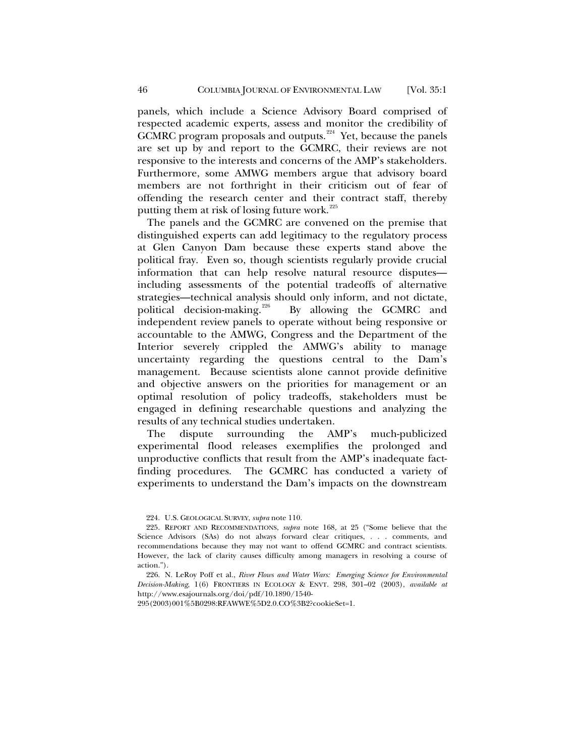panels, which include a Science Advisory Board comprised of respected academic experts, assess and monitor the credibility of GCMRC program proposals and outputs.[224] Yet, because the panels are set up by and report to the GCMRC, their reviews are not responsive to the interests and concerns of the AMP's stakeholders. Furthermore, some AMWG members argue that advisory board members are not forthright in their criticism out of fear of offending the research center and their contract staff, thereby putting them at risk of losing future work.[225]

The panels and the GCMRC are convened on the premise that distinguished experts can add legitimacy to the regulatory process at Glen Canyon Dam because these experts stand above the political fray. Even so, though scientists regularly provide crucial information that can help resolve natural resource disputes—including assessments of the potential tradeoffs of alternative strategies—technical analysis should only inform, and not dictate, political decision-making.[226] By allowing the GCMRC and independent review panels to operate without being responsive or accountable to the AMWG, Congress and the Department of the Interior severely crippled the AMWG's ability to manage uncertainty regarding the questions central to the Dam's management. Because scientists alone cannot provide definitive and objective answers on the priorities for management or an optimal resolution of policy tradeoffs, stakeholders must be engaged in defining researchable questions and analyzing the results of any technical studies undertaken.

The dispute surrounding the AMP's much-publicized experimental flood releases exemplifies the prolonged and unproductive conflicts that result from the AMP's inadequate fact-finding procedures. The GCMRC has conducted a variety of experiments to understand the Dam's impacts on the downstream

---

224. U.S. GEOLOGICAL SURVEY, *supra* note 110.

225. REPORT AND RECOMMENDATIONS, *supra* note 168, at 25 ("Some believe that the Science Advisors (SAs) do not always forward clear critiques, . . . comments, and recommendations because they may not want to offend GCMRC and contract scientists. However, the lack of clarity causes difficulty among managers in resolving a course of action.").

226. N. LeRoy Poff et al., *River Flows and Water Wars: Emerging Science for Environmental Decision-Making*, 1(6) FRONTIERS IN ECOLOGY & ENVT. 298, 301–02 (2003), *available at* http://www.esajournals.org/doi/pdf/10.1890/1540-295(2003)001%5B0298:RFAWWE%5D2.0.CO%3B2?cookieSet=1.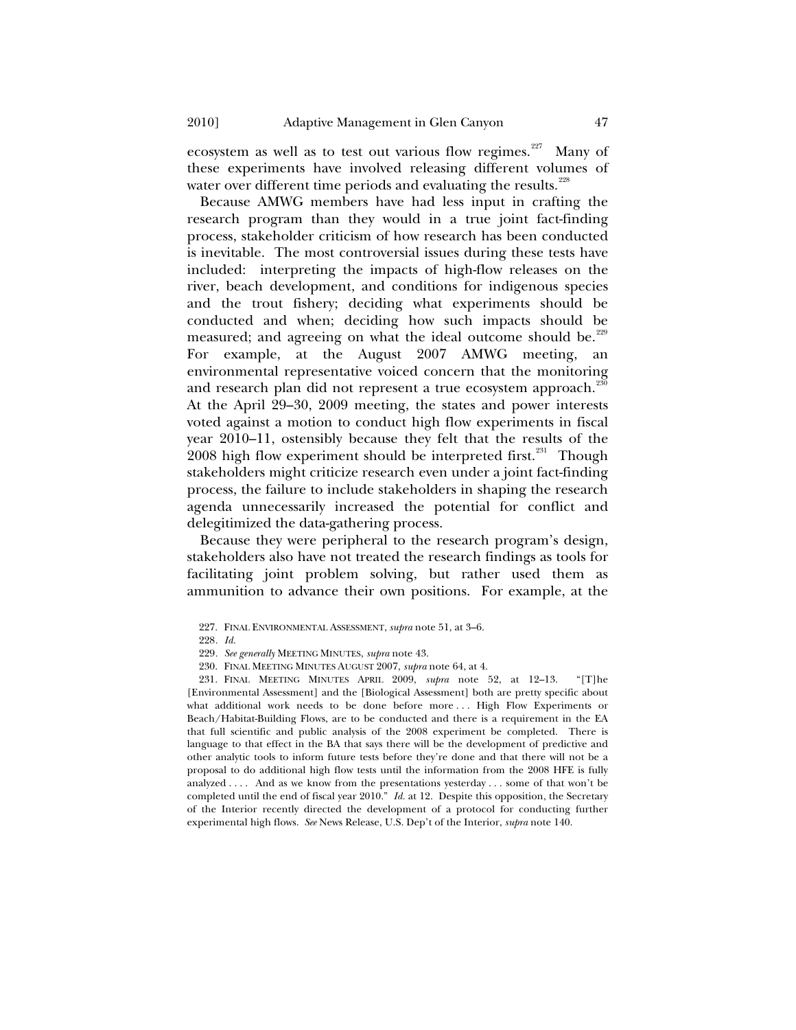ecosystem as well as to test out various flow regimes.[227] Many of these experiments have involved releasing different volumes of water over different time periods and evaluating the results.[228]

Because AMWG members have had less input in crafting the research program than they would in a true joint fact-finding process, stakeholder criticism of how research has been conducted is inevitable. The most controversial issues during these tests have included: interpreting the impacts of high-flow releases on the river, beach development, and conditions for indigenous species and the trout fishery; deciding what experiments should be conducted and when; deciding how such impacts should be measured; and agreeing on what the ideal outcome should be.[229] For example, at the August 2007 AMWG meeting, an environmental representative voiced concern that the monitoring and research plan did not represent a true ecosystem approach.[230] At the April 29–30, 2009 meeting, the states and power interests voted against a motion to conduct high flow experiments in fiscal year 2010–11, ostensibly because they felt that the results of the 2008 high flow experiment should be interpreted first.[231] Though stakeholders might criticize research even under a joint fact-finding process, the failure to include stakeholders in shaping the research agenda unnecessarily increased the potential for conflict and delegitimized the data-gathering process.

Because they were peripheral to the research program's design, stakeholders also have not treated the research findings as tools for facilitating joint problem solving, but rather used them as ammunition to advance their own positions. For example, at the

227. FINAL ENVIRONMENTAL ASSESSMENT, *supra* note 51, at 3–6.

228. *Id.*

229. *See generally* MEETING MINUTES, *supra* note 43.

230. FINAL MEETING MINUTES AUGUST 2007, *supra* note 64, at 4.

231. FINAL MEETING MINUTES APRIL 2009, *supra* note 52, at 12–13. "[T]he [Environmental Assessment] and the [Biological Assessment] both are pretty specific about what additional work needs to be done before more . . . High Flow Experiments or Beach/Habitat-Building Flows, are to be conducted and there is a requirement in the EA that full scientific and public analysis of the 2008 experiment be completed. There is language to that effect in the BA that says there will be the development of predictive and other analytic tools to inform future tests before they're done and that there will not be a proposal to do additional high flow tests until the information from the 2008 HFE is fully analyzed . . . . And as we know from the presentations yesterday . . . some of that won't be completed until the end of fiscal year 2010." *Id.* at 12. Despite this opposition, the Secretary of the Interior recently directed the development of a protocol for conducting further experimental high flows. *See* News Release, U.S. Dep't of the Interior, *supra* note 140.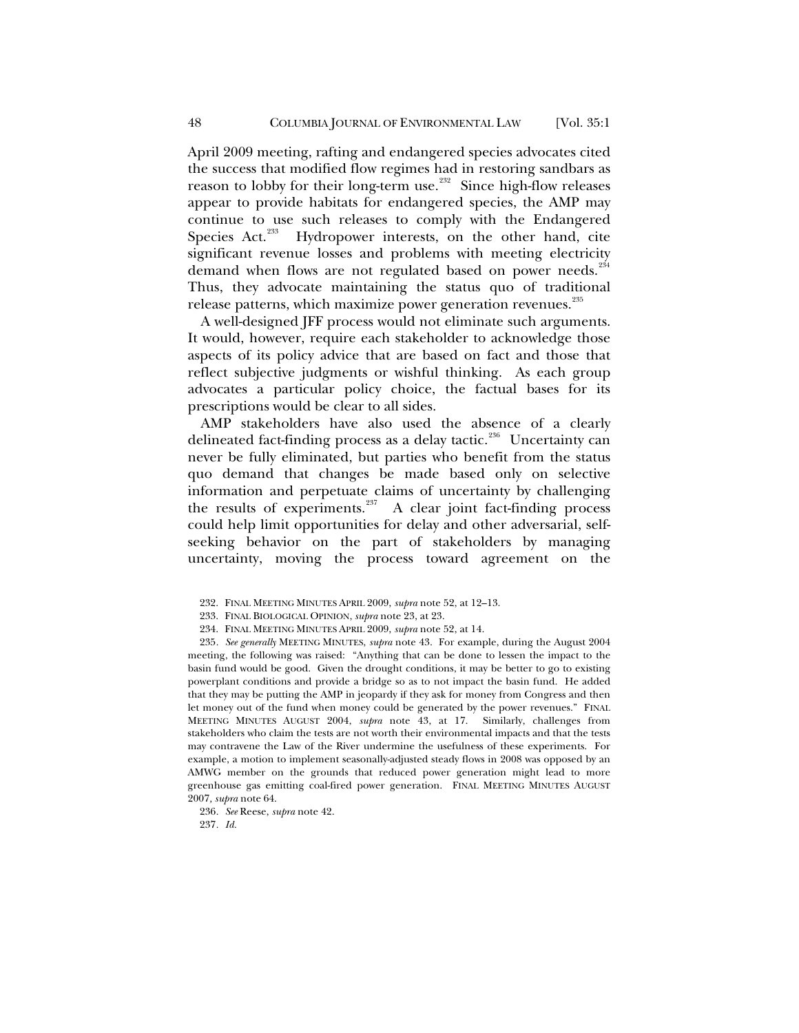April 2009 meeting, rafting and endangered species advocates cited the success that modified flow regimes had in restoring sandbars as reason to lobby for their long-term use.[232] Since high-flow releases appear to provide habitats for endangered species, the AMP may continue to use such releases to comply with the Endangered Species Act.[233] Hydropower interests, on the other hand, cite significant revenue losses and problems with meeting electricity demand when flows are not regulated based on power needs.[234] Thus, they advocate maintaining the status quo of traditional release patterns, which maximize power generation revenues.[235]

A well-designed JFF process would not eliminate such arguments. It would, however, require each stakeholder to acknowledge those aspects of its policy advice that are based on fact and those that reflect subjective judgments or wishful thinking. As each group advocates a particular policy choice, the factual bases for its prescriptions would be clear to all sides.

AMP stakeholders have also used the absence of a clearly delineated fact-finding process as a delay tactic.[236] Uncertainty can never be fully eliminated, but parties who benefit from the status quo demand that changes be made based only on selective information and perpetuate claims of uncertainty by challenging the results of experiments.[237] A clear joint fact-finding process could help limit opportunities for delay and other adversarial, self-seeking behavior on the part of stakeholders by managing uncertainty, moving the process toward agreement on the

232. FINAL MEETING MINUTES APRIL 2009, *supra* note 52, at 12–13.

233. FINAL BIOLOGICAL OPINION, *supra* note 23, at 23.

234. FINAL MEETING MINUTES APRIL 2009, *supra* note 52, at 14.

235. *See generally* MEETING MINUTES, *supra* note 43. For example, during the August 2004 meeting, the following was raised: "Anything that can be done to lessen the impact to the basin fund would be good. Given the drought conditions, it may be better to go to existing powerplant conditions and provide a bridge so as to not impact the basin fund. He added that they may be putting the AMP in jeopardy if they ask for money from Congress and then let money out of the fund when money could be generated by the power revenues." FINAL MEETING MINUTES AUGUST 2004, *supra* note 43, at 17. Similarly, challenges from stakeholders who claim the tests are not worth their environmental impacts and that the tests may contravene the Law of the River undermine the usefulness of these experiments. For example, a motion to implement seasonally-adjusted steady flows in 2008 was opposed by an AMWG member on the grounds that reduced power generation might lead to more greenhouse gas emitting coal-fired power generation. FINAL MEETING MINUTES AUGUST 2007, *supra* note 64.

236. *See* Reese, *supra* note 42.

237. *Id.*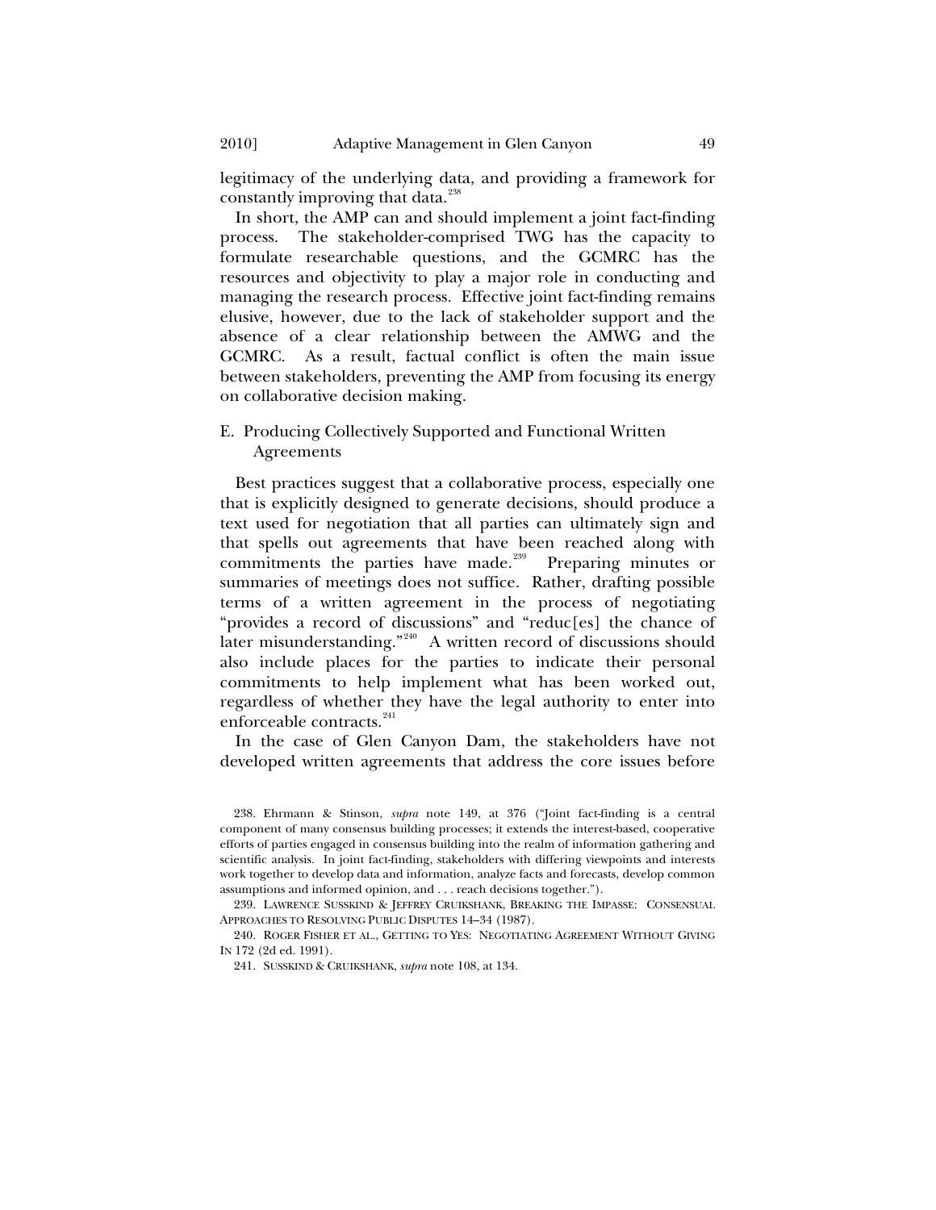legitimacy of the underlying data, and providing a framework for constantly improving that data.[238]

In short, the AMP can and should implement a joint fact-finding process. The stakeholder-comprised TWG has the capacity to formulate researchable questions, and the GCMRC has the resources and objectivity to play a major role in conducting and managing the research process. Effective joint fact-finding remains elusive, however, due to the lack of stakeholder support and the absence of a clear relationship between the AMWG and the GCMRC. As a result, factual conflict is often the main issue between stakeholders, preventing the AMP from focusing its energy on collaborative decision making.

## E. Producing Collectively Supported and Functional Written Agreements

Best practices suggest that a collaborative process, especially one that is explicitly designed to generate decisions, should produce a text used for negotiation that all parties can ultimately sign and that spells out agreements that have been reached along with commitments the parties have made.[239] Preparing minutes or summaries of meetings does not suffice. Rather, drafting possible terms of a written agreement in the process of negotiating "provides a record of discussions" and "reduc[es] the chance of later misunderstanding."[240] A written record of discussions should also include places for the parties to indicate their personal commitments to help implement what has been worked out, regardless of whether they have the legal authority to enter into enforceable contracts.[241]

In the case of Glen Canyon Dam, the stakeholders have not developed written agreements that address the core issues before

---

238. Ehrmann & Stinson, *supra* note 149, at 376 ("Joint fact-finding is a central component of many consensus building processes; it extends the interest-based, cooperative efforts of parties engaged in consensus building into the realm of information gathering and scientific analysis. In joint fact-finding, stakeholders with differing viewpoints and interests work together to develop data and information, analyze facts and forecasts, develop common assumptions and informed opinion, and . . . reach decisions together.").

239. LAWRENCE SUSSKIND & JEFFREY CRUIKSHANK, BREAKING THE IMPASSE: CONSENSUAL APPROACHES TO RESOLVING PUBLIC DISPUTES 14–34 (1987).

240. ROGER FISHER ET AL., GETTING TO YES: NEGOTIATING AGREEMENT WITHOUT GIVING IN 172 (2d ed. 1991).

241. SUSSKIND & CRUIKSHANK, *supra* note 108, at 134.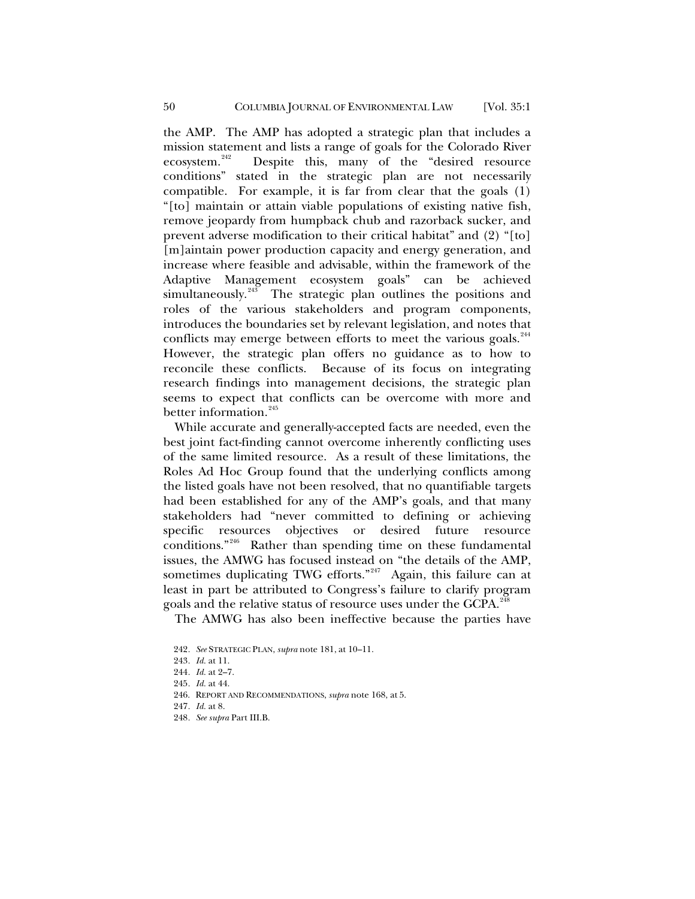the AMP. The AMP has adopted a strategic plan that includes a mission statement and lists a range of goals for the Colorado River ecosystem.[242] Despite this, many of the "desired resource conditions" stated in the strategic plan are not necessarily compatible. For example, it is far from clear that the goals (1) "[to] maintain or attain viable populations of existing native fish, remove jeopardy from humpback chub and razorback sucker, and prevent adverse modification to their critical habitat" and (2) "[to] [m]aintain power production capacity and energy generation, and increase where feasible and advisable, within the framework of the Adaptive Management ecosystem goals" can be achieved simultaneously.[243] The strategic plan outlines the positions and roles of the various stakeholders and program components, introduces the boundaries set by relevant legislation, and notes that conflicts may emerge between efforts to meet the various goals.[244] However, the strategic plan offers no guidance as to how to reconcile these conflicts. Because of its focus on integrating research findings into management decisions, the strategic plan seems to expect that conflicts can be overcome with more and better information.[245]

While accurate and generally-accepted facts are needed, even the best joint fact-finding cannot overcome inherently conflicting uses of the same limited resource. As a result of these limitations, the Roles Ad Hoc Group found that the underlying conflicts among the listed goals have not been resolved, that no quantifiable targets had been established for any of the AMP's goals, and that many stakeholders had "never committed to defining or achieving specific resources objectives or desired future resource conditions."[246] Rather than spending time on these fundamental issues, the AMWG has focused instead on "the details of the AMP, sometimes duplicating TWG efforts."[247] Again, this failure can at least in part be attributed to Congress's failure to clarify program goals and the relative status of resource uses under the GCPA.[248]

The AMWG has also been ineffective because the parties have

242. *See* STRATEGIC PLAN, *supra* note 181, at 10–11.

243. *Id.* at 11.

244. *Id.* at 2–7.

245. *Id.* at 44.

246. REPORT AND RECOMMENDATIONS, *supra* note 168, at 5.

247. *Id.* at 8.

248. *See supra* Part III.B.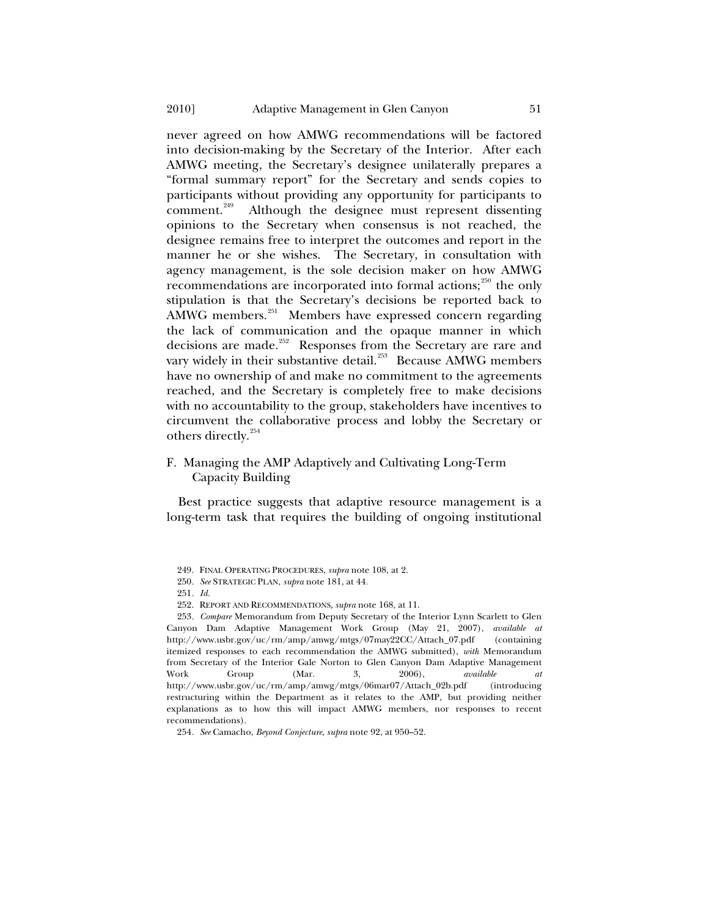never agreed on how AMWG recommendations will be factored into decision-making by the Secretary of the Interior. After each AMWG meeting, the Secretary's designee unilaterally prepares a "formal summary report" for the Secretary and sends copies to participants without providing any opportunity for participants to comment.[249] Although the designee must represent dissenting opinions to the Secretary when consensus is not reached, the designee remains free to interpret the outcomes and report in the manner he or she wishes. The Secretary, in consultation with agency management, is the sole decision maker on how AMWG recommendations are incorporated into formal actions;[250] the only stipulation is that the Secretary's decisions be reported back to AMWG members.[251] Members have expressed concern regarding the lack of communication and the opaque manner in which decisions are made.[252] Responses from the Secretary are rare and vary widely in their substantive detail.[253] Because AMWG members have no ownership of and make no commitment to the agreements reached, and the Secretary is completely free to make decisions with no accountability to the group, stakeholders have incentives to circumvent the collaborative process and lobby the Secretary or others directly.[254]

## F. Managing the AMP Adaptively and Cultivating Long-Term Capacity Building

Best practice suggests that adaptive resource management is a long-term task that requires the building of ongoing institutional

249. FINAL OPERATING PROCEDURES, *supra* note 108, at 2.

250. *See* STRATEGIC PLAN, *supra* note 181, at 44.

251. *Id.*

252. REPORT AND RECOMMENDATIONS, *supra* note 168, at 11.

253. *Compare* Memorandum from Deputy Secretary of the Interior Lynn Scarlett to Glen Canyon Dam Adaptive Management Work Group (May 21, 2007), *available at* http://www.usbr.gov/uc/rm/amp/amwg/mtgs/07may22CC/Attach_07.pdf (containing itemized responses to each recommendation the AMWG submitted), *with* Memorandum from Secretary of the Interior Gale Norton to Glen Canyon Dam Adaptive Management Work Group (Mar. 3, 2006), *available at* http://www.usbr.gov/uc/rm/amp/amwg/mtgs/06mar07/Attach_02b.pdf (introducing restructuring within the Department as it relates to the AMP, but providing neither explanations as to how this will impact AMWG members, nor responses to recent recommendations).

254. *See* Camacho, *Beyond Conjecture*, *supra* note 92, at 950–52.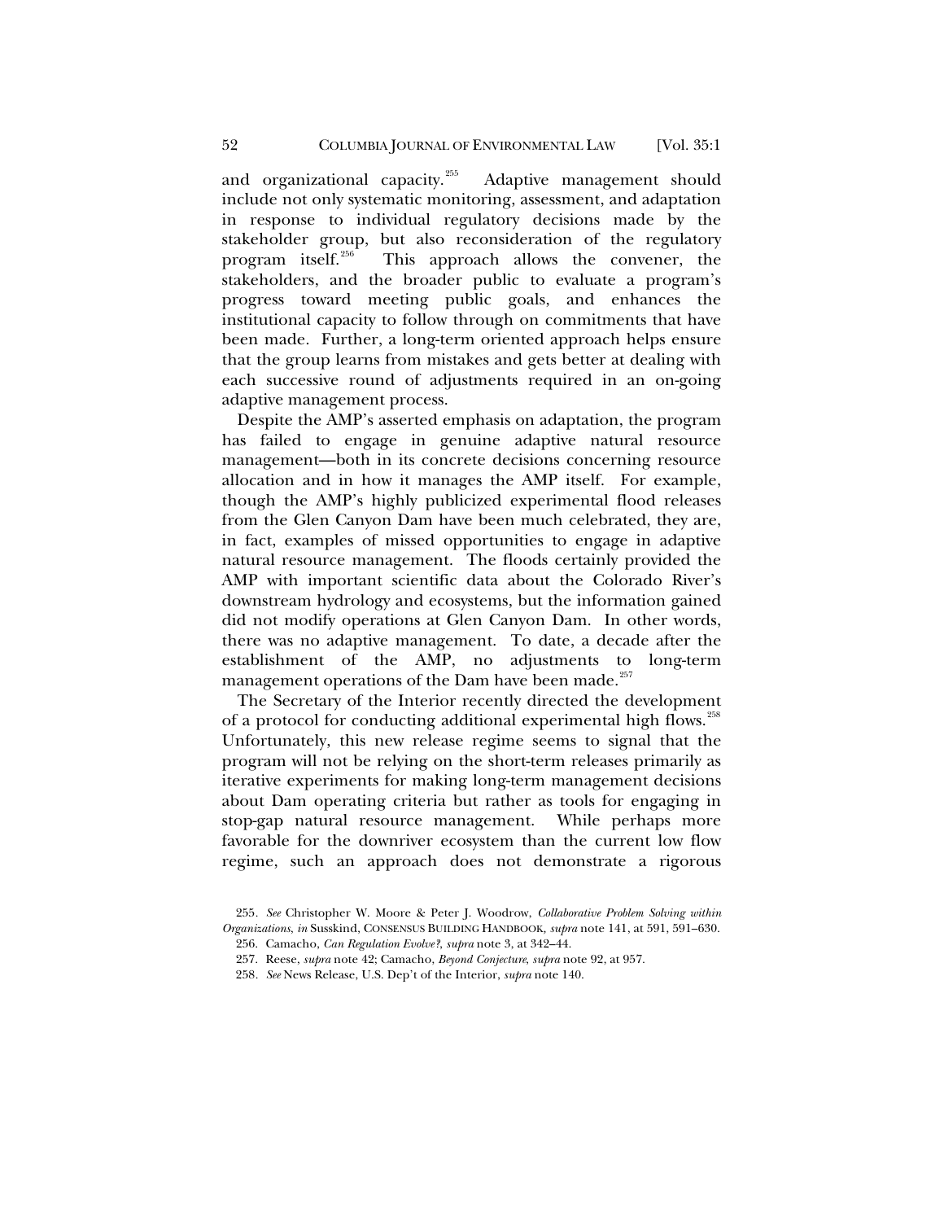and organizational capacity.[255] Adaptive management should include not only systematic monitoring, assessment, and adaptation in response to individual regulatory decisions made by the stakeholder group, but also reconsideration of the regulatory program itself.[256] This approach allows the convener, the stakeholders, and the broader public to evaluate a program's progress toward meeting public goals, and enhances the institutional capacity to follow through on commitments that have been made. Further, a long-term oriented approach helps ensure that the group learns from mistakes and gets better at dealing with each successive round of adjustments required in an on-going adaptive management process.

Despite the AMP's asserted emphasis on adaptation, the program has failed to engage in genuine adaptive natural resource management—both in its concrete decisions concerning resource allocation and in how it manages the AMP itself. For example, though the AMP's highly publicized experimental flood releases from the Glen Canyon Dam have been much celebrated, they are, in fact, examples of missed opportunities to engage in adaptive natural resource management. The floods certainly provided the AMP with important scientific data about the Colorado River's downstream hydrology and ecosystems, but the information gained did not modify operations at Glen Canyon Dam. In other words, there was no adaptive management. To date, a decade after the establishment of the AMP, no adjustments to long-term management operations of the Dam have been made.[257]

The Secretary of the Interior recently directed the development of a protocol for conducting additional experimental high flows.[258] Unfortunately, this new release regime seems to signal that the program will not be relying on the short-term releases primarily as iterative experiments for making long-term management decisions about Dam operating criteria but rather as tools for engaging in stop-gap natural resource management. While perhaps more favorable for the downriver ecosystem than the current low flow regime, such an approach does not demonstrate a rigorous

255. *See* Christopher W. Moore & Peter J. Woodrow, *Collaborative Problem Solving within Organizations*, *in* Susskind, CONSENSUS BUILDING HANDBOOK, *supra* note 141, at 591, 591–630.

256. Camacho, *Can Regulation Evolve?*, *supra* note 3, at 342–44.

257. Reese, *supra* note 42; Camacho, *Beyond Conjecture*, *supra* note 92, at 957.

258. *See* News Release, U.S. Dep't of the Interior, *supra* note 140.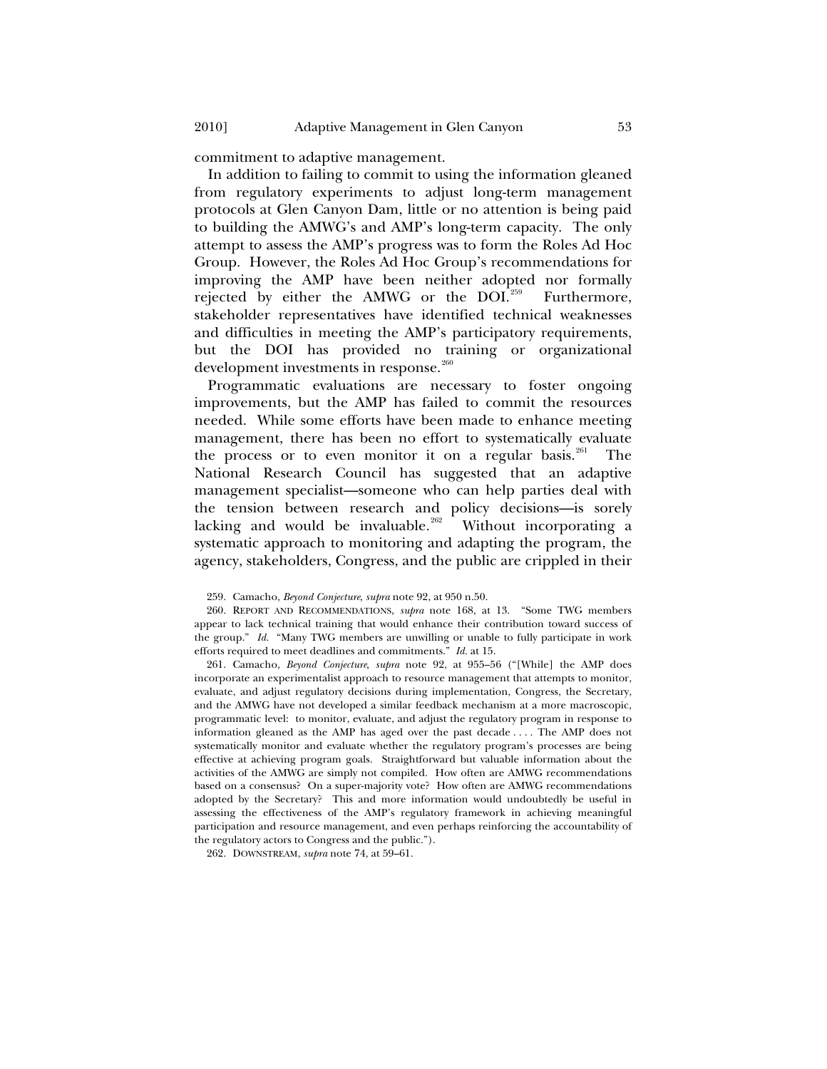commitment to adaptive management.

In addition to failing to commit to using the information gleaned from regulatory experiments to adjust long-term management protocols at Glen Canyon Dam, little or no attention is being paid to building the AMWG's and AMP's long-term capacity. The only attempt to assess the AMP's progress was to form the Roles Ad Hoc Group. However, the Roles Ad Hoc Group's recommendations for improving the AMP have been neither adopted nor formally rejected by either the AMWG or the DOI.[259] Furthermore, stakeholder representatives have identified technical weaknesses and difficulties in meeting the AMP's participatory requirements, but the DOI has provided no training or organizational development investments in response.[260]

Programmatic evaluations are necessary to foster ongoing improvements, but the AMP has failed to commit the resources needed. While some efforts have been made to enhance meeting management, there has been no effort to systematically evaluate the process or to even monitor it on a regular basis.[261] The National Research Council has suggested that an adaptive management specialist—someone who can help parties deal with the tension between research and policy decisions—is sorely lacking and would be invaluable.[262] Without incorporating a systematic approach to monitoring and adapting the program, the agency, stakeholders, Congress, and the public are crippled in their

---

259. Camacho, *Beyond Conjecture*, *supra* note 92, at 950 n.50.

260. REPORT AND RECOMMENDATIONS, *supra* note 168, at 13. "Some TWG members appear to lack technical training that would enhance their contribution toward success of the group." *Id.* "Many TWG members are unwilling or unable to fully participate in work efforts required to meet deadlines and commitments." *Id.* at 15.

261. Camacho, *Beyond Conjecture*, *supra* note 92, at 955–56 ("[While] the AMP does incorporate an experimentalist approach to resource management that attempts to monitor, evaluate, and adjust regulatory decisions during implementation, Congress, the Secretary, and the AMWG have not developed a similar feedback mechanism at a more macroscopic, programmatic level: to monitor, evaluate, and adjust the regulatory program in response to information gleaned as the AMP has aged over the past decade . . . . The AMP does not systematically monitor and evaluate whether the regulatory program's processes are being effective at achieving program goals. Straightforward but valuable information about the activities of the AMWG are simply not compiled. How often are AMWG recommendations based on a consensus? On a super-majority vote? How often are AMWG recommendations adopted by the Secretary? This and more information would undoubtedly be useful in assessing the effectiveness of the AMP's regulatory framework in achieving meaningful participation and resource management, and even perhaps reinforcing the accountability of the regulatory actors to Congress and the public.").

262. DOWNSTREAM, *supra* note 74, at 59–61.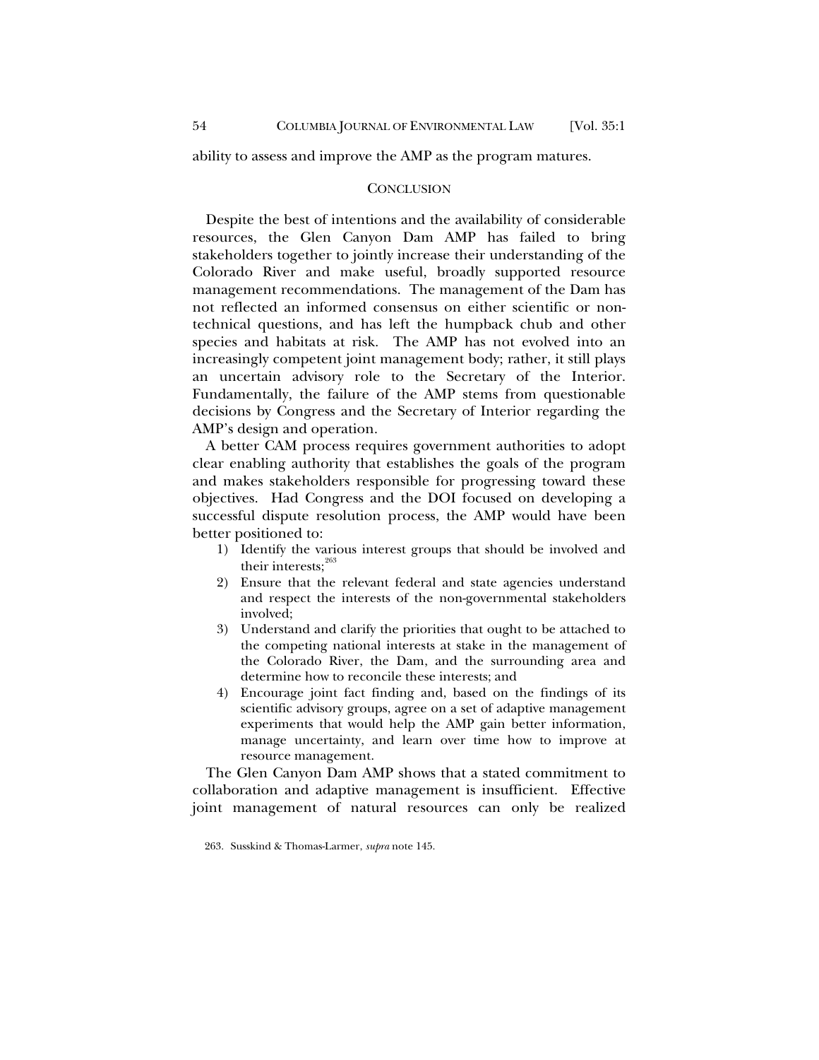ability to assess and improve the AMP as the program matures.

## CONCLUSION

Despite the best of intentions and the availability of considerable resources, the Glen Canyon Dam AMP has failed to bring stakeholders together to jointly increase their understanding of the Colorado River and make useful, broadly supported resource management recommendations. The management of the Dam has not reflected an informed consensus on either scientific or non-technical questions, and has left the humpback chub and other species and habitats at risk. The AMP has not evolved into an increasingly competent joint management body; rather, it still plays an uncertain advisory role to the Secretary of the Interior. Fundamentally, the failure of the AMP stems from questionable decisions by Congress and the Secretary of Interior regarding the AMP's design and operation.

A better CAM process requires government authorities to adopt clear enabling authority that establishes the goals of the program and makes stakeholders responsible for progressing toward these objectives. Had Congress and the DOI focused on developing a successful dispute resolution process, the AMP would have been better positioned to:

1) Identify the various interest groups that should be involved and their interests;[263]
2) Ensure that the relevant federal and state agencies understand and respect the interests of the non-governmental stakeholders involved;
3) Understand and clarify the priorities that ought to be attached to the competing national interests at stake in the management of the Colorado River, the Dam, and the surrounding area and determine how to reconcile these interests; and
4) Encourage joint fact finding and, based on the findings of its scientific advisory groups, agree on a set of adaptive management experiments that would help the AMP gain better information, manage uncertainty, and learn over time how to improve at resource management.

The Glen Canyon Dam AMP shows that a stated commitment to collaboration and adaptive management is insufficient. Effective joint management of natural resources can only be realized

263. Susskind & Thomas-Larmer, *supra* note 145.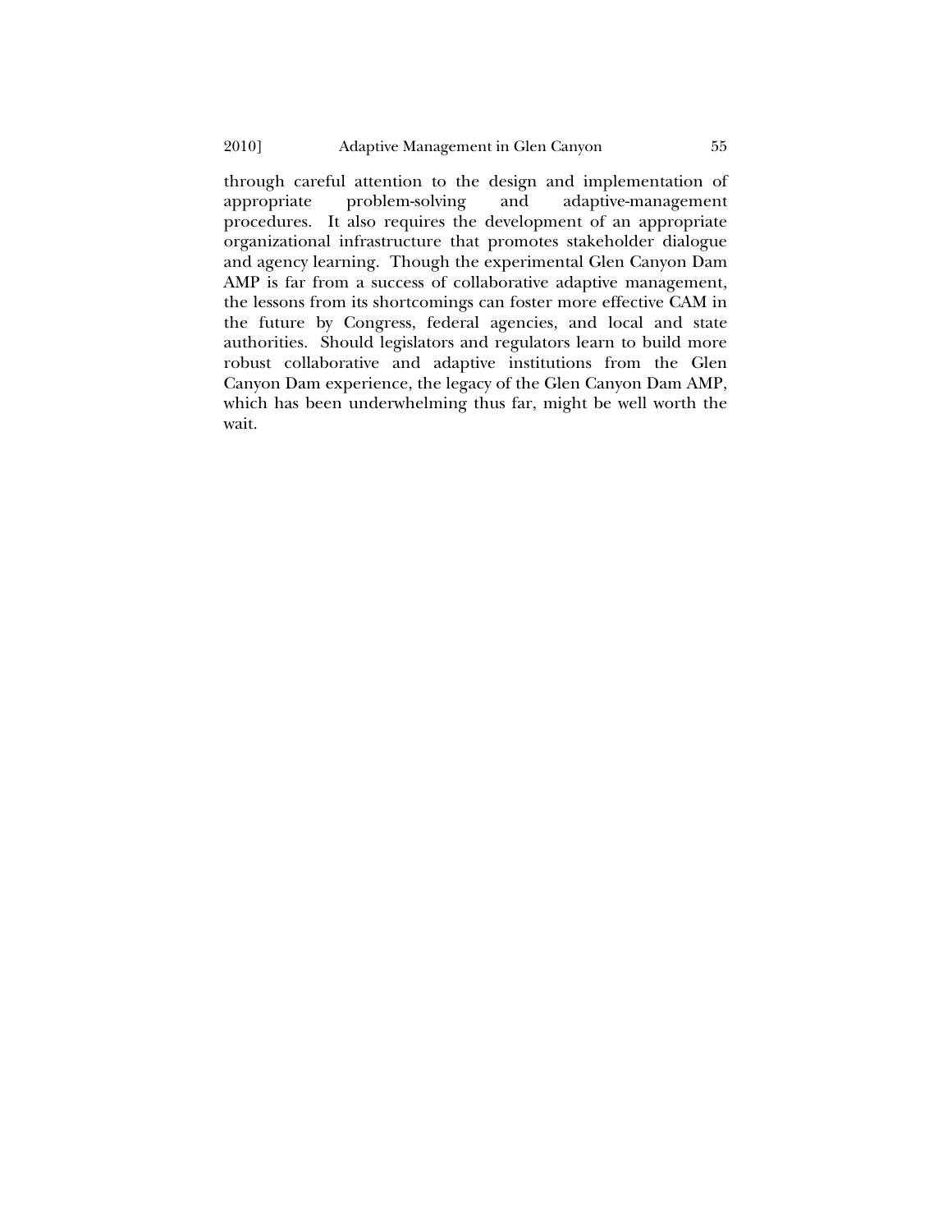through careful attention to the design and implementation of appropriate problem-solving and adaptive-management procedures. It also requires the development of an appropriate organizational infrastructure that promotes stakeholder dialogue and agency learning. Though the experimental Glen Canyon Dam AMP is far from a success of collaborative adaptive management, the lessons from its shortcomings can foster more effective CAM in the future by Congress, federal agencies, and local and state authorities. Should legislators and regulators learn to build more robust collaborative and adaptive institutions from the Glen Canyon Dam experience, the legacy of the Glen Canyon Dam AMP, which has been underwhelming thus far, might be well worth the wait.